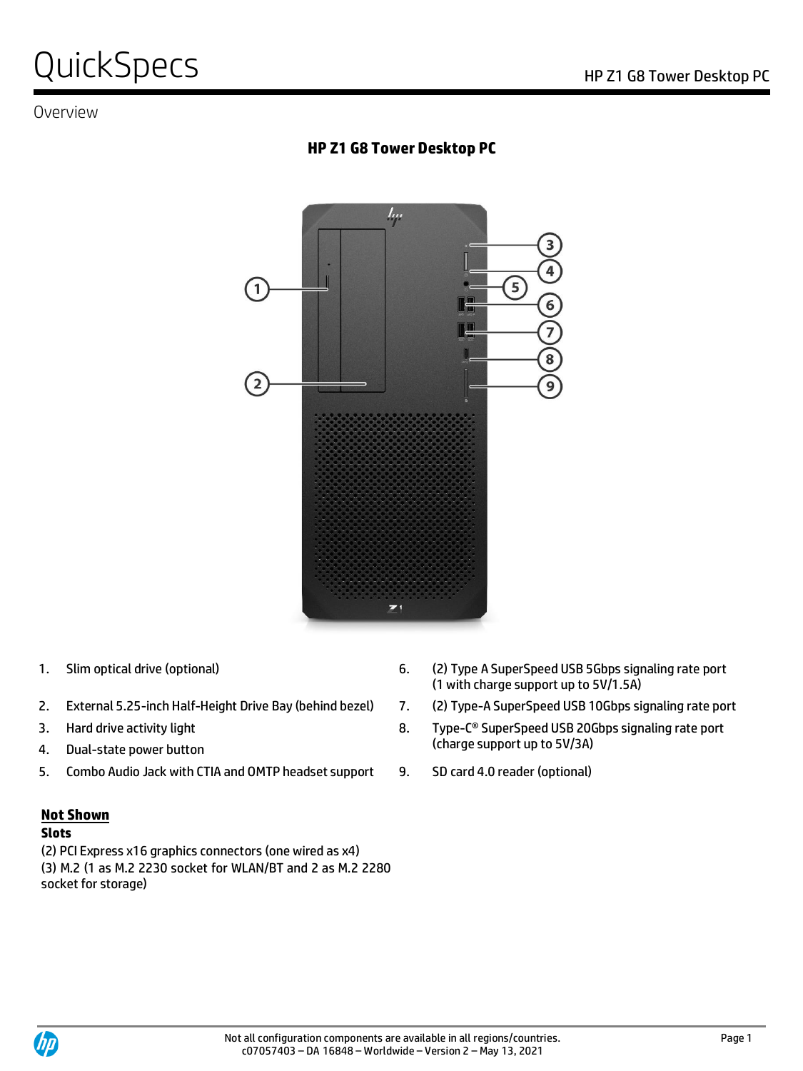# QuickSpecs

## Overview

### HP Z1 G8 Tower Desktop PC

1. Slim optical drive (optional)
2. External 5.25-inch Half-Height Drive Bay (behind bezel)
3. Hard drive activity light
4. Dual-state power button
5. Combo Audio Jack with CTIA and OMTP headset support
6. (2) Type A SuperSpeed USB 5Gbps signaling rate port (1 with charge support up to 5V/1.5A)
7. (2) Type-A SuperSpeed USB 10Gbps signaling rate port
8. Type-C® SuperSpeed USB 20Gbps signaling rate port (charge support up to 5V/3A)
9. SD card 4.0 reader (optional)

**Not Shown**

**Slots**

(2) PCI Express x16 graphics connectors (one wired as x4)
(3) M.2 (1 as M.2 2230 socket for WLAN/BT and 2 as M.2 2280 socket for storage)

Not all configuration components are available in all regions/countries.
c07057403 – DA 16848 – Worldwide – Version 2 – May 13, 2021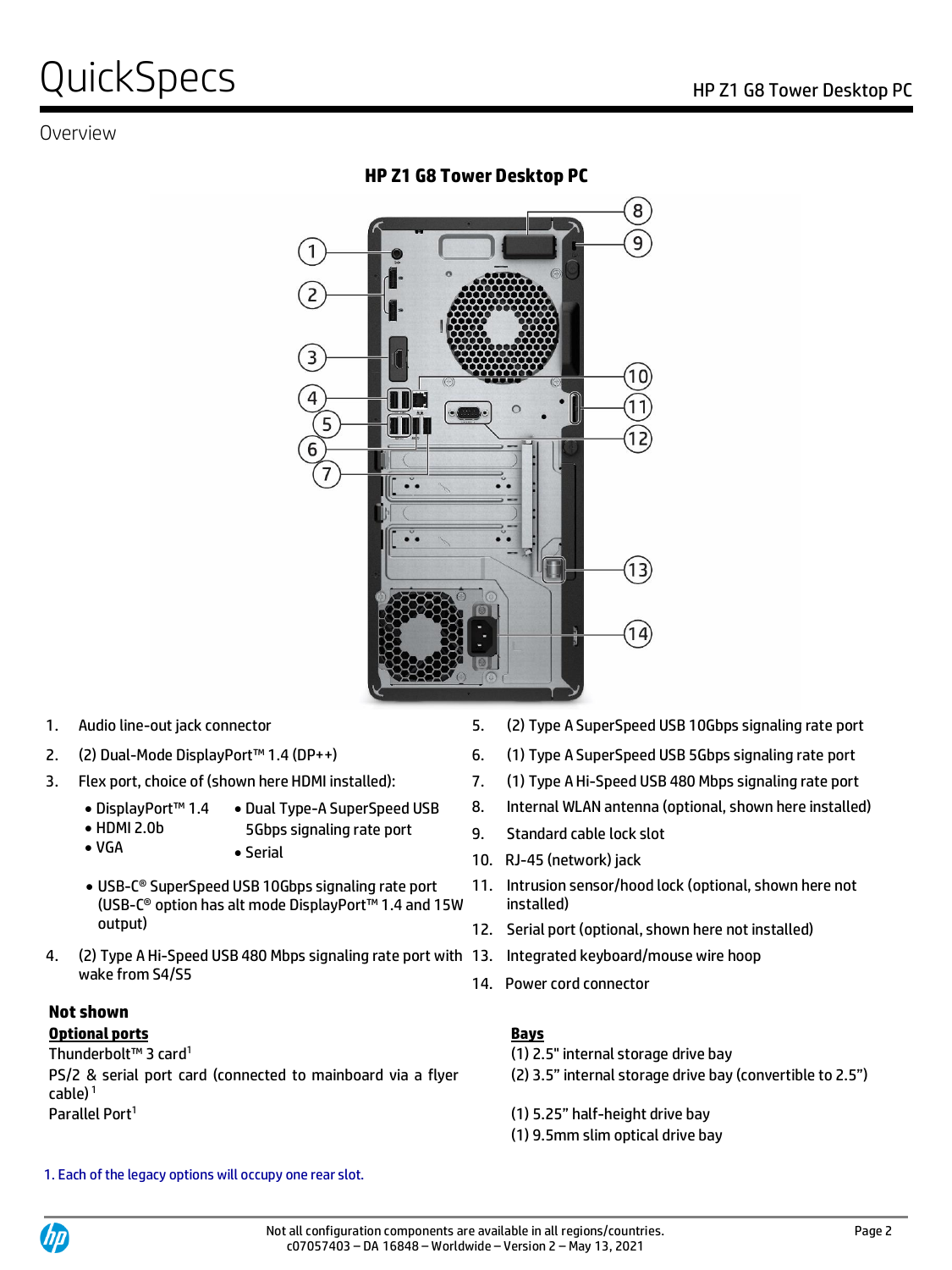## Overview

### HP Z1 G8 Tower Desktop PC

1. Audio line-out jack connector
2. (2) Dual-Mode DisplayPort™ 1.4 (DP++)
3. Flex port, choice of (shown here HDMI installed):
   - DisplayPort™ 1.4
   - HDMI 2.0b
   - VGA
   - Dual Type-A SuperSpeed USB 5Gbps signaling rate port
   - Serial
   - USB-C® SuperSpeed USB 10Gbps signaling rate port (USB-C® option has alt mode DisplayPort™ 1.4 and 15W output)
4. (2) Type A Hi-Speed USB 480 Mbps signaling rate port with wake from S4/S5
5. (2) Type A SuperSpeed USB 10Gbps signaling rate port
6. (1) Type A SuperSpeed USB 5Gbps signaling rate port
7. (1) Type A Hi-Speed USB 480 Mbps signaling rate port
8. Internal WLAN antenna (optional, shown here installed)
9. Standard cable lock slot
10. RJ-45 (network) jack
11. Intrusion sensor/hood lock (optional, shown here not installed)
12. Serial port (optional, shown here not installed)
13. Integrated keyboard/mouse wire hoop
14. Power cord connector

**Not shown**

**Optional ports**

Thunderbolt™ 3 card[1]

PS/2 & serial port card (connected to mainboard via a flyer cable)[1]

Parallel Port[1]

**Bays**

(1) 2.5" internal storage drive bay

(2) 3.5" internal storage drive bay (convertible to 2.5")

(1) 5.25" half-height drive bay

(1) 9.5mm slim optical drive bay

1. Each of the legacy options will occupy one rear slot.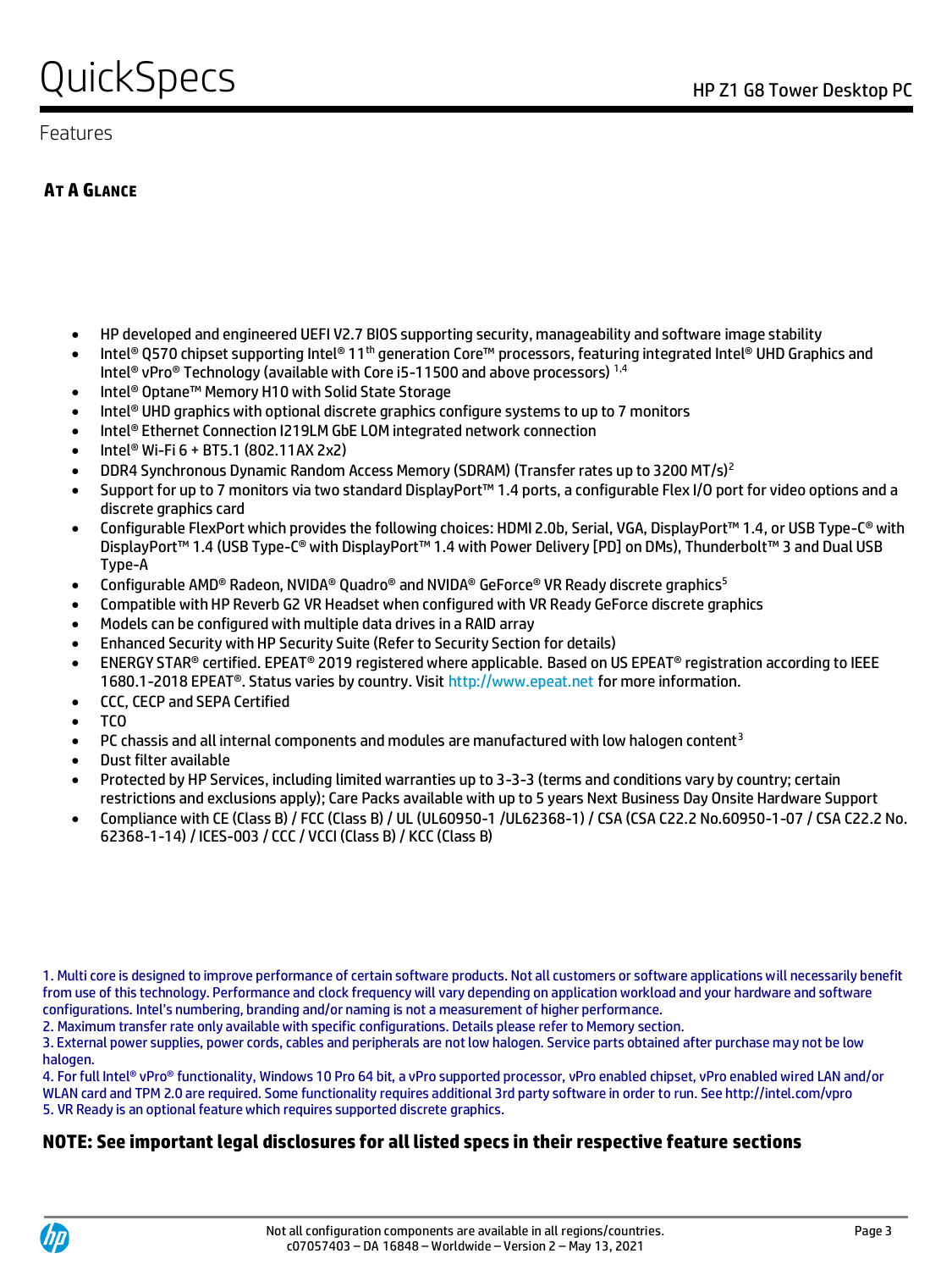Features

## AT A GLANCE

- HP developed and engineered UEFI V2.7 BIOS supporting security, manageability and software image stability
- Intel® Q570 chipset supporting Intel® 11th generation Core™ processors, featuring integrated Intel® UHD Graphics and Intel® vPro® Technology (available with Core i5-11500 and above processors) [1,4]
- Intel® Optane™ Memory H10 with Solid State Storage
- Intel® UHD graphics with optional discrete graphics configure systems to up to 7 monitors
- Intel® Ethernet Connection I219LM GbE LOM integrated network connection
- Intel® Wi-Fi 6 + BT5.1 (802.11AX 2x2)
- DDR4 Synchronous Dynamic Random Access Memory (SDRAM) (Transfer rates up to 3200 MT/s)[2]
- Support for up to 7 monitors via two standard DisplayPort™ 1.4 ports, a configurable Flex I/O port for video options and a discrete graphics card
- Configurable FlexPort which provides the following choices: HDMI 2.0b, Serial, VGA, DisplayPort™ 1.4, or USB Type-C® with DisplayPort™ 1.4 (USB Type-C® with DisplayPort™ 1.4 with Power Delivery [PD] on DMs), Thunderbolt™ 3 and Dual USB Type-A
- Configurable AMD® Radeon, NVIDA® Quadro® and NVIDA® GeForce® VR Ready discrete graphics[5]
- Compatible with HP Reverb G2 VR Headset when configured with VR Ready GeForce discrete graphics
- Models can be configured with multiple data drives in a RAID array
- Enhanced Security with HP Security Suite (Refer to Security Section for details)
- ENERGY STAR® certified. EPEAT® 2019 registered where applicable. Based on US EPEAT® registration according to IEEE 1680.1-2018 EPEAT®. Status varies by country. Visit http://www.epeat.net for more information.
- CCC, CECP and SEPA Certified
- TCO
- PC chassis and all internal components and modules are manufactured with low halogen content[3]
- Dust filter available
- Protected by HP Services, including limited warranties up to 3-3-3 (terms and conditions vary by country; certain restrictions and exclusions apply); Care Packs available with up to 5 years Next Business Day Onsite Hardware Support
- Compliance with CE (Class B) / FCC (Class B) / UL (UL60950-1 /UL62368-1) / CSA (CSA C22.2 No.60950-1-07 / CSA C22.2 No. 62368-1-14) / ICES-003 / CCC / VCCI (Class B) / KCC (Class B)

1. Multi core is designed to improve performance of certain software products. Not all customers or software applications will necessarily benefit from use of this technology. Performance and clock frequency will vary depending on application workload and your hardware and software configurations. Intel's numbering, branding and/or naming is not a measurement of higher performance.
2. Maximum transfer rate only available with specific configurations. Details please refer to Memory section.
3. External power supplies, power cords, cables and peripherals are not low halogen. Service parts obtained after purchase may not be low halogen.
4. For full Intel® vPro® functionality, Windows 10 Pro 64 bit, a vPro supported processor, vPro enabled chipset, vPro enabled wired LAN and/or WLAN card and TPM 2.0 are required. Some functionality requires additional 3rd party software in order to run. See http://intel.com/vpro
5. VR Ready is an optional feature which requires supported discrete graphics.

**NOTE: See important legal disclosures for all listed specs in their respective feature sections**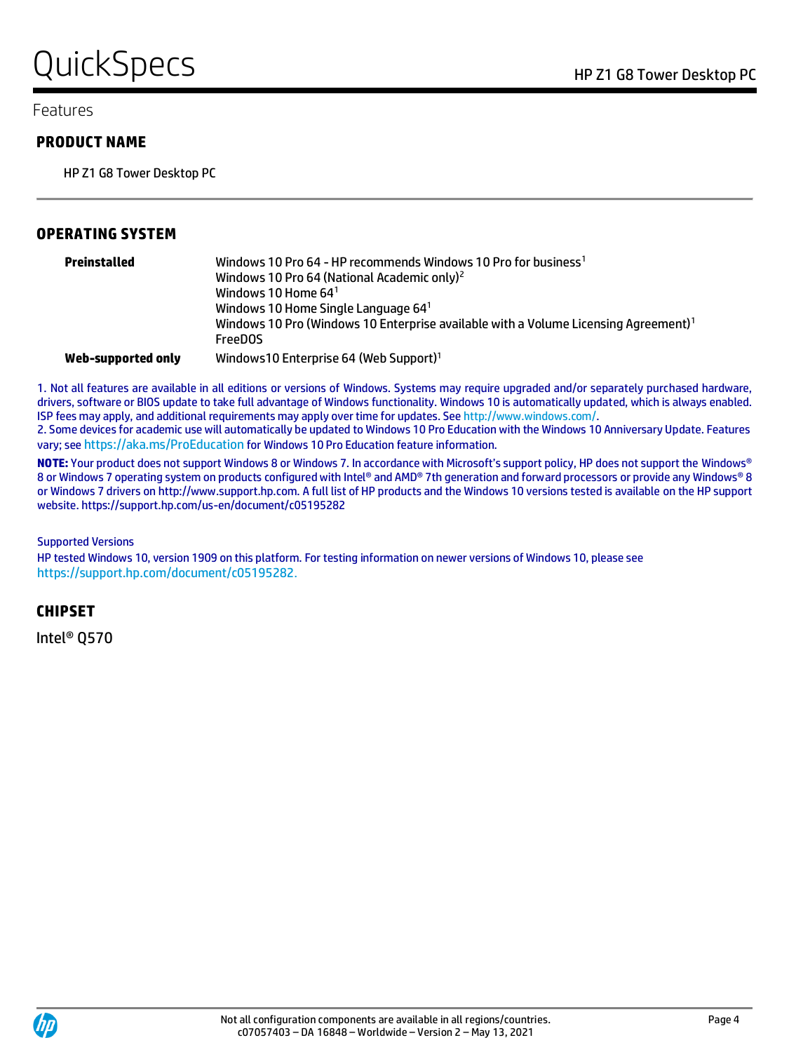Features

## PRODUCT NAME

HP Z1 G8 Tower Desktop PC

## OPERATING SYSTEM

| | |
|---|---|
| **Preinstalled** | Windows 10 Pro 64 - HP recommends Windows 10 Pro for business[1]<br>Windows 10 Pro 64 (National Academic only)[2]<br>Windows 10 Home 64[1]<br>Windows 10 Home Single Language 64[1]<br>Windows 10 Pro (Windows 10 Enterprise available with a Volume Licensing Agreement)[1]<br>FreeDOS |
| **Web-supported only** | Windows10 Enterprise 64 (Web Support)[1] |

1. Not all features are available in all editions or versions of Windows. Systems may require upgraded and/or separately purchased hardware, drivers, software or BIOS update to take full advantage of Windows functionality. Windows 10 is automatically updated, which is always enabled. ISP fees may apply, and additional requirements may apply over time for updates. See http://www.windows.com/.
2. Some devices for academic use will automatically be updated to Windows 10 Pro Education with the Windows 10 Anniversary Update. Features vary; see https://aka.ms/ProEducation for Windows 10 Pro Education feature information.

**NOTE:** Your product does not support Windows 8 or Windows 7. In accordance with Microsoft's support policy, HP does not support the Windows® 8 or Windows 7 operating system on products configured with Intel® and AMD® 7th generation and forward processors or provide any Windows® 8 or Windows 7 drivers on http://www.support.hp.com. A full list of HP products and the Windows 10 versions tested is available on the HP support website. https://support.hp.com/us-en/document/c05195282

Supported Versions
HP tested Windows 10, version 1909 on this platform. For testing information on newer versions of Windows 10, please see https://support.hp.com/document/c05195282.

## CHIPSET

Intel® Q570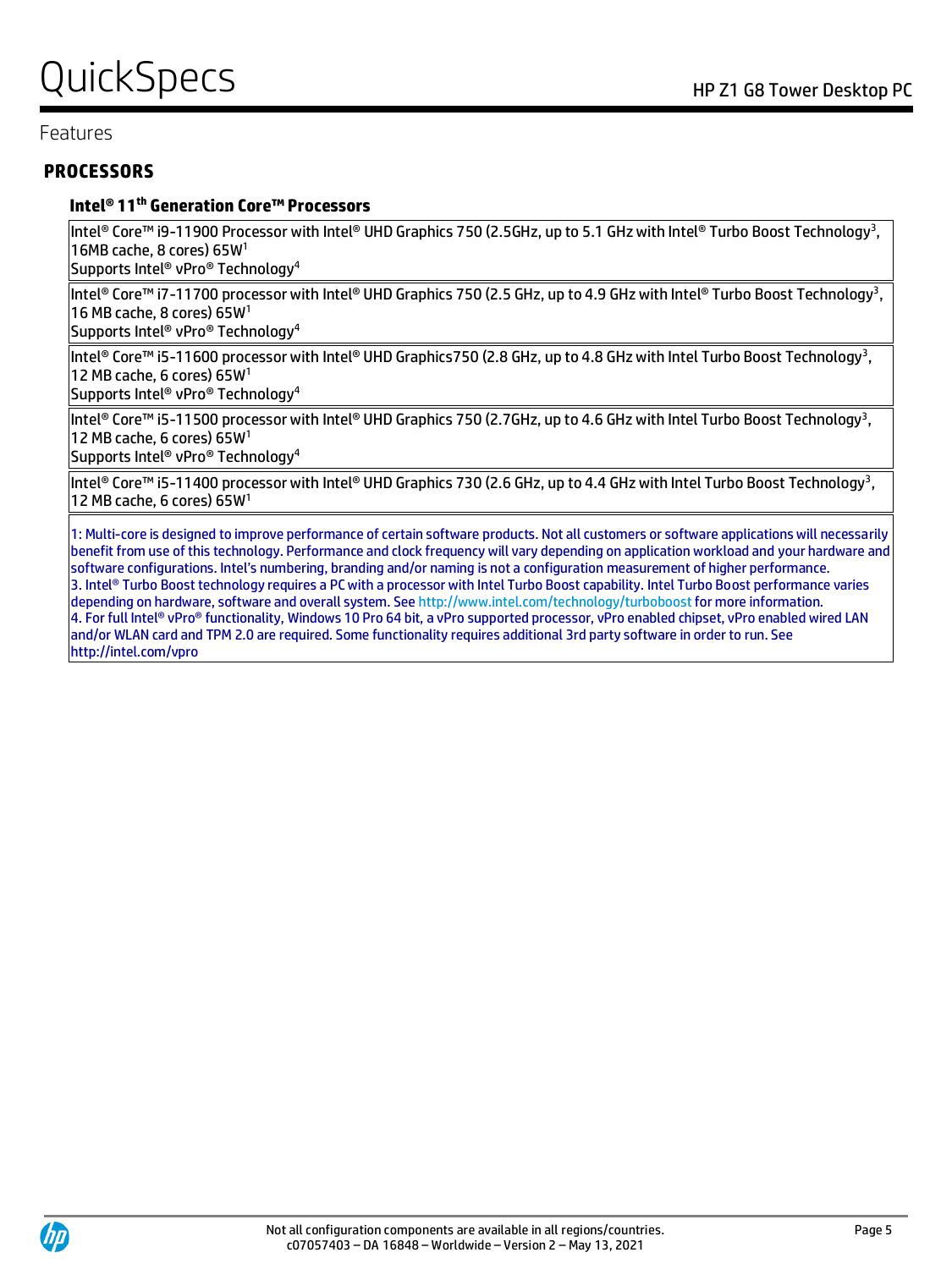Features

## PROCESSORS

### Intel® 11th Generation Core™ Processors

| |
|---|
| Intel® Core™ i9-11900 Processor with Intel® UHD Graphics 750 (2.5GHz, up to 5.1 GHz with Intel® Turbo Boost Technology[3], 16MB cache, 8 cores) 65W[1]<br>Supports Intel® vPro® Technology[4] |
| Intel® Core™ i7-11700 processor with Intel® UHD Graphics 750 (2.5 GHz, up to 4.9 GHz with Intel® Turbo Boost Technology[3], 16 MB cache, 8 cores) 65W[1]<br>Supports Intel® vPro® Technology[4] |
| Intel® Core™ i5-11600 processor with Intel® UHD Graphics750 (2.8 GHz, up to 4.8 GHz with Intel Turbo Boost Technology[3], 12 MB cache, 6 cores) 65W[1]<br>Supports Intel® vPro® Technology[4] |
| Intel® Core™ i5-11500 processor with Intel® UHD Graphics 750 (2.7GHz, up to 4.6 GHz with Intel Turbo Boost Technology[3], 12 MB cache, 6 cores) 65W[1]<br>Supports Intel® vPro® Technology[4] |
| Intel® Core™ i5-11400 processor with Intel® UHD Graphics 730 (2.6 GHz, up to 4.4 GHz with Intel Turbo Boost Technology[3], 12 MB cache, 6 cores) 65W[1] |

1: Multi-core is designed to improve performance of certain software products. Not all customers or software applications will necessarily benefit from use of this technology. Performance and clock frequency will vary depending on application workload and your hardware and software configurations. Intel's numbering, branding and/or naming is not a configuration measurement of higher performance.
3. Intel® Turbo Boost technology requires a PC with a processor with Intel Turbo Boost capability. Intel Turbo Boost performance varies depending on hardware, software and overall system. See http://www.intel.com/technology/turboboost for more information.
4. For full Intel® vPro® functionality, Windows 10 Pro 64 bit, a vPro supported processor, vPro enabled chipset, vPro enabled wired LAN and/or WLAN card and TPM 2.0 are required. Some functionality requires additional 3rd party software in order to run. See http://intel.com/vpro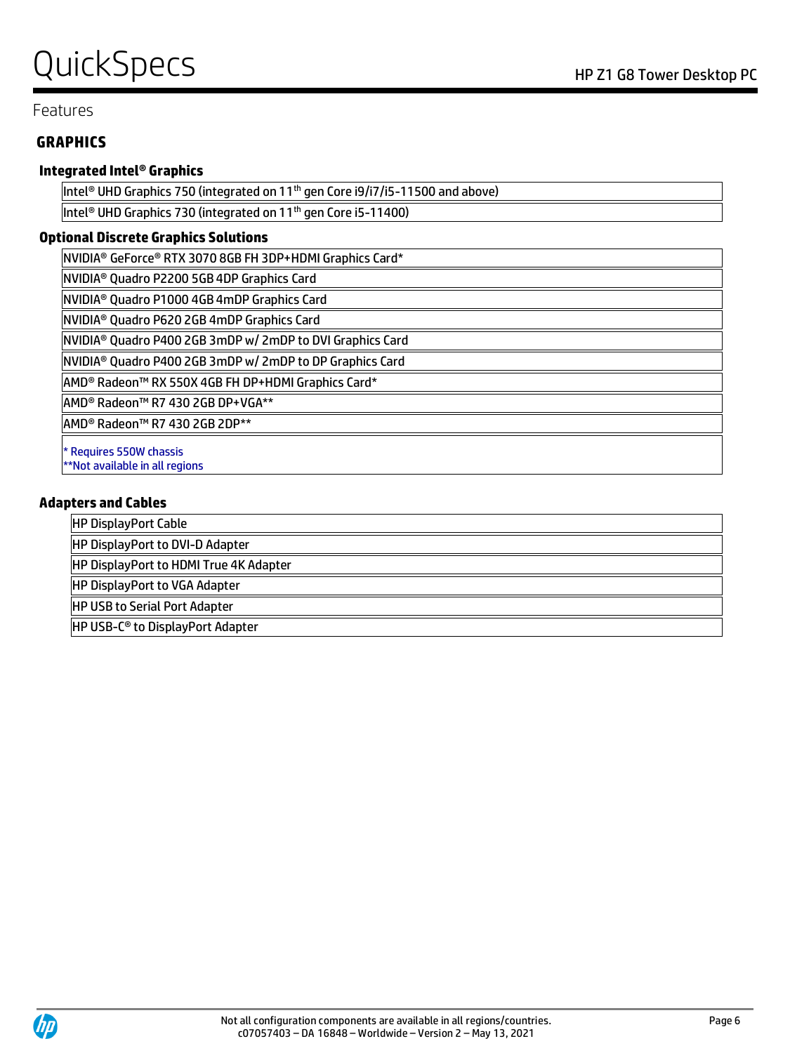Features

## GRAPHICS

### Integrated Intel® Graphics

| Intel® UHD Graphics 750 (integrated on 11th gen Core i9/i7/i5-11500 and above) |
|---|
| Intel® UHD Graphics 730 (integrated on 11th gen Core i5-11400) |

### Optional Discrete Graphics Solutions

| NVIDIA® GeForce® RTX 3070 8GB FH 3DP+HDMI Graphics Card* |
|---|
| NVIDIA® Quadro P2200 5GB 4DP Graphics Card |
| NVIDIA® Quadro P1000 4GB 4mDP Graphics Card |
| NVIDIA® Quadro P620 2GB 4mDP Graphics Card |
| NVIDIA® Quadro P400 2GB 3mDP w/ 2mDP to DVI Graphics Card |
| NVIDIA® Quadro P400 2GB 3mDP w/ 2mDP to DP Graphics Card |
| AMD® Radeon™ RX 550X 4GB FH DP+HDMI Graphics Card* |
| AMD® Radeon™ R7 430 2GB DP+VGA** |
| AMD® Radeon™ R7 430 2GB 2DP** |
| * Requires 550W chassis<br>**Not available in all regions |

### Adapters and Cables

| HP DisplayPort Cable |
|---|
| HP DisplayPort to DVI-D Adapter |
| HP DisplayPort to HDMI True 4K Adapter |
| HP DisplayPort to VGA Adapter |
| HP USB to Serial Port Adapter |
| HP USB-C® to DisplayPort Adapter |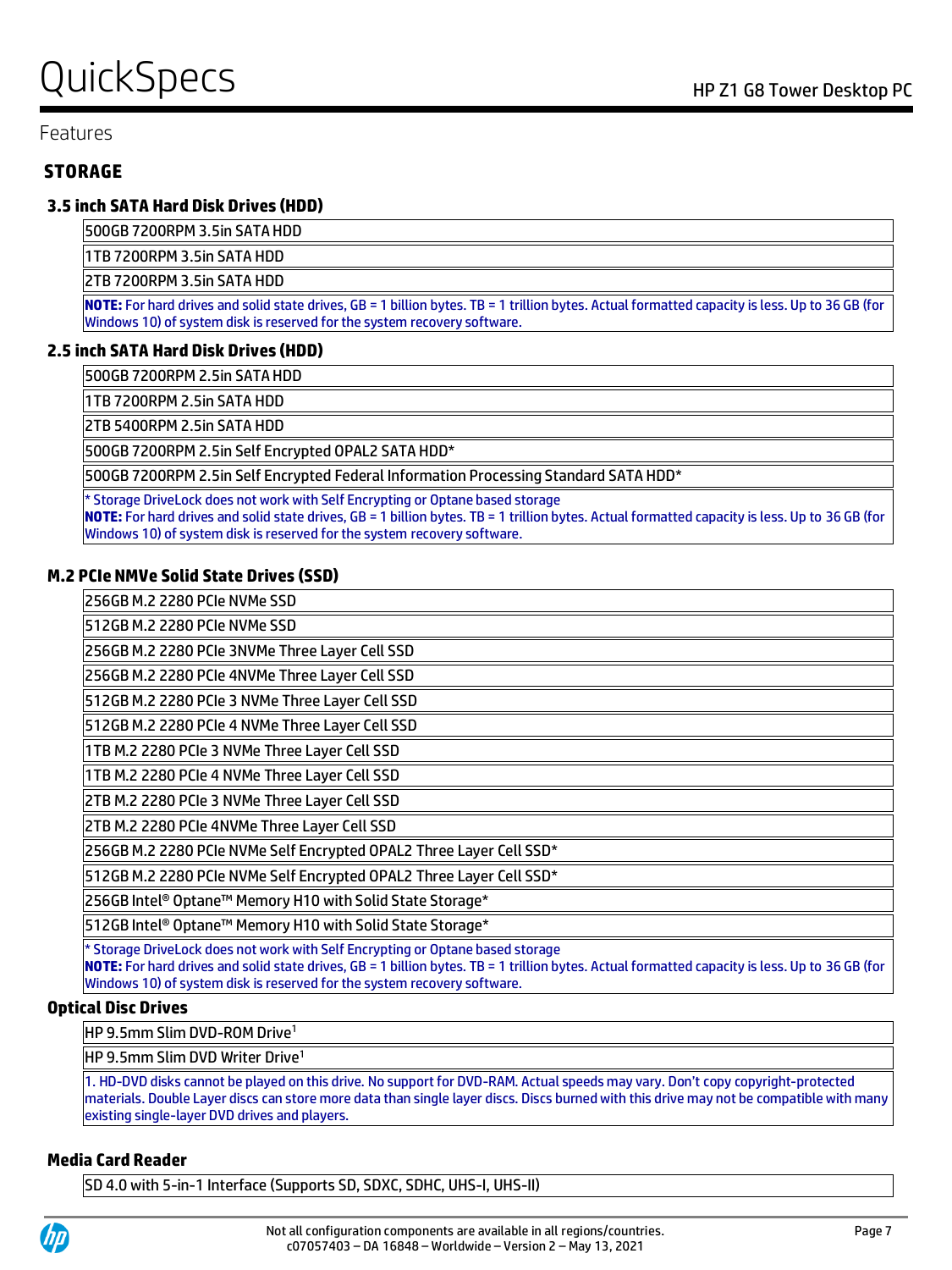Features

## STORAGE

### 3.5 inch SATA Hard Disk Drives (HDD)

| |
|---|
| 500GB 7200RPM 3.5in SATA HDD |
| 1TB 7200RPM 3.5in SATA HDD |
| 2TB 7200RPM 3.5in SATA HDD |
| **NOTE:** For hard drives and solid state drives, GB = 1 billion bytes. TB = 1 trillion bytes. Actual formatted capacity is less. Up to 36 GB (for Windows 10) of system disk is reserved for the system recovery software. |

### 2.5 inch SATA Hard Disk Drives (HDD)

| |
|---|
| 500GB 7200RPM 2.5in SATA HDD |
| 1TB 7200RPM 2.5in SATA HDD |
| 2TB 5400RPM 2.5in SATA HDD |
| 500GB 7200RPM 2.5in Self Encrypted OPAL2 SATA HDD* |
| 500GB 7200RPM 2.5in Self Encrypted Federal Information Processing Standard SATA HDD* |
| * Storage DriveLock does not work with Self Encrypting or Optane based storage<br>**NOTE:** For hard drives and solid state drives, GB = 1 billion bytes. TB = 1 trillion bytes. Actual formatted capacity is less. Up to 36 GB (for Windows 10) of system disk is reserved for the system recovery software. |

### M.2 PCIe NMVe Solid State Drives (SSD)

| |
|---|
| 256GB M.2 2280 PCIe NVMe SSD |
| 512GB M.2 2280 PCIe NVMe SSD |
| 256GB M.2 2280 PCIe 3NVMe Three Layer Cell SSD |
| 256GB M.2 2280 PCIe 4NVMe Three Layer Cell SSD |
| 512GB M.2 2280 PCIe 3 NVMe Three Layer Cell SSD |
| 512GB M.2 2280 PCIe 4 NVMe Three Layer Cell SSD |
| 1TB M.2 2280 PCIe 3 NVMe Three Layer Cell SSD |
| 1TB M.2 2280 PCIe 4 NVMe Three Layer Cell SSD |
| 2TB M.2 2280 PCIe 3 NVMe Three Layer Cell SSD |
| 2TB M.2 2280 PCIe 4NVMe Three Layer Cell SSD |
| 256GB M.2 2280 PCIe NVMe Self Encrypted OPAL2 Three Layer Cell SSD* |
| 512GB M.2 2280 PCIe NVMe Self Encrypted OPAL2 Three Layer Cell SSD* |
| 256GB Intel® Optane™ Memory H10 with Solid State Storage* |
| 512GB Intel® Optane™ Memory H10 with Solid State Storage* |
| * Storage DriveLock does not work with Self Encrypting or Optane based storage<br>**NOTE:** For hard drives and solid state drives, GB = 1 billion bytes. TB = 1 trillion bytes. Actual formatted capacity is less. Up to 36 GB (for Windows 10) of system disk is reserved for the system recovery software. |

### Optical Disc Drives

| |
|---|
| HP 9.5mm Slim DVD-ROM Drive[1] |
| HP 9.5mm Slim DVD Writer Drive[1] |
| 1. HD-DVD disks cannot be played on this drive. No support for DVD-RAM. Actual speeds may vary. Don't copy copyright-protected materials. Double Layer discs can store more data than single layer discs. Discs burned with this drive may not be compatible with many existing single-layer DVD drives and players. |

### Media Card Reader

| |
|---|
| SD 4.0 with 5-in-1 Interface (Supports SD, SDXC, SDHC, UHS-I, UHS-II) |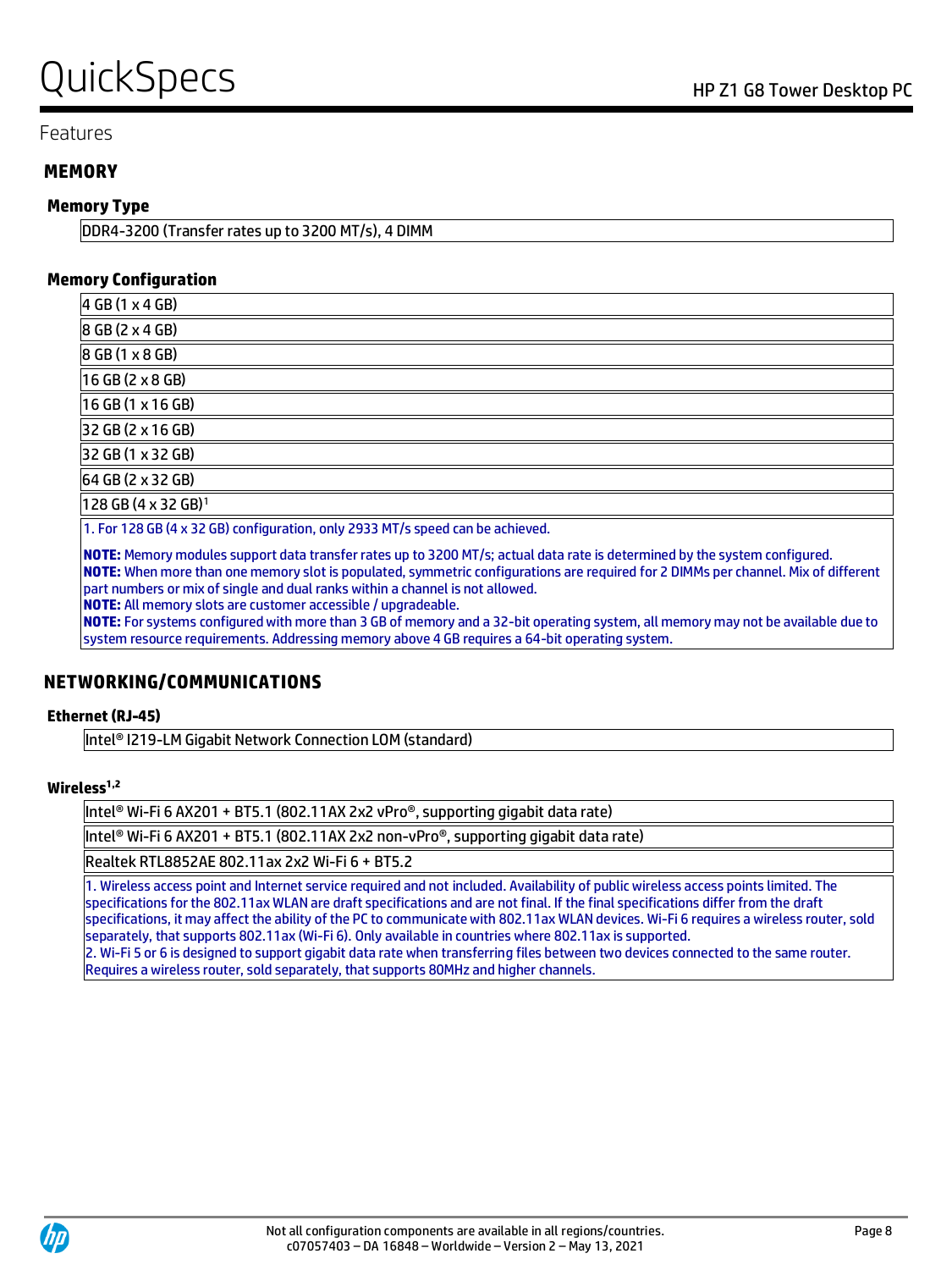Features

## MEMORY

### Memory Type

DDR4-3200 (Transfer rates up to 3200 MT/s), 4 DIMM

### Memory Configuration

- 4 GB (1 x 4 GB)
- 8 GB (2 x 4 GB)
- 8 GB (1 x 8 GB)
- 16 GB (2 x 8 GB)
- 16 GB (1 x 16 GB)
- 32 GB (2 x 16 GB)
- 32 GB (1 x 32 GB)
- 64 GB (2 x 32 GB)
- 128 GB (4 x 32 GB)[1]

1. For 128 GB (4 x 32 GB) configuration, only 2933 MT/s speed can be achieved.

**NOTE:** Memory modules support data transfer rates up to 3200 MT/s; actual data rate is determined by the system configured.
**NOTE:** When more than one memory slot is populated, symmetric configurations are required for 2 DIMMs per channel. Mix of different part numbers or mix of single and dual ranks within a channel is not allowed.
**NOTE:** All memory slots are customer accessible / upgradeable.
**NOTE:** For systems configured with more than 3 GB of memory and a 32-bit operating system, all memory may not be available due to system resource requirements. Addressing memory above 4 GB requires a 64-bit operating system.

## NETWORKING/COMMUNICATIONS

### Ethernet (RJ-45)

Intel® I219-LM Gigabit Network Connection LOM (standard)

### Wireless[1,2]

- Intel® Wi-Fi 6 AX201 + BT5.1 (802.11AX 2x2 vPro®, supporting gigabit data rate)
- Intel® Wi-Fi 6 AX201 + BT5.1 (802.11AX 2x2 non-vPro®, supporting gigabit data rate)
- Realtek RTL8852AE 802.11ax 2x2 Wi-Fi 6 + BT5.2

1. Wireless access point and Internet service required and not included. Availability of public wireless access points limited. The specifications for the 802.11ax WLAN are draft specifications and are not final. If the final specifications differ from the draft specifications, it may affect the ability of the PC to communicate with 802.11ax WLAN devices. Wi-Fi 6 requires a wireless router, sold separately, that supports 802.11ax (Wi-Fi 6). Only available in countries where 802.11ax is supported.
2. Wi-Fi 5 or 6 is designed to support gigabit data rate when transferring files between two devices connected to the same router. Requires a wireless router, sold separately, that supports 80MHz and higher channels.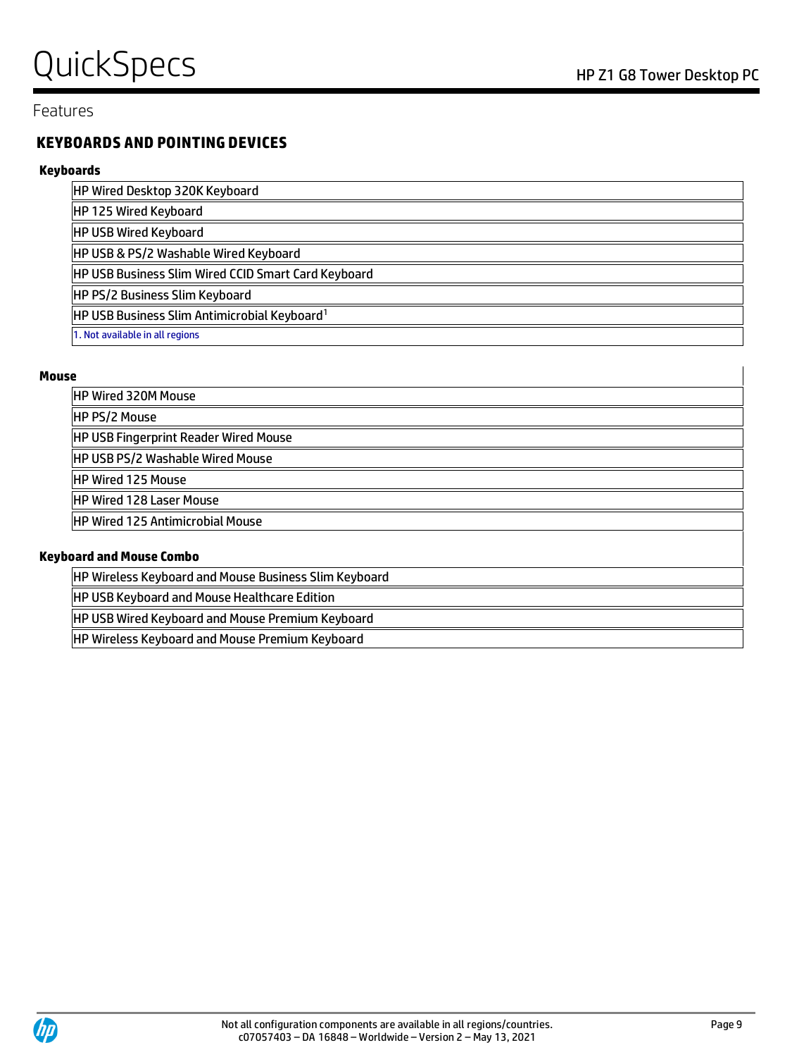Features

## KEYBOARDS AND POINTING DEVICES

### Keyboards

| HP Wired Desktop 320K Keyboard |
|---|
| HP 125 Wired Keyboard |
| HP USB Wired Keyboard |
| HP USB & PS/2 Washable Wired Keyboard |
| HP USB Business Slim Wired CCID Smart Card Keyboard |
| HP PS/2 Business Slim Keyboard |
| HP USB Business Slim Antimicrobial Keyboard[1] |
| 1. Not available in all regions |

### Mouse

| HP Wired 320M Mouse |
|---|
| HP PS/2 Mouse |
| HP USB Fingerprint Reader Wired Mouse |
| HP USB PS/2 Washable Wired Mouse |
| HP Wired 125 Mouse |
| HP Wired 128 Laser Mouse |
| HP Wired 125 Antimicrobial Mouse |

### Keyboard and Mouse Combo

| HP Wireless Keyboard and Mouse Business Slim Keyboard |
|---|
| HP USB Keyboard and Mouse Healthcare Edition |
| HP USB Wired Keyboard and Mouse Premium Keyboard |
| HP Wireless Keyboard and Mouse Premium Keyboard |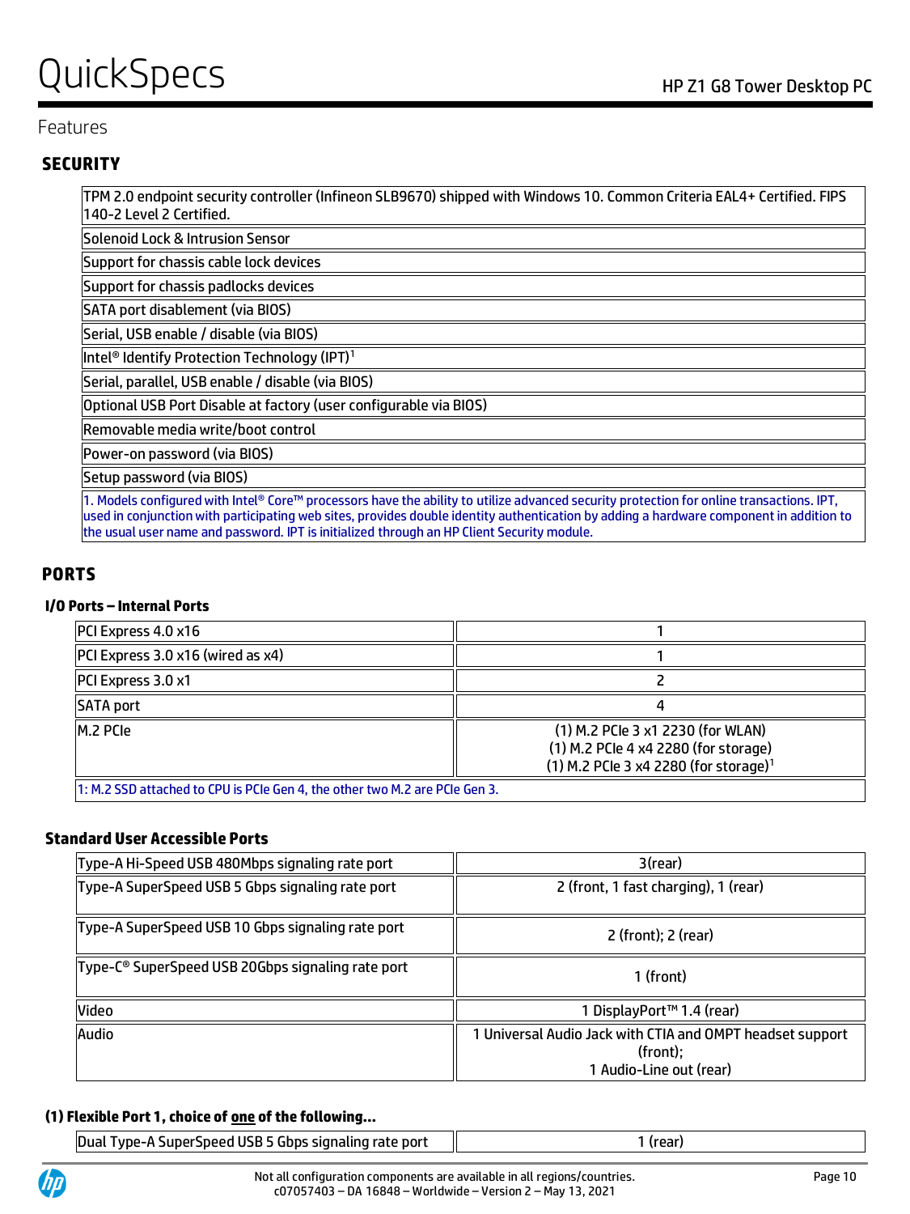Features

## SECURITY

| |
|---|
| TPM 2.0 endpoint security controller (Infineon SLB9670) shipped with Windows 10. Common Criteria EAL4+ Certified. FIPS 140-2 Level 2 Certified. |
| Solenoid Lock & Intrusion Sensor |
| Support for chassis cable lock devices |
| Support for chassis padlocks devices |
| SATA port disablement (via BIOS) |
| Serial, USB enable / disable (via BIOS) |
| Intel® Identify Protection Technology (IPT)[1] |
| Serial, parallel, USB enable / disable (via BIOS) |
| Optional USB Port Disable at factory (user configurable via BIOS) |
| Removable media write/boot control |
| Power-on password (via BIOS) |
| Setup password (via BIOS) |
| 1. Models configured with Intel® Core™ processors have the ability to utilize advanced security protection for online transactions. IPT, used in conjunction with participating web sites, provides double identity authentication by adding a hardware component in addition to the usual user name and password. IPT is initialized through an HP Client Security module. |

## PORTS

### I/O Ports – Internal Ports

| | |
|---|---|
| PCI Express 4.0 x16 | 1 |
| PCI Express 3.0 x16 (wired as x4) | 1 |
| PCI Express 3.0 x1 | 2 |
| SATA port | 4 |
| M.2 PCIe | (1) M.2 PCIe 3 x1 2230 (for WLAN)<br>(1) M.2 PCIe 4 x4 2280 (for storage)<br>(1) M.2 PCIe 3 x4 2280 (for storage)[1] |
| 1: M.2 SSD attached to CPU is PCIe Gen 4, the other two M.2 are PCIe Gen 3. | |

### Standard User Accessible Ports

| | |
|---|---|
| Type-A Hi-Speed USB 480Mbps signaling rate port | 3(rear) |
| Type-A SuperSpeed USB 5 Gbps signaling rate port | 2 (front, 1 fast charging), 1 (rear) |
| Type-A SuperSpeed USB 10 Gbps signaling rate port | 2 (front); 2 (rear) |
| Type-C® SuperSpeed USB 20Gbps signaling rate port | 1 (front) |
| Video | 1 DisplayPort™ 1.4 (rear) |
| Audio | 1 Universal Audio Jack with CTIA and OMPT headset support (front);<br>1 Audio-Line out (rear) |

### (1) Flexible Port 1, choice of one of the following…

| | |
|---|---|
| Dual Type-A SuperSpeed USB 5 Gbps signaling rate port | 1 (rear) |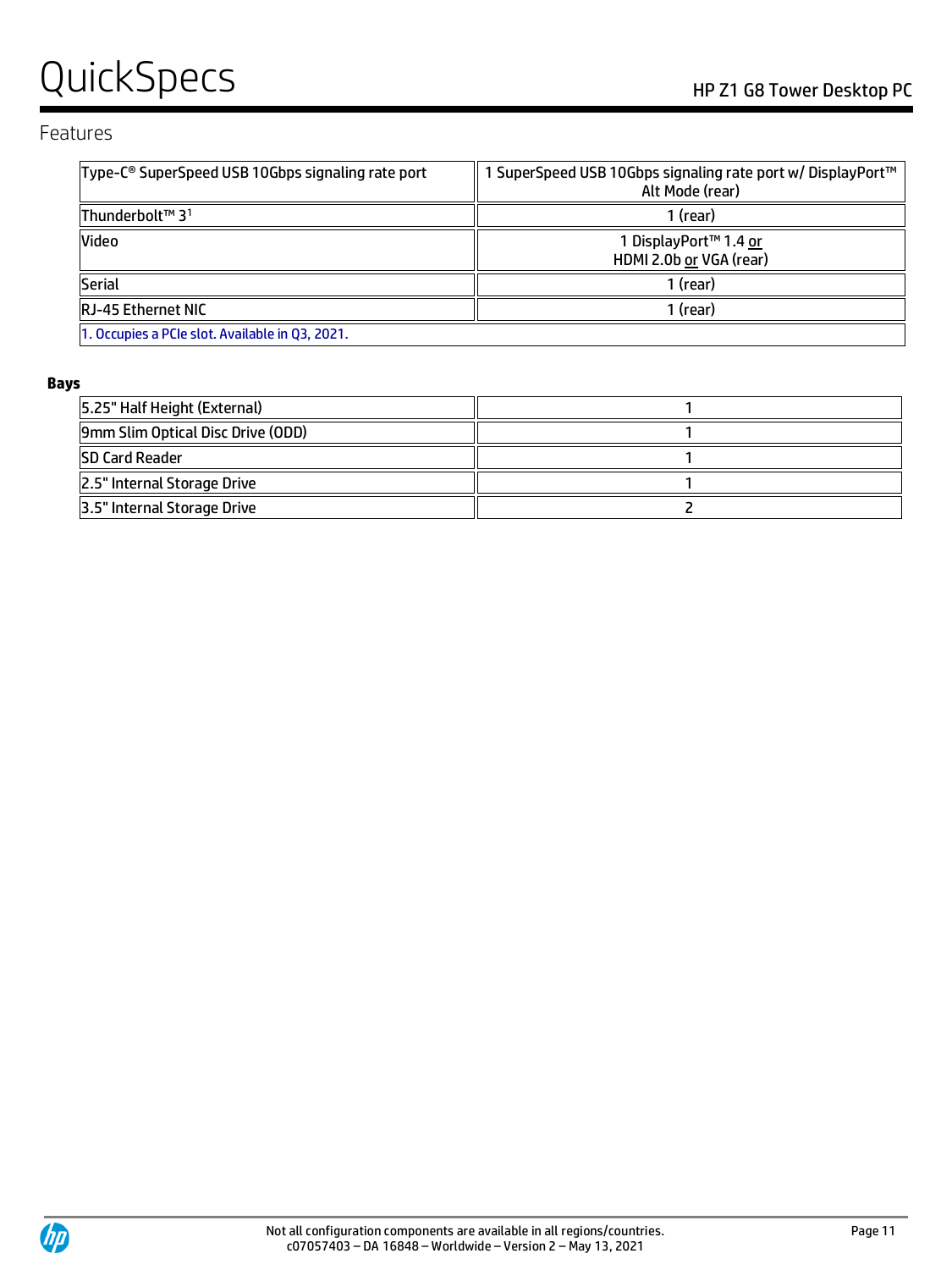## Features

| Type-C® SuperSpeed USB 10Gbps signaling rate port | 1 SuperSpeed USB 10Gbps signaling rate port w/ DisplayPort™ Alt Mode (rear) |
|---|---|
| Thunderbolt™ 3[1] | 1 (rear) |
| Video | 1 DisplayPort™ 1.4 or HDMI 2.0b or VGA (rear) |
| Serial | 1 (rear) |
| RJ-45 Ethernet NIC | 1 (rear) |

1. Occupies a PCIe slot. Available in Q3, 2021.

**Bays**

| 5.25" Half Height (External) | 1 |
|---|---|
| 9mm Slim Optical Disc Drive (ODD) | 1 |
| SD Card Reader | 1 |
| 2.5" Internal Storage Drive | 1 |
| 3.5" Internal Storage Drive | 2 |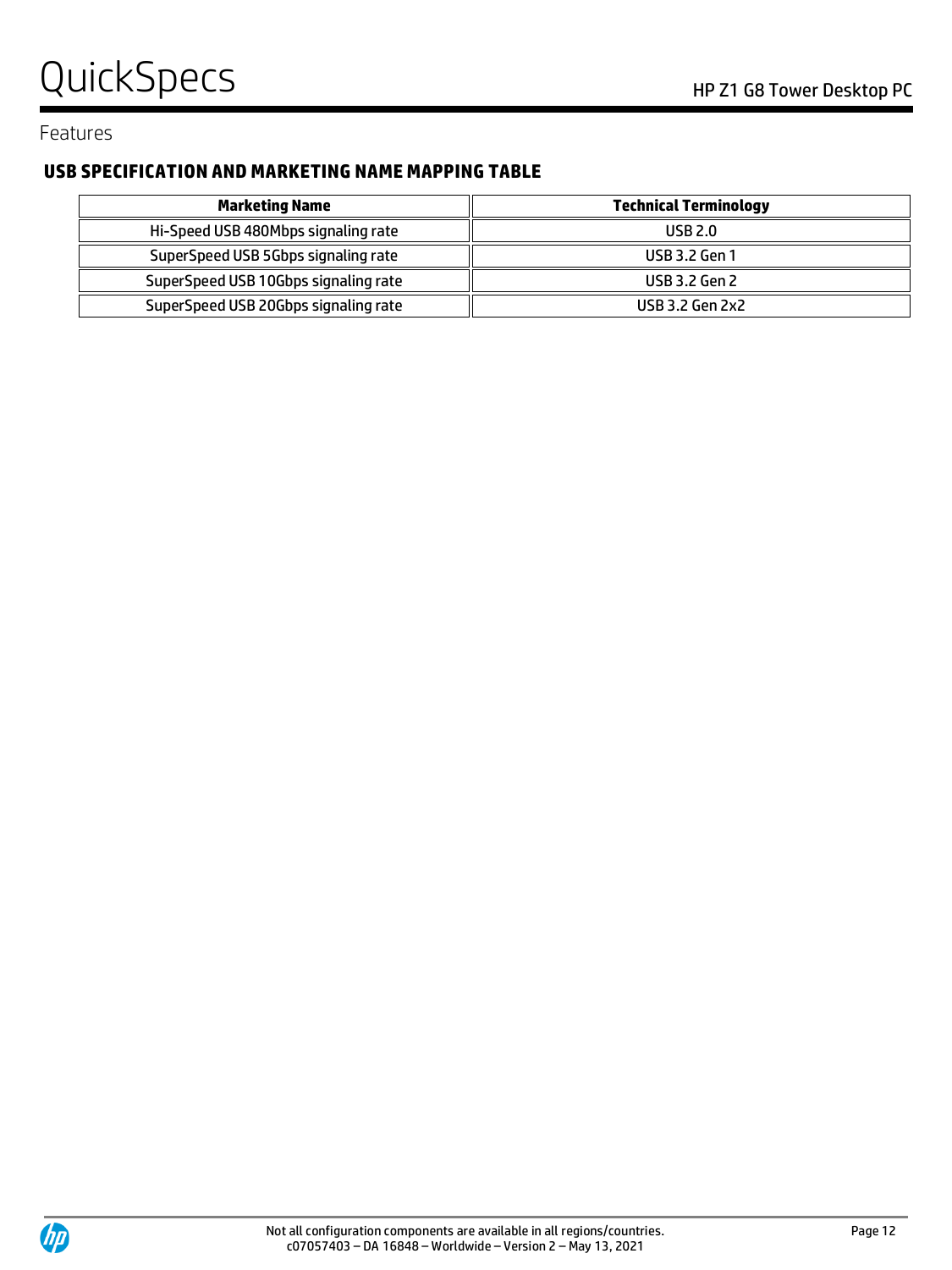Features

## USB SPECIFICATION AND MARKETING NAME MAPPING TABLE

| Marketing Name | Technical Terminology |
|---|---|
| Hi-Speed USB 480Mbps signaling rate | USB 2.0 |
| SuperSpeed USB 5Gbps signaling rate | USB 3.2 Gen 1 |
| SuperSpeed USB 10Gbps signaling rate | USB 3.2 Gen 2 |
| SuperSpeed USB 20Gbps signaling rate | USB 3.2 Gen 2x2 |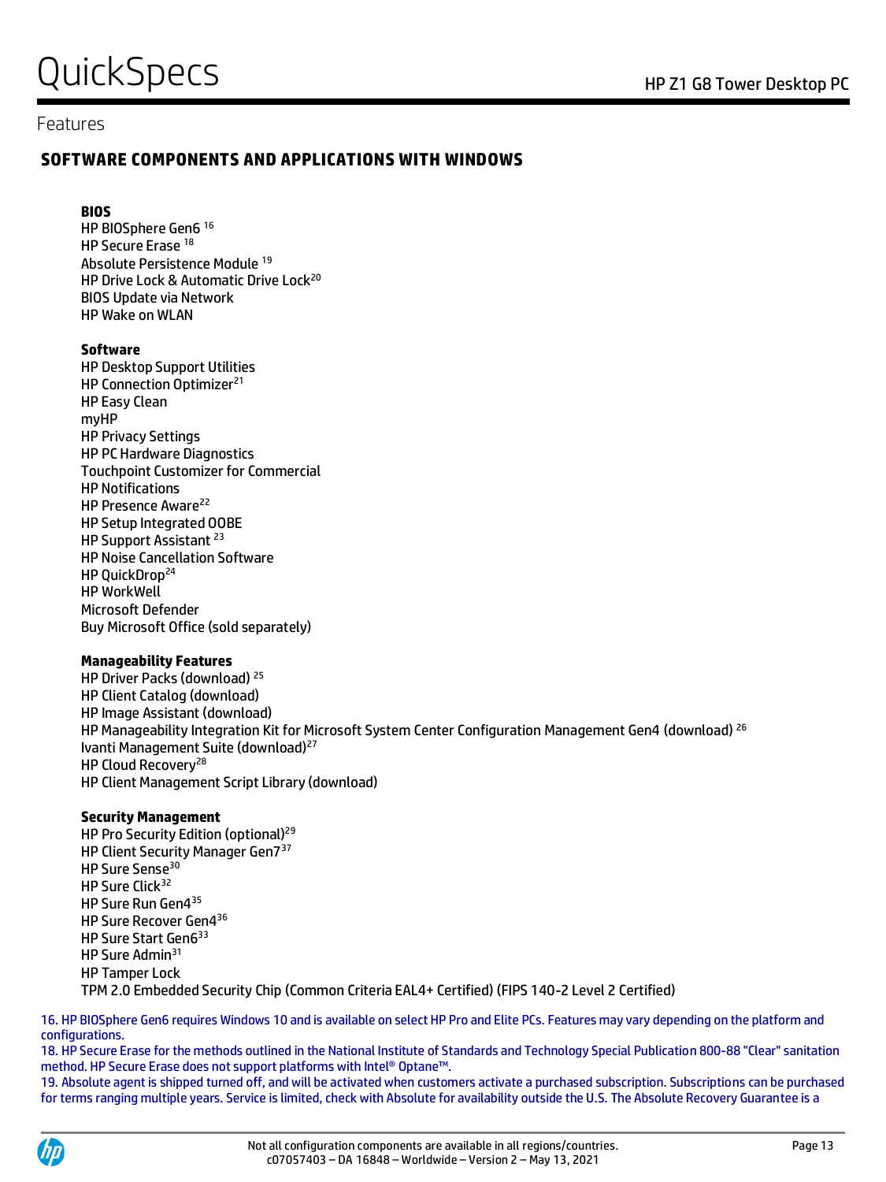Features

## SOFTWARE COMPONENTS AND APPLICATIONS WITH WINDOWS

**BIOS**

HP BIOSphere Gen6 [16]
HP Secure Erase [18]
Absolute Persistence Module [19]
HP Drive Lock & Automatic Drive Lock[20]
BIOS Update via Network
HP Wake on WLAN

**Software**

HP Desktop Support Utilities
HP Connection Optimizer[21]
HP Easy Clean
myHP
HP Privacy Settings
HP PC Hardware Diagnostics
Touchpoint Customizer for Commercial
HP Notifications
HP Presence Aware[22]
HP Setup Integrated OOBE
HP Support Assistant [23]
HP Noise Cancellation Software
HP QuickDrop[24]
HP WorkWell
Microsoft Defender
Buy Microsoft Office (sold separately)

**Manageability Features**

HP Driver Packs (download) [25]
HP Client Catalog (download)
HP Image Assistant (download)
HP Manageability Integration Kit for Microsoft System Center Configuration Management Gen4 (download) [26]
Ivanti Management Suite (download)[27]
HP Cloud Recovery[28]
HP Client Management Script Library (download)

**Security Management**

HP Pro Security Edition (optional)[29]
HP Client Security Manager Gen7[37]
HP Sure Sense[30]
HP Sure Click[32]
HP Sure Run Gen4[35]
HP Sure Recover Gen4[36]
HP Sure Start Gen6[33]
HP Sure Admin[31]
HP Tamper Lock
TPM 2.0 Embedded Security Chip (Common Criteria EAL4+ Certified) (FIPS 140-2 Level 2 Certified)

16. HP BIOSphere Gen6 requires Windows 10 and is available on select HP Pro and Elite PCs. Features may vary depending on the platform and configurations.
18. HP Secure Erase for the methods outlined in the National Institute of Standards and Technology Special Publication 800-88 "Clear" sanitation method. HP Secure Erase does not support platforms with Intel® Optane™.
19. Absolute agent is shipped turned off, and will be activated when customers activate a purchased subscription. Subscriptions can be purchased for terms ranging multiple years. Service is limited, check with Absolute for availability outside the U.S. The Absolute Recovery Guarantee is a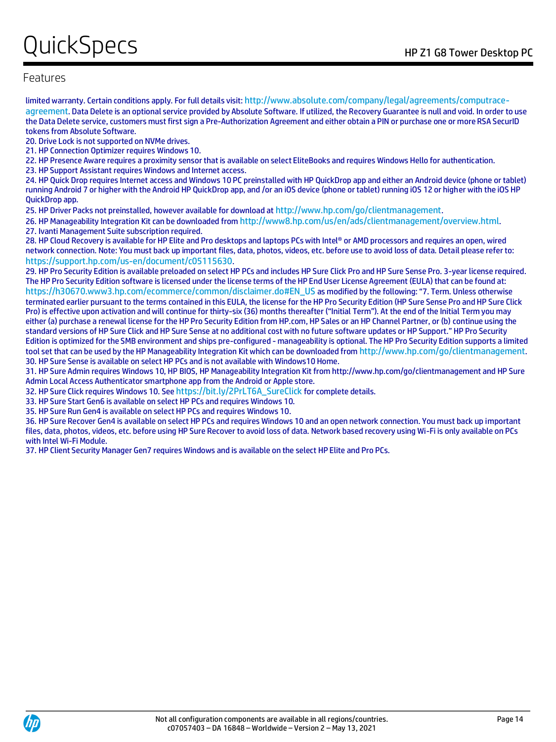## Features

limited warranty. Certain conditions apply. For full details visit: http://www.absolute.com/company/legal/agreements/computrace-agreement. Data Delete is an optional service provided by Absolute Software. If utilized, the Recovery Guarantee is null and void. In order to use the Data Delete service, customers must first sign a Pre-Authorization Agreement and either obtain a PIN or purchase one or more RSA SecurID tokens from Absolute Software.
20. Drive Lock is not supported on NVMe drives.
21. HP Connection Optimizer requires Windows 10.
22. HP Presence Aware requires a proximity sensor that is available on select EliteBooks and requires Windows Hello for authentication.
23. HP Support Assistant requires Windows and Internet access.
24. HP Quick Drop requires Internet access and Windows 10 PC preinstalled with HP QuickDrop app and either an Android device (phone or tablet) running Android 7 or higher with the Android HP QuickDrop app, and /or an iOS device (phone or tablet) running iOS 12 or higher with the iOS HP QuickDrop app.
25. HP Driver Packs not preinstalled, however available for download at http://www.hp.com/go/clientmanagement.
26. HP Manageability Integration Kit can be downloaded from http://www8.hp.com/us/en/ads/clientmanagement/overview.html.
27. Ivanti Management Suite subscription required.
28. HP Cloud Recovery is available for HP Elite and Pro desktops and laptops PCs with Intel® or AMD processors and requires an open, wired network connection. Note: You must back up important files, data, photos, videos, etc. before use to avoid loss of data. Detail please refer to: https://support.hp.com/us-en/document/c05115630.
29. HP Pro Security Edition is available preloaded on select HP PCs and includes HP Sure Click Pro and HP Sure Sense Pro. 3-year license required. The HP Pro Security Edition software is licensed under the license terms of the HP End User License Agreement (EULA) that can be found at: https://h30670.www3.hp.com/ecommerce/common/disclaimer.do#EN_US as modified by the following: "7. Term. Unless otherwise terminated earlier pursuant to the terms contained in this EULA, the license for the HP Pro Security Edition (HP Sure Sense Pro and HP Sure Click Pro) is effective upon activation and will continue for thirty-six (36) months thereafter ("Initial Term"). At the end of the Initial Term you may either (a) purchase a renewal license for the HP Pro Security Edition from HP.com, HP Sales or an HP Channel Partner, or (b) continue using the standard versions of HP Sure Click and HP Sure Sense at no additional cost with no future software updates or HP Support." HP Pro Security Edition is optimized for the SMB environment and ships pre-configured - manageability is optional. The HP Pro Security Edition supports a limited tool set that can be used by the HP Manageability Integration Kit which can be downloaded from http://www.hp.com/go/clientmanagement.
30. HP Sure Sense is available on select HP PCs and is not available with Windows10 Home.
31. HP Sure Admin requires Windows 10, HP BIOS, HP Manageability Integration Kit from http://www.hp.com/go/clientmanagement and HP Sure Admin Local Access Authenticator smartphone app from the Android or Apple store.
32. HP Sure Click requires Windows 10. See https://bit.ly/2PrLT6A_SureClick for complete details.
33. HP Sure Start Gen6 is available on select HP PCs and requires Windows 10.
35. HP Sure Run Gen4 is available on select HP PCs and requires Windows 10.
36. HP Sure Recover Gen4 is available on select HP PCs and requires Windows 10 and an open network connection. You must back up important files, data, photos, videos, etc. before using HP Sure Recover to avoid loss of data. Network based recovery using Wi-Fi is only available on PCs with Intel Wi-Fi Module.
37. HP Client Security Manager Gen7 requires Windows and is available on the select HP Elite and Pro PCs.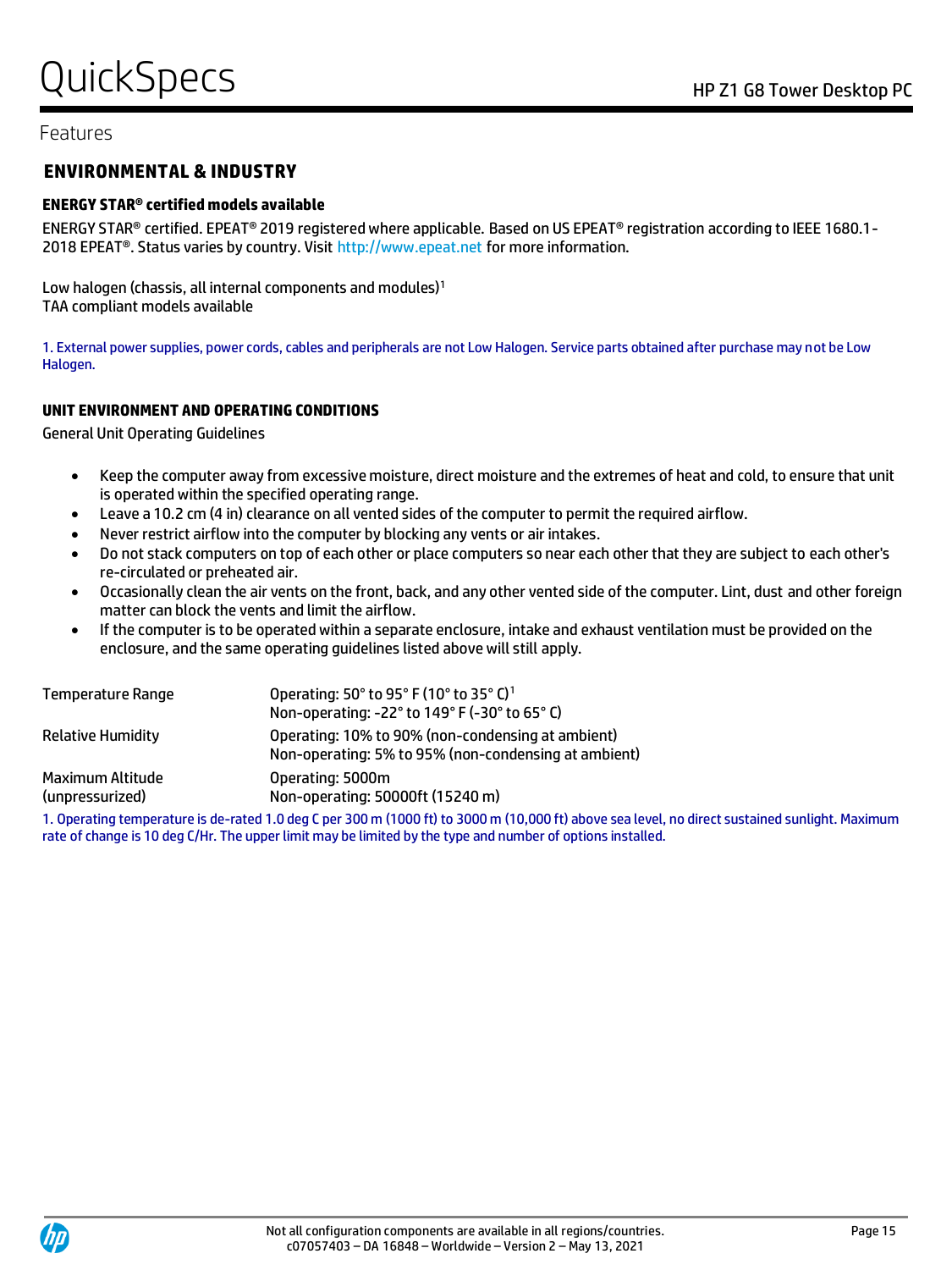Features

## ENVIRONMENTAL & INDUSTRY

**ENERGY STAR® certified models available**

ENERGY STAR® certified. EPEAT® 2019 registered where applicable. Based on US EPEAT® registration according to IEEE 1680.1-2018 EPEAT®. Status varies by country. Visit http://www.epeat.net for more information.

Low halogen (chassis, all internal components and modules)[1]
TAA compliant models available

1. External power supplies, power cords, cables and peripherals are not Low Halogen. Service parts obtained after purchase may not be Low Halogen.

**UNIT ENVIRONMENT AND OPERATING CONDITIONS**

General Unit Operating Guidelines

- Keep the computer away from excessive moisture, direct moisture and the extremes of heat and cold, to ensure that unit is operated within the specified operating range.
- Leave a 10.2 cm (4 in) clearance on all vented sides of the computer to permit the required airflow.
- Never restrict airflow into the computer by blocking any vents or air intakes.
- Do not stack computers on top of each other or place computers so near each other that they are subject to each other's re-circulated or preheated air.
- Occasionally clean the air vents on the front, back, and any other vented side of the computer. Lint, dust and other foreign matter can block the vents and limit the airflow.
- If the computer is to be operated within a separate enclosure, intake and exhaust ventilation must be provided on the enclosure, and the same operating guidelines listed above will still apply.

| | |
|---|---|
| Temperature Range | Operating: 50° to 95° F (10° to 35° C)[1]<br>Non-operating: -22° to 149° F (-30° to 65° C) |
| Relative Humidity | Operating: 10% to 90% (non-condensing at ambient)<br>Non-operating: 5% to 95% (non-condensing at ambient) |
| Maximum Altitude (unpressurized) | Operating: 5000m<br>Non-operating: 50000ft (15240 m) |

1. Operating temperature is de-rated 1.0 deg C per 300 m (1000 ft) to 3000 m (10,000 ft) above sea level, no direct sustained sunlight. Maximum rate of change is 10 deg C/Hr. The upper limit may be limited by the type and number of options installed.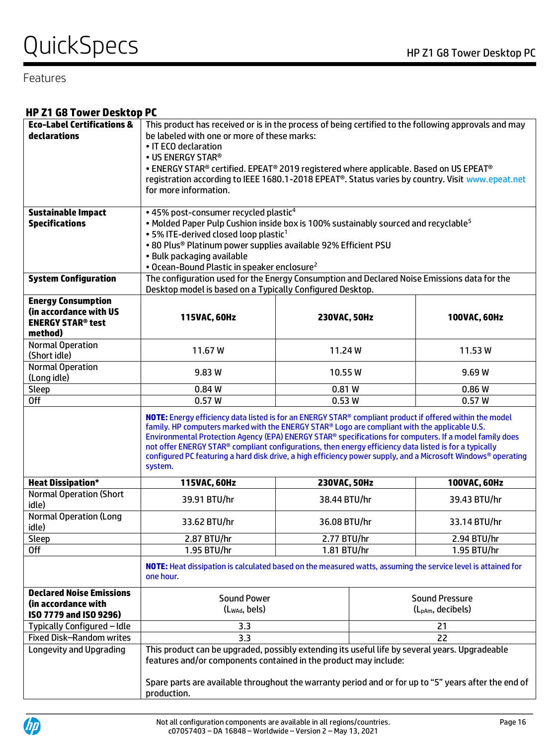Features

## HP Z1 G8 Tower Desktop PC

| **Eco-Label Certifications & declarations** | This product has received or is in the process of being certified to the following approvals and may be labeled with one or more of these marks:<br>• IT ECO declaration<br>• US ENERGY STAR®<br>• ENERGY STAR® certified. EPEAT® 2019 registered where applicable. Based on US EPEAT® registration according to IEEE 1680.1-2018 EPEAT®. Status varies by country. Visit www.epeat.net for more information. | | |
|---|---|---|---|
| **Sustainable Impact Specifications** | • 45% post-consumer recycled plastic[4]<br>• Molded Paper Pulp Cushion inside box is 100% sustainably sourced and recyclable[5]<br>• 5% ITE-derived closed loop plastic[1]<br>• 80 Plus® Platinum power supplies available 92% Efficient PSU<br>• Bulk packaging available<br>• Ocean-Bound Plastic in speaker enclosure[2] | | |
| **System Configuration** | The configuration used for the Energy Consumption and Declared Noise Emissions data for the Desktop model is based on a Typically Configured Desktop. | | |
| **Energy Consumption (in accordance with US ENERGY STAR® test method)** | **115VAC, 60Hz** | **230VAC, 50Hz** | **100VAC, 60Hz** |
| Normal Operation (Short idle) | 11.67 W | 11.24 W | 11.53 W |
| Normal Operation (Long idle) | 9.83 W | 10.55 W | 9.69 W |
| Sleep | 0.84 W | 0.81 W | 0.86 W |
| Off | 0.57 W | 0.53 W | 0.57 W |
| | **NOTE:** Energy efficiency data listed is for an ENERGY STAR® compliant product if offered within the model family. HP computers marked with the ENERGY STAR® Logo are compliant with the applicable U.S. Environmental Protection Agency (EPA) ENERGY STAR® specifications for computers. If a model family does not offer ENERGY STAR® compliant configurations, then energy efficiency data listed is for a typically configured PC featuring a hard disk drive, a high efficiency power supply, and a Microsoft Windows® operating system. | | |
| **Heat Dissipation*** | **115VAC, 60Hz** | **230VAC, 50Hz** | **100VAC, 60Hz** |
| Normal Operation (Short idle) | 39.91 BTU/hr | 38.44 BTU/hr | 39.43 BTU/hr |
| Normal Operation (Long idle) | 33.62 BTU/hr | 36.08 BTU/hr | 33.14 BTU/hr |
| Sleep | 2.87 BTU/hr | 2.77 BTU/hr | 2.94 BTU/hr |
| Off | 1.95 BTU/hr | 1.81 BTU/hr | 1.95 BTU/hr |
| | **NOTE:** Heat dissipation is calculated based on the measured watts, assuming the service level is attained for one hour. | | |

| **Declared Noise Emissions (in accordance with ISO 7779 and ISO 9296)** | Sound Power ($L_{WAd}$, bels) | Sound Pressure ($L_{pAm}$, decibels) |
|---|---|---|
| Typically Configured – Idle | 3.3 | 21 |
| Fixed Disk–Random writes | 3.3 | 22 |
| Longevity and Upgrading | This product can be upgraded, possibly extending its useful life by several years. Upgradeable features and/or components contained in the product may include:<br><br>Spare parts are available throughout the warranty period and or for up to "5" years after the end of production. | |

Not all configuration components are available in all regions/countries.
c07057403 – DA 16848 – Worldwide – Version 2 – May 13, 2021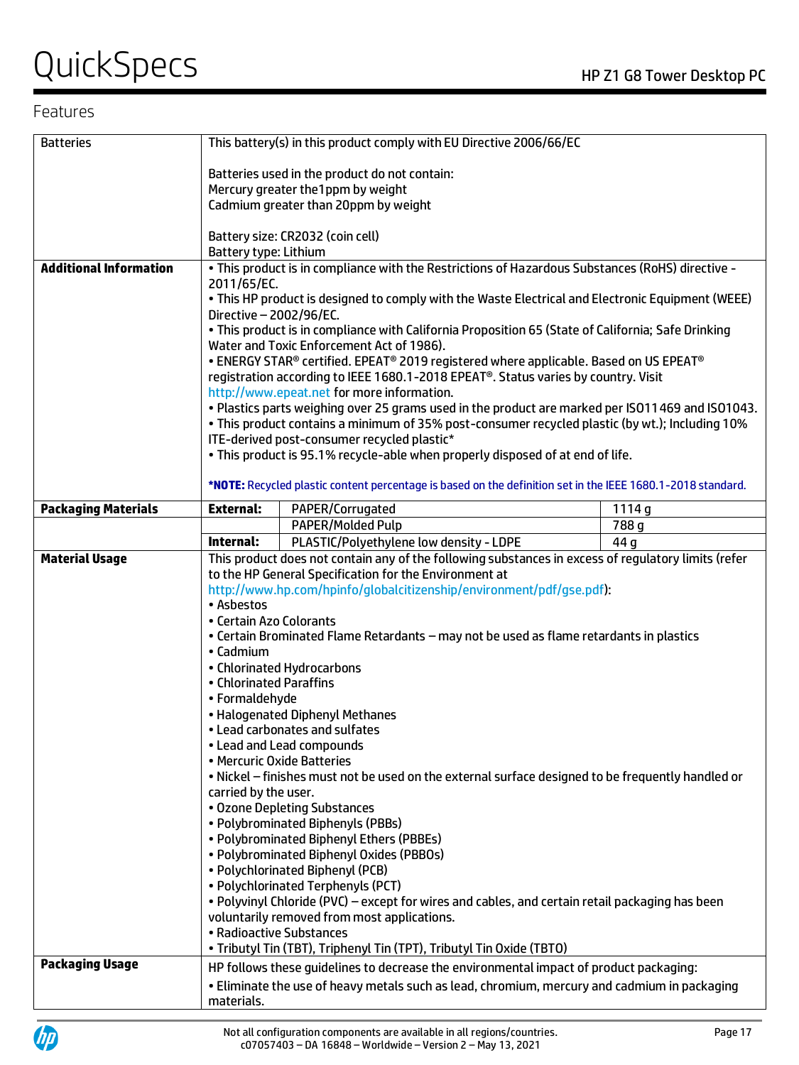## Features

| | | | |
|---|---|---|---|
| Batteries | This battery(s) in this product comply with EU Directive 2006/66/EC<br><br>Batteries used in the product do not contain:<br>Mercury greater the1ppm by weight<br>Cadmium greater than 20ppm by weight<br><br>Battery size: CR2032 (coin cell)<br>Battery type: Lithium | | |
| **Additional Information** | • This product is in compliance with the Restrictions of Hazardous Substances (RoHS) directive - 2011/65/EC.<br>• This HP product is designed to comply with the Waste Electrical and Electronic Equipment (WEEE) Directive – 2002/96/EC.<br>• This product is in compliance with California Proposition 65 (State of California; Safe Drinking Water and Toxic Enforcement Act of 1986).<br>• ENERGY STAR® certified. EPEAT® 2019 registered where applicable. Based on US EPEAT® registration according to IEEE 1680.1-2018 EPEAT®. Status varies by country. Visit http://www.epeat.net for more information.<br>• Plastics parts weighing over 25 grams used in the product are marked per ISO11469 and ISO1043.<br>• This product contains a minimum of 35% post-consumer recycled plastic (by wt.); Including 10% ITE-derived post-consumer recycled plastic*<br>• This product is 95.1% recycle-able when properly disposed of at end of life.<br><br>***NOTE:** Recycled plastic content percentage is based on the definition set in the IEEE 1680.1-2018 standard. | | |
| **Packaging Materials** | **External:** | PAPER/Corrugated | 1114 g |
| | | PAPER/Molded Pulp | 788 g |
| | **Internal:** | PLASTIC/Polyethylene low density - LDPE | 44 g |
| **Material Usage** | This product does not contain any of the following substances in excess of regulatory limits (refer to the HP General Specification for the Environment at http://www.hp.com/hpinfo/globalcitizenship/environment/pdf/gse.pdf):<br>• Asbestos<br>• Certain Azo Colorants<br>• Certain Brominated Flame Retardants – may not be used as flame retardants in plastics<br>• Cadmium<br>• Chlorinated Hydrocarbons<br>• Chlorinated Paraffins<br>• Formaldehyde<br>• Halogenated Diphenyl Methanes<br>• Lead carbonates and sulfates<br>• Lead and Lead compounds<br>• Mercuric Oxide Batteries<br>• Nickel – finishes must not be used on the external surface designed to be frequently handled or carried by the user.<br>• Ozone Depleting Substances<br>• Polybrominated Biphenyls (PBBs)<br>• Polybrominated Biphenyl Ethers (PBBEs)<br>• Polybrominated Biphenyl Oxides (PBBOs)<br>• Polychlorinated Biphenyl (PCB)<br>• Polychlorinated Terphenyls (PCT)<br>• Polyvinyl Chloride (PVC) – except for wires and cables, and certain retail packaging has been voluntarily removed from most applications.<br>• Radioactive Substances<br>• Tributyl Tin (TBT), Triphenyl Tin (TPT), Tributyl Tin Oxide (TBTO) | | |
| **Packaging Usage** | HP follows these guidelines to decrease the environmental impact of product packaging:<br>• Eliminate the use of heavy metals such as lead, chromium, mercury and cadmium in packaging materials. | | |

Not all configuration components are available in all regions/countries.
c07057403 – DA 16848 – Worldwide – Version 2 – May 13, 2021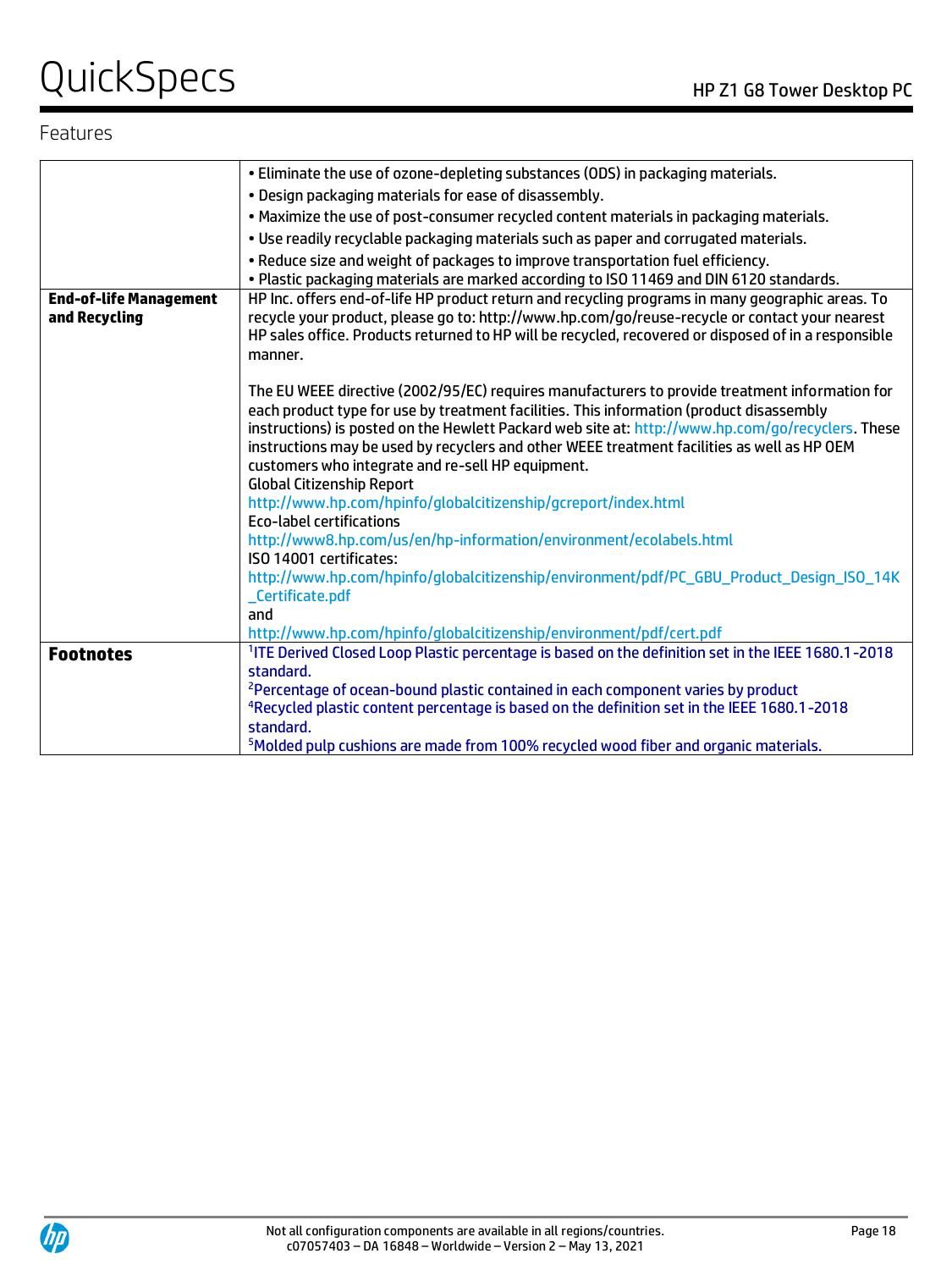## Features

| | |
|---|---|
| | • Eliminate the use of ozone-depleting substances (ODS) in packaging materials.<br>• Design packaging materials for ease of disassembly.<br>• Maximize the use of post-consumer recycled content materials in packaging materials.<br>• Use readily recyclable packaging materials such as paper and corrugated materials.<br>• Reduce size and weight of packages to improve transportation fuel efficiency.<br>• Plastic packaging materials are marked according to ISO 11469 and DIN 6120 standards. |
| **End-of-life Management and Recycling** | HP Inc. offers end-of-life HP product return and recycling programs in many geographic areas. To recycle your product, please go to: http://www.hp.com/go/reuse-recycle or contact your nearest HP sales office. Products returned to HP will be recycled, recovered or disposed of in a responsible manner.<br><br>The EU WEEE directive (2002/95/EC) requires manufacturers to provide treatment information for each product type for use by treatment facilities. This information (product disassembly instructions) is posted on the Hewlett Packard web site at: http://www.hp.com/go/recyclers. These instructions may be used by recyclers and other WEEE treatment facilities as well as HP OEM customers who integrate and re-sell HP equipment.<br>Global Citizenship Report<br>http://www.hp.com/hpinfo/globalcitizenship/gcreport/index.html<br>Eco-label certifications<br>http://www8.hp.com/us/en/hp-information/environment/ecolabels.html<br>ISO 14001 certificates:<br>http://www.hp.com/hpinfo/globalcitizenship/environment/pdf/PC_GBU_Product_Design_ISO_14K_Certificate.pdf<br>and<br>http://www.hp.com/hpinfo/globalcitizenship/environment/pdf/cert.pdf |
| **Footnotes** | [1]ITE Derived Closed Loop Plastic percentage is based on the definition set in the IEEE 1680.1-2018 standard.<br>[2]Percentage of ocean-bound plastic contained in each component varies by product<br>[4]Recycled plastic content percentage is based on the definition set in the IEEE 1680.1-2018 standard.<br>[5]Molded pulp cushions are made from 100% recycled wood fiber and organic materials. |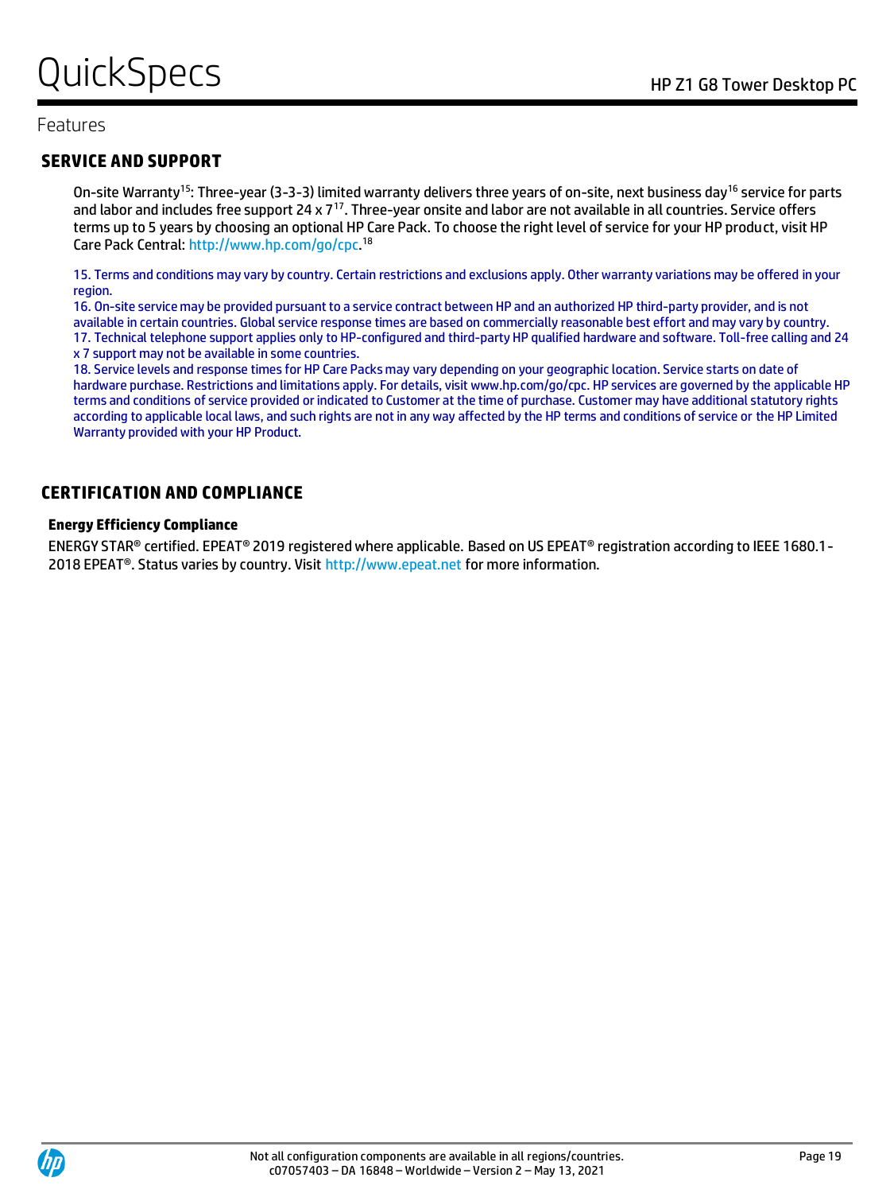Features

## SERVICE AND SUPPORT

On-site Warranty[15]: Three-year (3-3-3) limited warranty delivers three years of on-site, next business day[16] service for parts and labor and includes free support 24 x 7[17]. Three-year onsite and labor are not available in all countries. Service offers terms up to 5 years by choosing an optional HP Care Pack. To choose the right level of service for your HP product, visit HP Care Pack Central: http://www.hp.com/go/cpc.[18]

15. Terms and conditions may vary by country. Certain restrictions and exclusions apply. Other warranty variations may be offered in your region.
16. On-site service may be provided pursuant to a service contract between HP and an authorized HP third-party provider, and is not available in certain countries. Global service response times are based on commercially reasonable best effort and may vary by country.
17. Technical telephone support applies only to HP-configured and third-party HP qualified hardware and software. Toll-free calling and 24 x 7 support may not be available in some countries.
18. Service levels and response times for HP Care Packs may vary depending on your geographic location. Service starts on date of hardware purchase. Restrictions and limitations apply. For details, visit www.hp.com/go/cpc. HP services are governed by the applicable HP terms and conditions of service provided or indicated to Customer at the time of purchase. Customer may have additional statutory rights according to applicable local laws, and such rights are not in any way affected by the HP terms and conditions of service or the HP Limited Warranty provided with your HP Product.

## CERTIFICATION AND COMPLIANCE

### Energy Efficiency Compliance

ENERGY STAR® certified. EPEAT® 2019 registered where applicable. Based on US EPEAT® registration according to IEEE 1680.1-2018 EPEAT®. Status varies by country. Visit http://www.epeat.net for more information.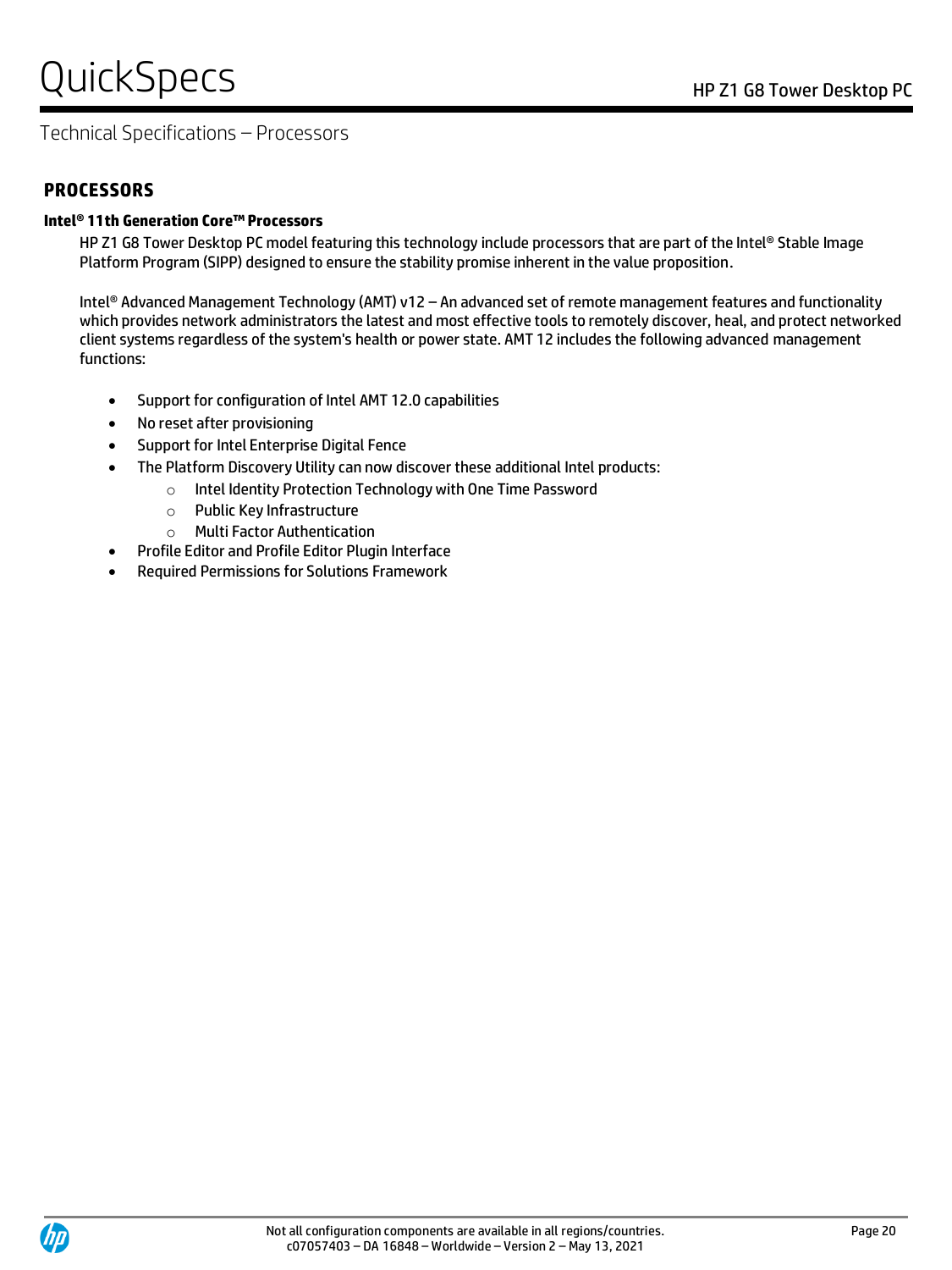## PROCESSORS

### Intel® 11th Generation Core™ Processors

HP Z1 G8 Tower Desktop PC model featuring this technology include processors that are part of the Intel® Stable Image Platform Program (SIPP) designed to ensure the stability promise inherent in the value proposition.

Intel® Advanced Management Technology (AMT) v12 – An advanced set of remote management features and functionality which provides network administrators the latest and most effective tools to remotely discover, heal, and protect networked client systems regardless of the system's health or power state. AMT 12 includes the following advanced management functions:

- Support for configuration of Intel AMT 12.0 capabilities
- No reset after provisioning
- Support for Intel Enterprise Digital Fence
- The Platform Discovery Utility can now discover these additional Intel products:
  - Intel Identity Protection Technology with One Time Password
  - Public Key Infrastructure
  - Multi Factor Authentication
- Profile Editor and Profile Editor Plugin Interface
- Required Permissions for Solutions Framework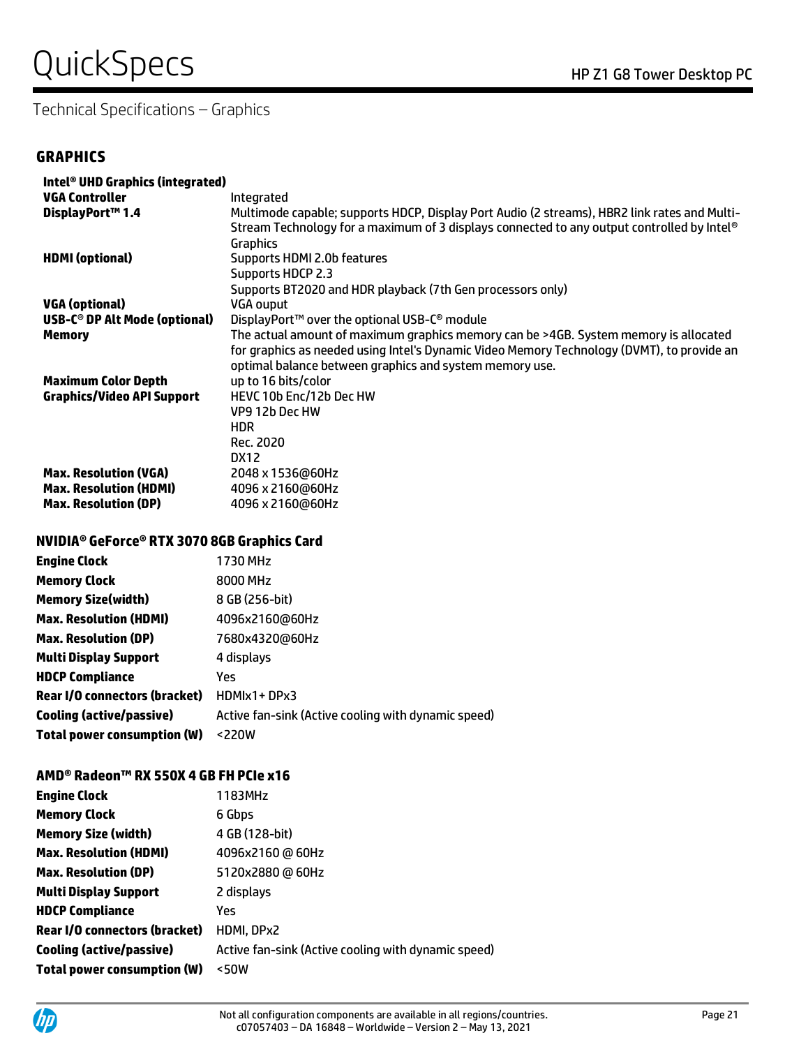Technical Specifications – Graphics

## GRAPHICS

### Intel® UHD Graphics (integrated)

| | |
|---|---|
| **VGA Controller** | Integrated |
| **DisplayPort™ 1.4** | Multimode capable; supports HDCP, Display Port Audio (2 streams), HBR2 link rates and Multi-Stream Technology for a maximum of 3 displays connected to any output controlled by Intel® Graphics |
| **HDMI (optional)** | Supports HDMI 2.0b features<br>Supports HDCP 2.3<br>Supports BT2020 and HDR playback (7th Gen processors only) |
| **VGA (optional)** | VGA ouput |
| **USB-C® DP Alt Mode (optional)** | DisplayPort™ over the optional USB-C® module |
| **Memory** | The actual amount of maximum graphics memory can be >4GB. System memory is allocated for graphics as needed using Intel's Dynamic Video Memory Technology (DVMT), to provide an optimal balance between graphics and system memory use. |
| **Maximum Color Depth** | up to 16 bits/color |
| **Graphics/Video API Support** | HEVC 10b Enc/12b Dec HW<br>VP9 12b Dec HW<br>HDR<br>Rec. 2020<br>DX12 |
| **Max. Resolution (VGA)** | 2048 x 1536@60Hz |
| **Max. Resolution (HDMI)** | 4096 x 2160@60Hz |
| **Max. Resolution (DP)** | 4096 x 2160@60Hz |

### NVIDIA® GeForce® RTX 3070 8GB Graphics Card

| | |
|---|---|
| **Engine Clock** | 1730 MHz |
| **Memory Clock** | 8000 MHz |
| **Memory Size(width)** | 8 GB (256-bit) |
| **Max. Resolution (HDMI)** | 4096x2160@60Hz |
| **Max. Resolution (DP)** | 7680x4320@60Hz |
| **Multi Display Support** | 4 displays |
| **HDCP Compliance** | Yes |
| **Rear I/O connectors (bracket)** | HDMIx1+ DPx3 |
| **Cooling (active/passive)** | Active fan-sink (Active cooling with dynamic speed) |
| **Total power consumption (W)** | <220W |

### AMD® Radeon™ RX 550X 4 GB FH PCIe x16

| | |
|---|---|
| **Engine Clock** | 1183MHz |
| **Memory Clock** | 6 Gbps |
| **Memory Size (width)** | 4 GB (128-bit) |
| **Max. Resolution (HDMI)** | 4096x2160 @ 60Hz |
| **Max. Resolution (DP)** | 5120x2880 @ 60Hz |
| **Multi Display Support** | 2 displays |
| **HDCP Compliance** | Yes |
| **Rear I/O connectors (bracket)** | HDMI, DPx2 |
| **Cooling (active/passive)** | Active fan-sink (Active cooling with dynamic speed) |
| **Total power consumption (W)** | <50W |

Not all configuration components are available in all regions/countries.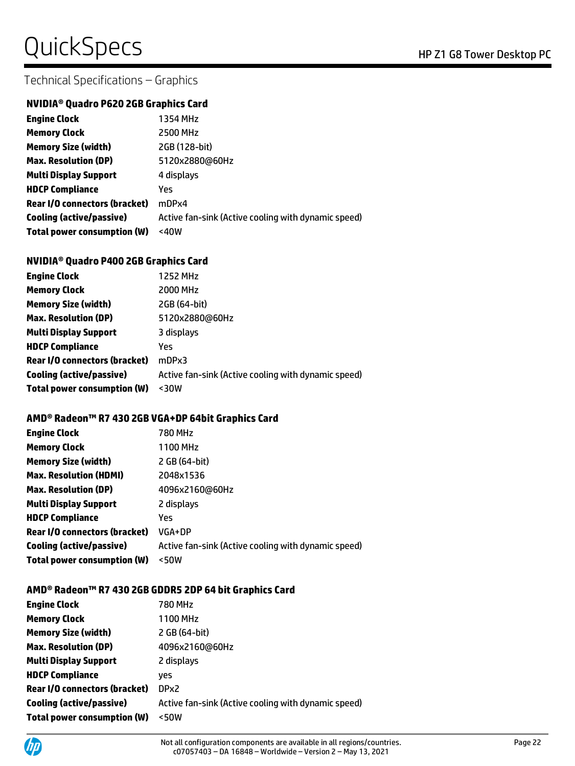## Technical Specifications – Graphics

### NVIDIA® Quadro P620 2GB Graphics Card

| | |
|---|---|
| **Engine Clock** | 1354 MHz |
| **Memory Clock** | 2500 MHz |
| **Memory Size (width)** | 2GB (128-bit) |
| **Max. Resolution (DP)** | 5120x2880@60Hz |
| **Multi Display Support** | 4 displays |
| **HDCP Compliance** | Yes |
| **Rear I/O connectors (bracket)** | mDPx4 |
| **Cooling (active/passive)** | Active fan-sink (Active cooling with dynamic speed) |
| **Total power consumption (W)** | <40W |

### NVIDIA® Quadro P400 2GB Graphics Card

| | |
|---|---|
| **Engine Clock** | 1252 MHz |
| **Memory Clock** | 2000 MHz |
| **Memory Size (width)** | 2GB (64-bit) |
| **Max. Resolution (DP)** | 5120x2880@60Hz |
| **Multi Display Support** | 3 displays |
| **HDCP Compliance** | Yes |
| **Rear I/O connectors (bracket)** | mDPx3 |
| **Cooling (active/passive)** | Active fan-sink (Active cooling with dynamic speed) |
| **Total power consumption (W)** | <30W |

### AMD® Radeon™ R7 430 2GB VGA+DP 64bit Graphics Card

| | |
|---|---|
| **Engine Clock** | 780 MHz |
| **Memory Clock** | 1100 MHz |
| **Memory Size (width)** | 2 GB (64-bit) |
| **Max. Resolution (HDMI)** | 2048x1536 |
| **Max. Resolution (DP)** | 4096x2160@60Hz |
| **Multi Display Support** | 2 displays |
| **HDCP Compliance** | Yes |
| **Rear I/O connectors (bracket)** | VGA+DP |
| **Cooling (active/passive)** | Active fan-sink (Active cooling with dynamic speed) |
| **Total power consumption (W)** | <50W |

### AMD® Radeon™ R7 430 2GB GDDR5 2DP 64 bit Graphics Card

| | |
|---|---|
| **Engine Clock** | 780 MHz |
| **Memory Clock** | 1100 MHz |
| **Memory Size (width)** | 2 GB (64-bit) |
| **Max. Resolution (DP)** | 4096x2160@60Hz |
| **Multi Display Support** | 2 displays |
| **HDCP Compliance** | yes |
| **Rear I/O connectors (bracket)** | DPx2 |
| **Cooling (active/passive)** | Active fan-sink (Active cooling with dynamic speed) |
| **Total power consumption (W)** | <50W |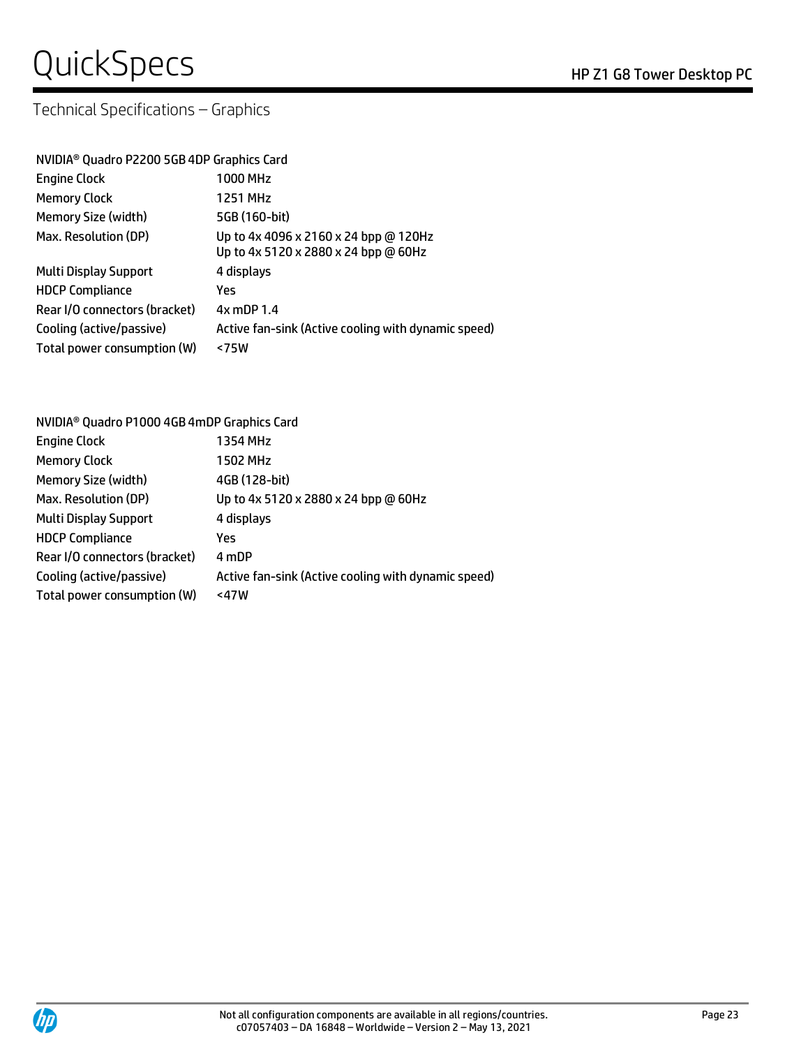## Technical Specifications – Graphics

| NVIDIA® Quadro P2200 5GB 4DP Graphics Card | |
|---|---|
| Engine Clock | 1000 MHz |
| Memory Clock | 1251 MHz |
| Memory Size (width) | 5GB (160-bit) |
| Max. Resolution (DP) | Up to 4x 4096 x 2160 x 24 bpp @ 120Hz<br>Up to 4x 5120 x 2880 x 24 bpp @ 60Hz |
| Multi Display Support | 4 displays |
| HDCP Compliance | Yes |
| Rear I/O connectors (bracket) | 4x mDP 1.4 |
| Cooling (active/passive) | Active fan-sink (Active cooling with dynamic speed) |
| Total power consumption (W) | <75W |

| NVIDIA® Quadro P1000 4GB 4mDP Graphics Card | |
|---|---|
| Engine Clock | 1354 MHz |
| Memory Clock | 1502 MHz |
| Memory Size (width) | 4GB (128-bit) |
| Max. Resolution (DP) | Up to 4x 5120 x 2880 x 24 bpp @ 60Hz |
| Multi Display Support | 4 displays |
| HDCP Compliance | Yes |
| Rear I/O connectors (bracket) | 4 mDP |
| Cooling (active/passive) | Active fan-sink (Active cooling with dynamic speed) |
| Total power consumption (W) | <47W |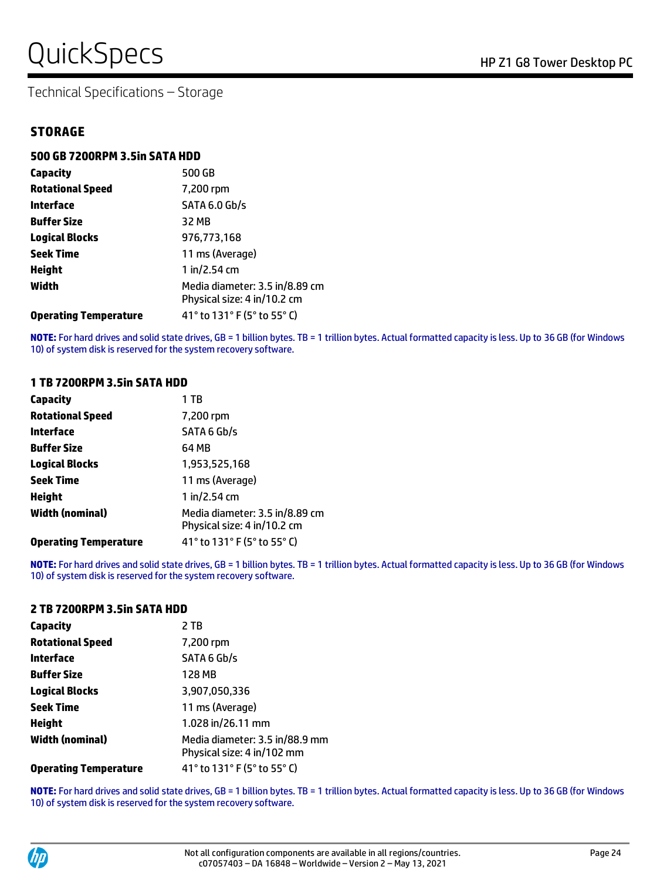Technical Specifications – Storage

## STORAGE

### 500 GB 7200RPM 3.5in SATA HDD

| | |
|---|---|
| **Capacity** | 500 GB |
| **Rotational Speed** | 7,200 rpm |
| **Interface** | SATA 6.0 Gb/s |
| **Buffer Size** | 32 MB |
| **Logical Blocks** | 976,773,168 |
| **Seek Time** | 11 ms (Average) |
| **Height** | 1 in/2.54 cm |
| **Width** | Media diameter: 3.5 in/8.89 cm<br>Physical size: 4 in/10.2 cm |
| **Operating Temperature** | 41° to 131° F (5° to 55° C) |

**NOTE:** For hard drives and solid state drives, GB = 1 billion bytes. TB = 1 trillion bytes. Actual formatted capacity is less. Up to 36 GB (for Windows 10) of system disk is reserved for the system recovery software.

### 1 TB 7200RPM 3.5in SATA HDD

| | |
|---|---|
| **Capacity** | 1 TB |
| **Rotational Speed** | 7,200 rpm |
| **Interface** | SATA 6 Gb/s |
| **Buffer Size** | 64 MB |
| **Logical Blocks** | 1,953,525,168 |
| **Seek Time** | 11 ms (Average) |
| **Height** | 1 in/2.54 cm |
| **Width (nominal)** | Media diameter: 3.5 in/8.89 cm<br>Physical size: 4 in/10.2 cm |
| **Operating Temperature** | 41° to 131° F (5° to 55° C) |

**NOTE:** For hard drives and solid state drives, GB = 1 billion bytes. TB = 1 trillion bytes. Actual formatted capacity is less. Up to 36 GB (for Windows 10) of system disk is reserved for the system recovery software.

### 2 TB 7200RPM 3.5in SATA HDD

| | |
|---|---|
| **Capacity** | 2 TB |
| **Rotational Speed** | 7,200 rpm |
| **Interface** | SATA 6 Gb/s |
| **Buffer Size** | 128 MB |
| **Logical Blocks** | 3,907,050,336 |
| **Seek Time** | 11 ms (Average) |
| **Height** | 1.028 in/26.11 mm |
| **Width (nominal)** | Media diameter: 3.5 in/88.9 mm<br>Physical size: 4 in/102 mm |
| **Operating Temperature** | 41° to 131° F (5° to 55° C) |

**NOTE:** For hard drives and solid state drives, GB = 1 billion bytes. TB = 1 trillion bytes. Actual formatted capacity is less. Up to 36 GB (for Windows 10) of system disk is reserved for the system recovery software.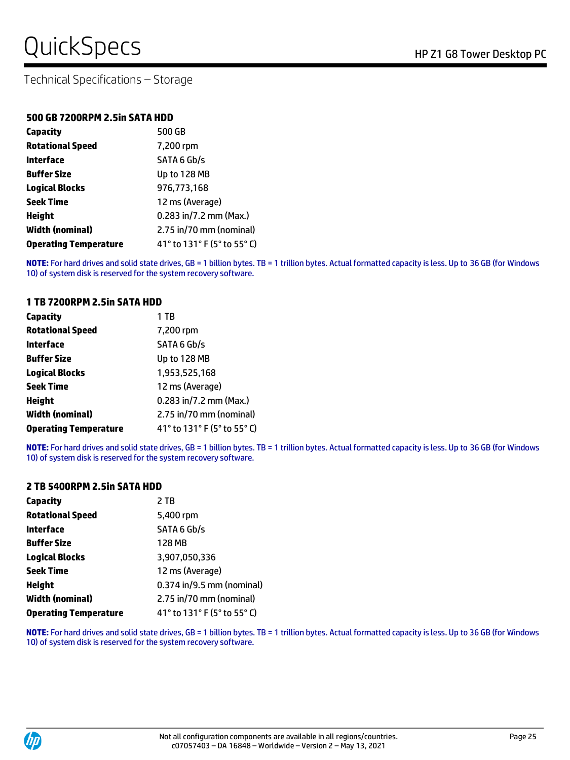## Technical Specifications – Storage

### 500 GB 7200RPM 2.5in SATA HDD

| | |
|---|---|
| **Capacity** | 500 GB |
| **Rotational Speed** | 7,200 rpm |
| **Interface** | SATA 6 Gb/s |
| **Buffer Size** | Up to 128 MB |
| **Logical Blocks** | 976,773,168 |
| **Seek Time** | 12 ms (Average) |
| **Height** | 0.283 in/7.2 mm (Max.) |
| **Width (nominal)** | 2.75 in/70 mm (nominal) |
| **Operating Temperature** | 41° to 131° F (5° to 55° C) |

**NOTE:** For hard drives and solid state drives, GB = 1 billion bytes. TB = 1 trillion bytes. Actual formatted capacity is less. Up to 36 GB (for Windows 10) of system disk is reserved for the system recovery software.

### 1 TB 7200RPM 2.5in SATA HDD

| | |
|---|---|
| **Capacity** | 1 TB |
| **Rotational Speed** | 7,200 rpm |
| **Interface** | SATA 6 Gb/s |
| **Buffer Size** | Up to 128 MB |
| **Logical Blocks** | 1,953,525,168 |
| **Seek Time** | 12 ms (Average) |
| **Height** | 0.283 in/7.2 mm (Max.) |
| **Width (nominal)** | 2.75 in/70 mm (nominal) |
| **Operating Temperature** | 41° to 131° F (5° to 55° C) |

**NOTE:** For hard drives and solid state drives, GB = 1 billion bytes. TB = 1 trillion bytes. Actual formatted capacity is less. Up to 36 GB (for Windows 10) of system disk is reserved for the system recovery software.

### 2 TB 5400RPM 2.5in SATA HDD

| | |
|---|---|
| **Capacity** | 2 TB |
| **Rotational Speed** | 5,400 rpm |
| **Interface** | SATA 6 Gb/s |
| **Buffer Size** | 128 MB |
| **Logical Blocks** | 3,907,050,336 |
| **Seek Time** | 12 ms (Average) |
| **Height** | 0.374 in/9.5 mm (nominal) |
| **Width (nominal)** | 2.75 in/70 mm (nominal) |
| **Operating Temperature** | 41° to 131° F (5° to 55° C) |

**NOTE:** For hard drives and solid state drives, GB = 1 billion bytes. TB = 1 trillion bytes. Actual formatted capacity is less. Up to 36 GB (for Windows 10) of system disk is reserved for the system recovery software.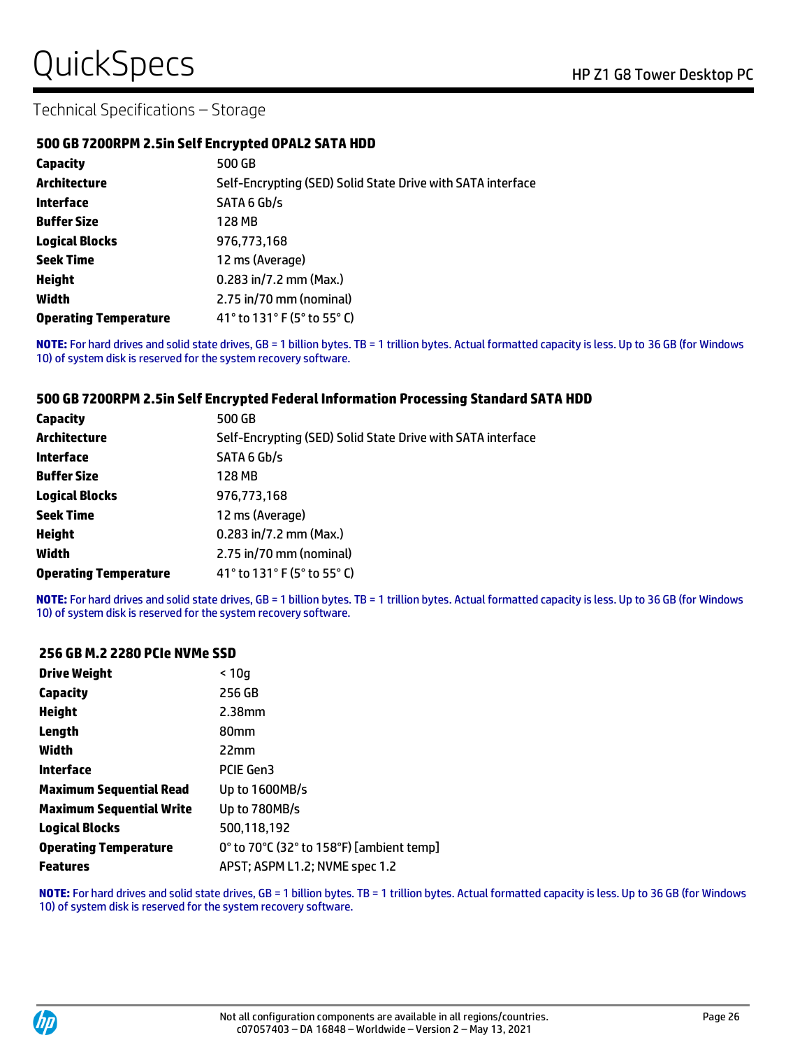Technical Specifications – Storage

### 500 GB 7200RPM 2.5in Self Encrypted OPAL2 SATA HDD

| | |
|---|---|
| **Capacity** | 500 GB |
| **Architecture** | Self-Encrypting (SED) Solid State Drive with SATA interface |
| **Interface** | SATA 6 Gb/s |
| **Buffer Size** | 128 MB |
| **Logical Blocks** | 976,773,168 |
| **Seek Time** | 12 ms (Average) |
| **Height** | 0.283 in/7.2 mm (Max.) |
| **Width** | 2.75 in/70 mm (nominal) |
| **Operating Temperature** | 41° to 131° F (5° to 55° C) |

**NOTE:** For hard drives and solid state drives, GB = 1 billion bytes. TB = 1 trillion bytes. Actual formatted capacity is less. Up to 36 GB (for Windows 10) of system disk is reserved for the system recovery software.

### 500 GB 7200RPM 2.5in Self Encrypted Federal Information Processing Standard SATA HDD

| | |
|---|---|
| **Capacity** | 500 GB |
| **Architecture** | Self-Encrypting (SED) Solid State Drive with SATA interface |
| **Interface** | SATA 6 Gb/s |
| **Buffer Size** | 128 MB |
| **Logical Blocks** | 976,773,168 |
| **Seek Time** | 12 ms (Average) |
| **Height** | 0.283 in/7.2 mm (Max.) |
| **Width** | 2.75 in/70 mm (nominal) |
| **Operating Temperature** | 41° to 131° F (5° to 55° C) |

**NOTE:** For hard drives and solid state drives, GB = 1 billion bytes. TB = 1 trillion bytes. Actual formatted capacity is less. Up to 36 GB (for Windows 10) of system disk is reserved for the system recovery software.

### 256 GB M.2 2280 PCIe NVMe SSD

| | |
|---|---|
| **Drive Weight** | < 10g |
| **Capacity** | 256 GB |
| **Height** | 2.38mm |
| **Length** | 80mm |
| **Width** | 22mm |
| **Interface** | PCIE Gen3 |
| **Maximum Sequential Read** | Up to 1600MB/s |
| **Maximum Sequential Write** | Up to 780MB/s |
| **Logical Blocks** | 500,118,192 |
| **Operating Temperature** | 0° to 70°C (32° to 158°F) [ambient temp] |
| **Features** | APST; ASPM L1.2; NVME spec 1.2 |

**NOTE:** For hard drives and solid state drives, GB = 1 billion bytes. TB = 1 trillion bytes. Actual formatted capacity is less. Up to 36 GB (for Windows 10) of system disk is reserved for the system recovery software.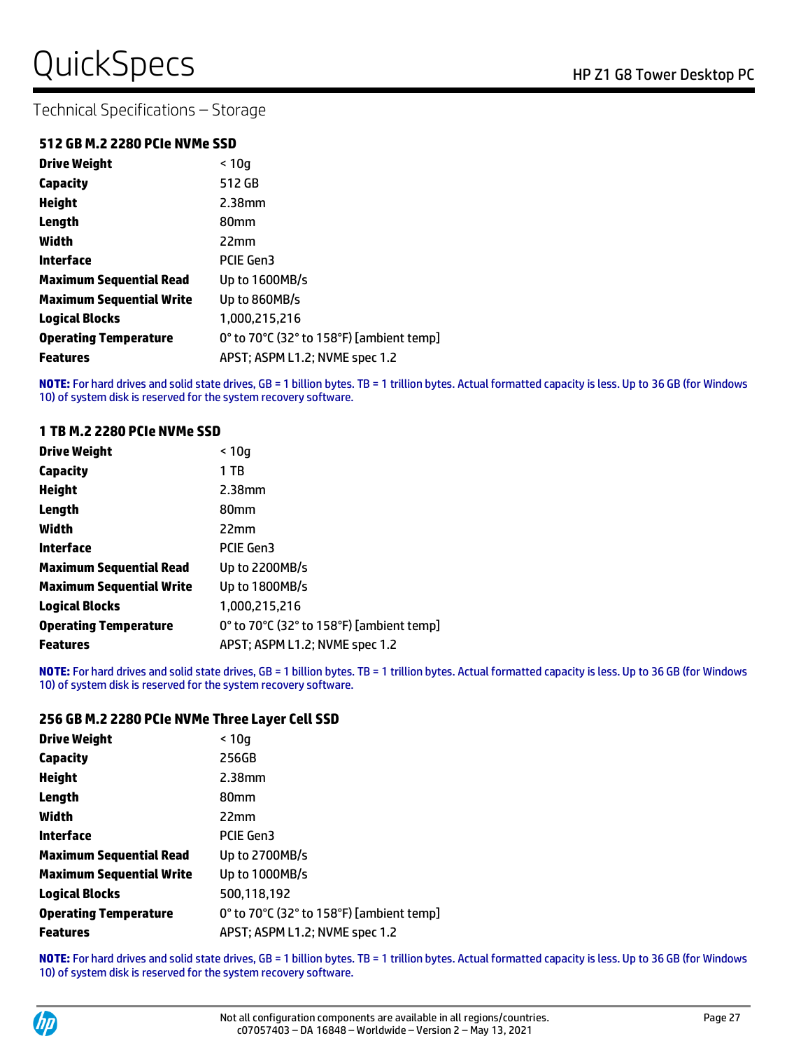## Technical Specifications – Storage

### 512 GB M.2 2280 PCIe NVMe SSD

| | |
|---|---|
| **Drive Weight** | < 10g |
| **Capacity** | 512 GB |
| **Height** | 2.38mm |
| **Length** | 80mm |
| **Width** | 22mm |
| **Interface** | PCIE Gen3 |
| **Maximum Sequential Read** | Up to 1600MB/s |
| **Maximum Sequential Write** | Up to 860MB/s |
| **Logical Blocks** | 1,000,215,216 |
| **Operating Temperature** | 0° to 70°C (32° to 158°F) [ambient temp] |
| **Features** | APST; ASPM L1.2; NVME spec 1.2 |

**NOTE:** For hard drives and solid state drives, GB = 1 billion bytes. TB = 1 trillion bytes. Actual formatted capacity is less. Up to 36 GB (for Windows 10) of system disk is reserved for the system recovery software.

### 1 TB M.2 2280 PCIe NVMe SSD

| | |
|---|---|
| **Drive Weight** | < 10g |
| **Capacity** | 1 TB |
| **Height** | 2.38mm |
| **Length** | 80mm |
| **Width** | 22mm |
| **Interface** | PCIE Gen3 |
| **Maximum Sequential Read** | Up to 2200MB/s |
| **Maximum Sequential Write** | Up to 1800MB/s |
| **Logical Blocks** | 1,000,215,216 |
| **Operating Temperature** | 0° to 70°C (32° to 158°F) [ambient temp] |
| **Features** | APST; ASPM L1.2; NVME spec 1.2 |

**NOTE:** For hard drives and solid state drives, GB = 1 billion bytes. TB = 1 trillion bytes. Actual formatted capacity is less. Up to 36 GB (for Windows 10) of system disk is reserved for the system recovery software.

### 256 GB M.2 2280 PCIe NVMe Three Layer Cell SSD

| | |
|---|---|
| **Drive Weight** | < 10g |
| **Capacity** | 256GB |
| **Height** | 2.38mm |
| **Length** | 80mm |
| **Width** | 22mm |
| **Interface** | PCIE Gen3 |
| **Maximum Sequential Read** | Up to 2700MB/s |
| **Maximum Sequential Write** | Up to 1000MB/s |
| **Logical Blocks** | 500,118,192 |
| **Operating Temperature** | 0° to 70°C (32° to 158°F) [ambient temp] |
| **Features** | APST; ASPM L1.2; NVME spec 1.2 |

**NOTE:** For hard drives and solid state drives, GB = 1 billion bytes. TB = 1 trillion bytes. Actual formatted capacity is less. Up to 36 GB (for Windows 10) of system disk is reserved for the system recovery software.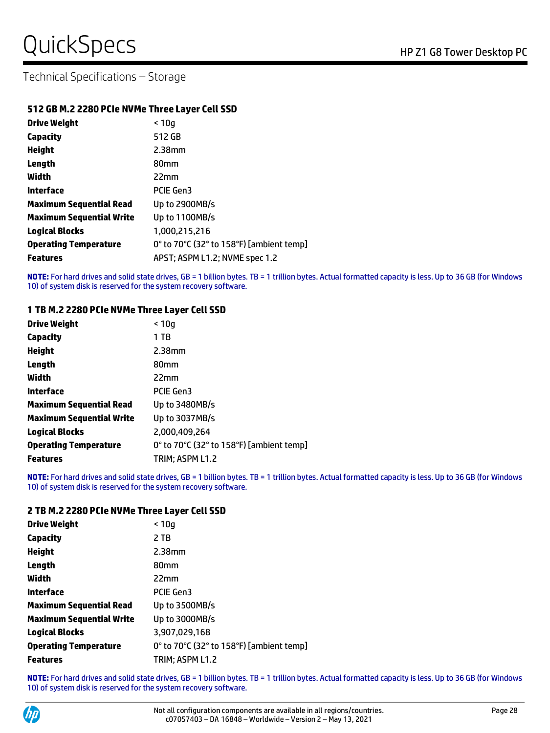## Technical Specifications – Storage

### 512 GB M.2 2280 PCIe NVMe Three Layer Cell SSD

| | |
|---|---|
| **Drive Weight** | < 10g |
| **Capacity** | 512 GB |
| **Height** | 2.38mm |
| **Length** | 80mm |
| **Width** | 22mm |
| **Interface** | PCIE Gen3 |
| **Maximum Sequential Read** | Up to 2900MB/s |
| **Maximum Sequential Write** | Up to 1100MB/s |
| **Logical Blocks** | 1,000,215,216 |
| **Operating Temperature** | 0° to 70°C (32° to 158°F) [ambient temp] |
| **Features** | APST; ASPM L1.2; NVME spec 1.2 |

**NOTE:** For hard drives and solid state drives, GB = 1 billion bytes. TB = 1 trillion bytes. Actual formatted capacity is less. Up to 36 GB (for Windows 10) of system disk is reserved for the system recovery software.

### 1 TB M.2 2280 PCIe NVMe Three Layer Cell SSD

| | |
|---|---|
| **Drive Weight** | < 10g |
| **Capacity** | 1 TB |
| **Height** | 2.38mm |
| **Length** | 80mm |
| **Width** | 22mm |
| **Interface** | PCIE Gen3 |
| **Maximum Sequential Read** | Up to 3480MB/s |
| **Maximum Sequential Write** | Up to 3037MB/s |
| **Logical Blocks** | 2,000,409,264 |
| **Operating Temperature** | 0° to 70°C (32° to 158°F) [ambient temp] |
| **Features** | TRIM; ASPM L1.2 |

**NOTE:** For hard drives and solid state drives, GB = 1 billion bytes. TB = 1 trillion bytes. Actual formatted capacity is less. Up to 36 GB (for Windows 10) of system disk is reserved for the system recovery software.

### 2 TB M.2 2280 PCIe NVMe Three Layer Cell SSD

| | |
|---|---|
| **Drive Weight** | < 10g |
| **Capacity** | 2 TB |
| **Height** | 2.38mm |
| **Length** | 80mm |
| **Width** | 22mm |
| **Interface** | PCIE Gen3 |
| **Maximum Sequential Read** | Up to 3500MB/s |
| **Maximum Sequential Write** | Up to 3000MB/s |
| **Logical Blocks** | 3,907,029,168 |
| **Operating Temperature** | 0° to 70°C (32° to 158°F) [ambient temp] |
| **Features** | TRIM; ASPM L1.2 |

**NOTE:** For hard drives and solid state drives, GB = 1 billion bytes. TB = 1 trillion bytes. Actual formatted capacity is less. Up to 36 GB (for Windows 10) of system disk is reserved for the system recovery software.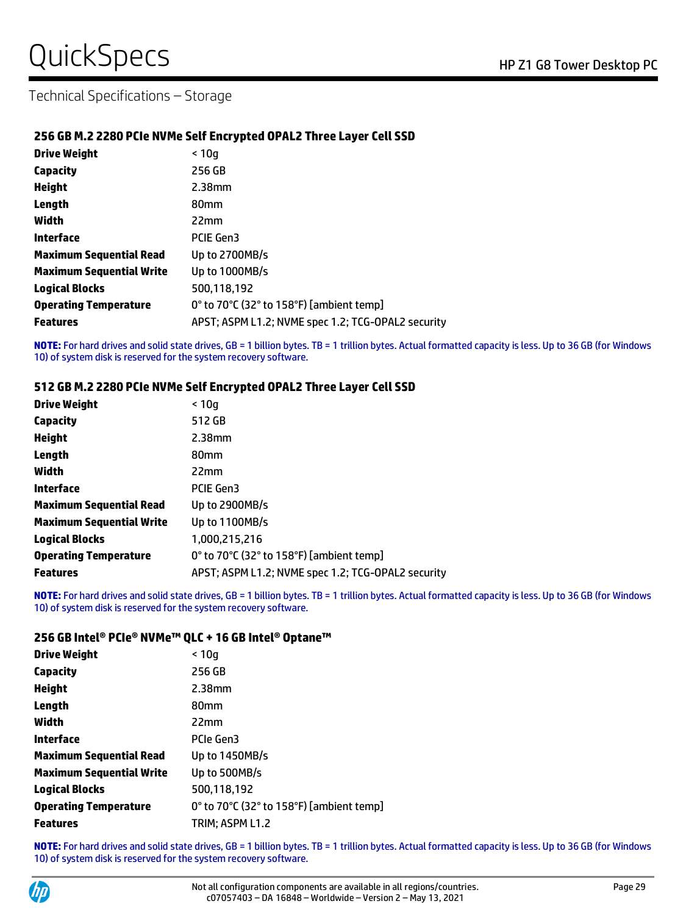## Technical Specifications – Storage

### 256 GB M.2 2280 PCIe NVMe Self Encrypted OPAL2 Three Layer Cell SSD

| | |
|---|---|
| **Drive Weight** | < 10g |
| **Capacity** | 256 GB |
| **Height** | 2.38mm |
| **Length** | 80mm |
| **Width** | 22mm |
| **Interface** | PCIE Gen3 |
| **Maximum Sequential Read** | Up to 2700MB/s |
| **Maximum Sequential Write** | Up to 1000MB/s |
| **Logical Blocks** | 500,118,192 |
| **Operating Temperature** | 0° to 70°C (32° to 158°F) [ambient temp] |
| **Features** | APST; ASPM L1.2; NVME spec 1.2; TCG-OPAL2 security |

**NOTE:** For hard drives and solid state drives, GB = 1 billion bytes. TB = 1 trillion bytes. Actual formatted capacity is less. Up to 36 GB (for Windows 10) of system disk is reserved for the system recovery software.

### 512 GB M.2 2280 PCIe NVMe Self Encrypted OPAL2 Three Layer Cell SSD

| | |
|---|---|
| **Drive Weight** | < 10g |
| **Capacity** | 512 GB |
| **Height** | 2.38mm |
| **Length** | 80mm |
| **Width** | 22mm |
| **Interface** | PCIE Gen3 |
| **Maximum Sequential Read** | Up to 2900MB/s |
| **Maximum Sequential Write** | Up to 1100MB/s |
| **Logical Blocks** | 1,000,215,216 |
| **Operating Temperature** | 0° to 70°C (32° to 158°F) [ambient temp] |
| **Features** | APST; ASPM L1.2; NVME spec 1.2; TCG-OPAL2 security |

**NOTE:** For hard drives and solid state drives, GB = 1 billion bytes. TB = 1 trillion bytes. Actual formatted capacity is less. Up to 36 GB (for Windows 10) of system disk is reserved for the system recovery software.

### 256 GB Intel® PCIe® NVMe™ QLC + 16 GB Intel® Optane™

| | |
|---|---|
| **Drive Weight** | < 10g |
| **Capacity** | 256 GB |
| **Height** | 2.38mm |
| **Length** | 80mm |
| **Width** | 22mm |
| **Interface** | PCIe Gen3 |
| **Maximum Sequential Read** | Up to 1450MB/s |
| **Maximum Sequential Write** | Up to 500MB/s |
| **Logical Blocks** | 500,118,192 |
| **Operating Temperature** | 0° to 70°C (32° to 158°F) [ambient temp] |
| **Features** | TRIM; ASPM L1.2 |

**NOTE:** For hard drives and solid state drives, GB = 1 billion bytes. TB = 1 trillion bytes. Actual formatted capacity is less. Up to 36 GB (for Windows 10) of system disk is reserved for the system recovery software.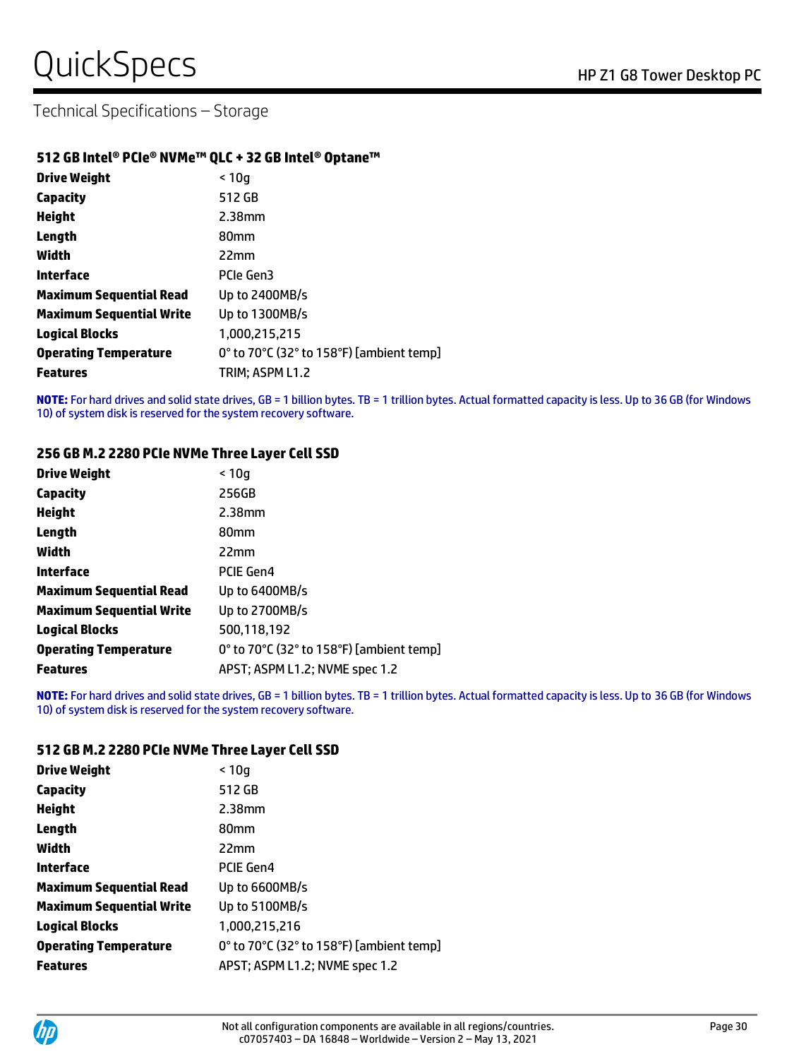## Technical Specifications – Storage

### 512 GB Intel® PCIe® NVMe™ QLC + 32 GB Intel® Optane™

| | |
|---|---|
| **Drive Weight** | < 10g |
| **Capacity** | 512 GB |
| **Height** | 2.38mm |
| **Length** | 80mm |
| **Width** | 22mm |
| **Interface** | PCIe Gen3 |
| **Maximum Sequential Read** | Up to 2400MB/s |
| **Maximum Sequential Write** | Up to 1300MB/s |
| **Logical Blocks** | 1,000,215,215 |
| **Operating Temperature** | 0° to 70°C (32° to 158°F) [ambient temp] |
| **Features** | TRIM; ASPM L1.2 |

**NOTE:** For hard drives and solid state drives, GB = 1 billion bytes. TB = 1 trillion bytes. Actual formatted capacity is less. Up to 36 GB (for Windows 10) of system disk is reserved for the system recovery software.

### 256 GB M.2 2280 PCIe NVMe Three Layer Cell SSD

| | |
|---|---|
| **Drive Weight** | < 10g |
| **Capacity** | 256GB |
| **Height** | 2.38mm |
| **Length** | 80mm |
| **Width** | 22mm |
| **Interface** | PCIE Gen4 |
| **Maximum Sequential Read** | Up to 6400MB/s |
| **Maximum Sequential Write** | Up to 2700MB/s |
| **Logical Blocks** | 500,118,192 |
| **Operating Temperature** | 0° to 70°C (32° to 158°F) [ambient temp] |
| **Features** | APST; ASPM L1.2; NVME spec 1.2 |

**NOTE:** For hard drives and solid state drives, GB = 1 billion bytes. TB = 1 trillion bytes. Actual formatted capacity is less. Up to 36 GB (for Windows 10) of system disk is reserved for the system recovery software.

### 512 GB M.2 2280 PCIe NVMe Three Layer Cell SSD

| | |
|---|---|
| **Drive Weight** | < 10g |
| **Capacity** | 512 GB |
| **Height** | 2.38mm |
| **Length** | 80mm |
| **Width** | 22mm |
| **Interface** | PCIE Gen4 |
| **Maximum Sequential Read** | Up to 6600MB/s |
| **Maximum Sequential Write** | Up to 5100MB/s |
| **Logical Blocks** | 1,000,215,216 |
| **Operating Temperature** | 0° to 70°C (32° to 158°F) [ambient temp] |
| **Features** | APST; ASPM L1.2; NVME spec 1.2 |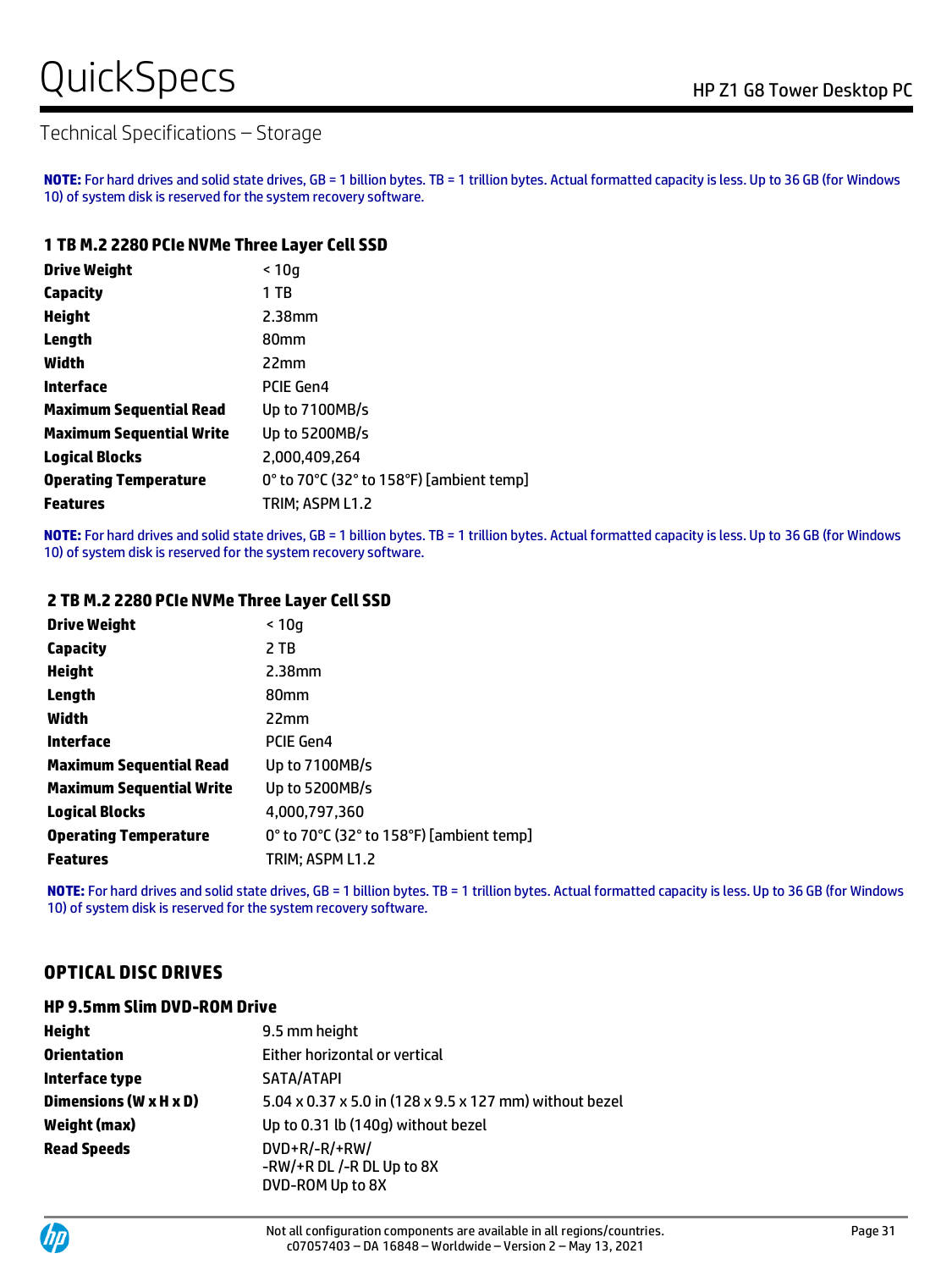## Technical Specifications – Storage

**NOTE:** For hard drives and solid state drives, GB = 1 billion bytes. TB = 1 trillion bytes. Actual formatted capacity is less. Up to 36 GB (for Windows 10) of system disk is reserved for the system recovery software.

### 1 TB M.2 2280 PCIe NVMe Three Layer Cell SSD

| | |
|---|---|
| **Drive Weight** | < 10g |
| **Capacity** | 1 TB |
| **Height** | 2.38mm |
| **Length** | 80mm |
| **Width** | 22mm |
| **Interface** | PCIE Gen4 |
| **Maximum Sequential Read** | Up to 7100MB/s |
| **Maximum Sequential Write** | Up to 5200MB/s |
| **Logical Blocks** | 2,000,409,264 |
| **Operating Temperature** | 0° to 70°C (32° to 158°F) [ambient temp] |
| **Features** | TRIM; ASPM L1.2 |

**NOTE:** For hard drives and solid state drives, GB = 1 billion bytes. TB = 1 trillion bytes. Actual formatted capacity is less. Up to 36 GB (for Windows 10) of system disk is reserved for the system recovery software.

### 2 TB M.2 2280 PCIe NVMe Three Layer Cell SSD

| | |
|---|---|
| **Drive Weight** | < 10g |
| **Capacity** | 2 TB |
| **Height** | 2.38mm |
| **Length** | 80mm |
| **Width** | 22mm |
| **Interface** | PCIE Gen4 |
| **Maximum Sequential Read** | Up to 7100MB/s |
| **Maximum Sequential Write** | Up to 5200MB/s |
| **Logical Blocks** | 4,000,797,360 |
| **Operating Temperature** | 0° to 70°C (32° to 158°F) [ambient temp] |
| **Features** | TRIM; ASPM L1.2 |

**NOTE:** For hard drives and solid state drives, GB = 1 billion bytes. TB = 1 trillion bytes. Actual formatted capacity is less. Up to 36 GB (for Windows 10) of system disk is reserved for the system recovery software.

## OPTICAL DISC DRIVES

### HP 9.5mm Slim DVD-ROM Drive

| | |
|---|---|
| **Height** | 9.5 mm height |
| **Orientation** | Either horizontal or vertical |
| **Interface type** | SATA/ATAPI |
| **Dimensions (W x H x D)** | 5.04 x 0.37 x 5.0 in (128 x 9.5 x 127 mm) without bezel |
| **Weight (max)** | Up to 0.31 lb (140g) without bezel |
| **Read Speeds** | DVD+R/-R/+RW/ -RW/+R DL /-R DL Up to 8X<br>DVD-ROM Up to 8X |

Not all configuration components are available in all regions/countries.
c07057403 – DA 16848 – Worldwide – Version 2 – May 13, 2021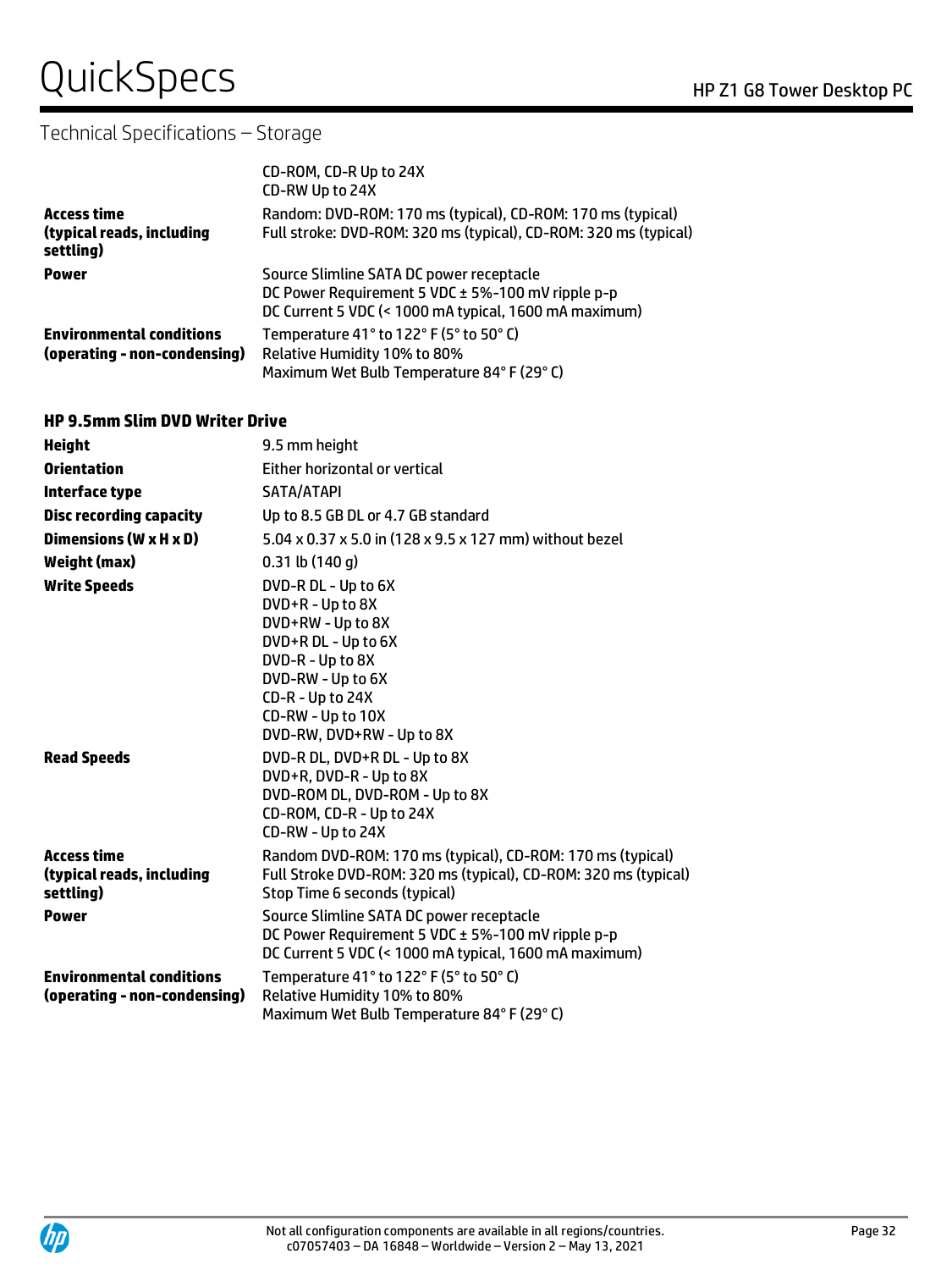## Technical Specifications – Storage

| | |
|---|---|
| | CD-ROM, CD-R Up to 24X<br>CD-RW Up to 24X |
| **Access time (typical reads, including settling)** | Random: DVD-ROM: 170 ms (typical), CD-ROM: 170 ms (typical)<br>Full stroke: DVD-ROM: 320 ms (typical), CD-ROM: 320 ms (typical) |
| **Power** | Source Slimline SATA DC power receptacle<br>DC Power Requirement 5 VDC ± 5%-100 mV ripple p-p<br>DC Current 5 VDC (< 1000 mA typical, 1600 mA maximum) |
| **Environmental conditions (operating - non-condensing)** | Temperature 41° to 122° F (5° to 50° C)<br>Relative Humidity 10% to 80%<br>Maximum Wet Bulb Temperature 84° F (29° C) |

### HP 9.5mm Slim DVD Writer Drive

| | |
|---|---|
| **Height** | 9.5 mm height |
| **Orientation** | Either horizontal or vertical |
| **Interface type** | SATA/ATAPI |
| **Disc recording capacity** | Up to 8.5 GB DL or 4.7 GB standard |
| **Dimensions (W x H x D)** | 5.04 x 0.37 x 5.0 in (128 x 9.5 x 127 mm) without bezel |
| **Weight (max)** | 0.31 lb (140 g) |
| **Write Speeds** | DVD-R DL - Up to 6X<br>DVD+R - Up to 8X<br>DVD+RW - Up to 8X<br>DVD+R DL - Up to 6X<br>DVD-R - Up to 8X<br>DVD-RW - Up to 6X<br>CD-R - Up to 24X<br>CD-RW - Up to 10X<br>DVD-RW, DVD+RW - Up to 8X |
| **Read Speeds** | DVD-R DL, DVD+R DL - Up to 8X<br>DVD+R, DVD-R - Up to 8X<br>DVD-ROM DL, DVD-ROM - Up to 8X<br>CD-ROM, CD-R - Up to 24X<br>CD-RW - Up to 24X |
| **Access time (typical reads, including settling)** | Random DVD-ROM: 170 ms (typical), CD-ROM: 170 ms (typical)<br>Full Stroke DVD-ROM: 320 ms (typical), CD-ROM: 320 ms (typical)<br>Stop Time 6 seconds (typical) |
| **Power** | Source Slimline SATA DC power receptacle<br>DC Power Requirement 5 VDC ± 5%-100 mV ripple p-p<br>DC Current 5 VDC (< 1000 mA typical, 1600 mA maximum) |
| **Environmental conditions (operating - non-condensing)** | Temperature 41° to 122° F (5° to 50° C)<br>Relative Humidity 10% to 80%<br>Maximum Wet Bulb Temperature 84° F (29° C) |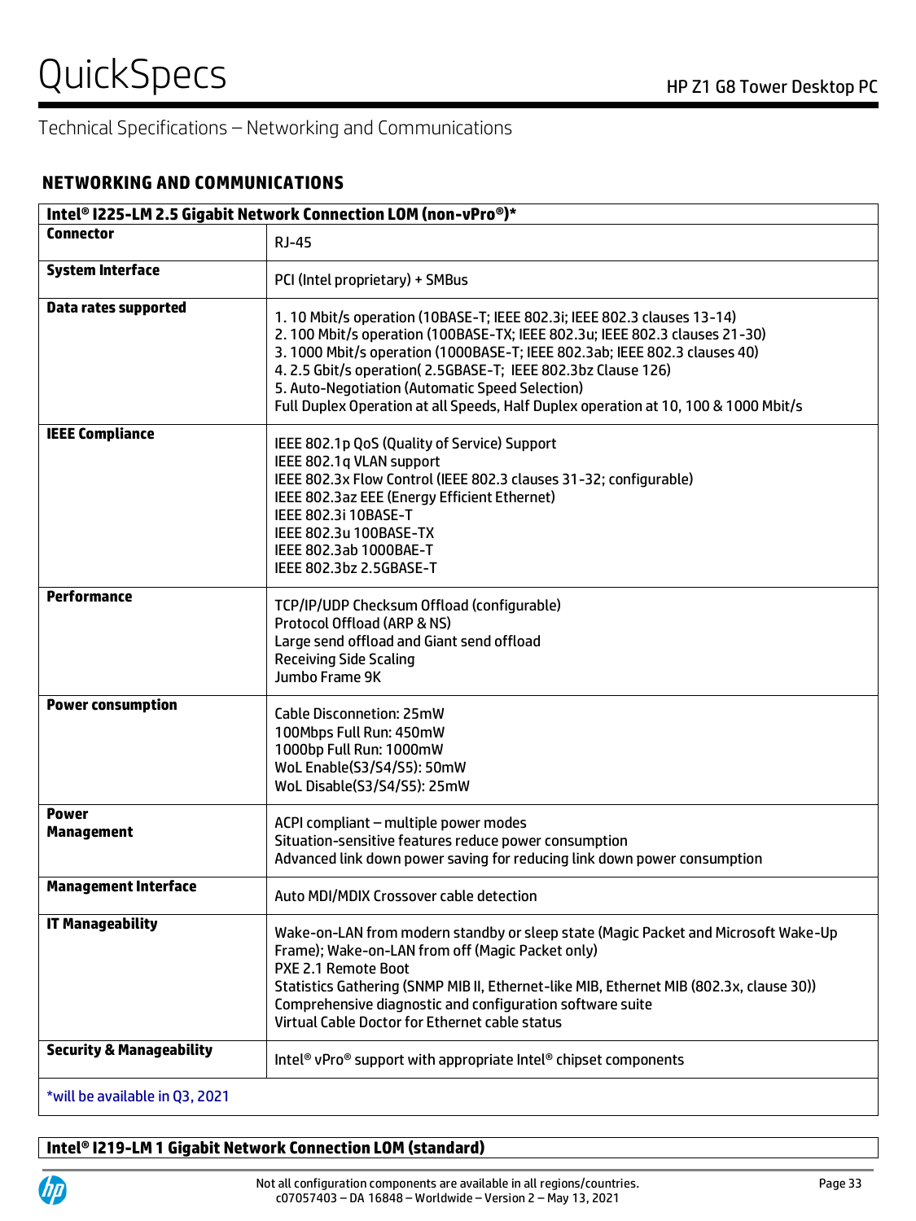Technical Specifications – Networking and Communications

## NETWORKING AND COMMUNICATIONS

| Intel® I225-LM 2.5 Gigabit Network Connection LOM (non-vPro®)* | |
|---|---|
| **Connector** | RJ-45 |
| **System Interface** | PCI (Intel proprietary) + SMBus |
| **Data rates supported** | 1. 10 Mbit/s operation (10BASE-T; IEEE 802.3i; IEEE 802.3 clauses 13-14)<br>2. 100 Mbit/s operation (100BASE-TX; IEEE 802.3u; IEEE 802.3 clauses 21-30)<br>3. 1000 Mbit/s operation (1000BASE-T; IEEE 802.3ab; IEEE 802.3 clauses 40)<br>4. 2.5 Gbit/s operation( 2.5GBASE-T; IEEE 802.3bz Clause 126)<br>5. Auto-Negotiation (Automatic Speed Selection)<br>Full Duplex Operation at all Speeds, Half Duplex operation at 10, 100 & 1000 Mbit/s |
| **IEEE Compliance** | IEEE 802.1p QoS (Quality of Service) Support<br>IEEE 802.1q VLAN support<br>IEEE 802.3x Flow Control (IEEE 802.3 clauses 31-32; configurable)<br>IEEE 802.3az EEE (Energy Efficient Ethernet)<br>IEEE 802.3i 10BASE-T<br>IEEE 802.3u 100BASE-TX<br>IEEE 802.3ab 1000BAE-T<br>IEEE 802.3bz 2.5GBASE-T |
| **Performance** | TCP/IP/UDP Checksum Offload (configurable)<br>Protocol Offload (ARP & NS)<br>Large send offload and Giant send offload<br>Receiving Side Scaling<br>Jumbo Frame 9K |
| **Power consumption** | Cable Disconnetion: 25mW<br>100Mbps Full Run: 450mW<br>1000bp Full Run: 1000mW<br>WoL Enable(S3/S4/S5): 50mW<br>WoL Disable(S3/S4/S5): 25mW |
| **Power Management** | ACPI compliant – multiple power modes<br>Situation-sensitive features reduce power consumption<br>Advanced link down power saving for reducing link down power consumption |
| **Management Interface** | Auto MDI/MDIX Crossover cable detection |
| **IT Manageability** | Wake-on-LAN from modern standby or sleep state (Magic Packet and Microsoft Wake-Up Frame); Wake-on-LAN from off (Magic Packet only)<br>PXE 2.1 Remote Boot<br>Statistics Gathering (SNMP MIB II, Ethernet-like MIB, Ethernet MIB (802.3x, clause 30))<br>Comprehensive diagnostic and configuration software suite<br>Virtual Cable Doctor for Ethernet cable status |
| **Security & Manageability** | Intel® vPro® support with appropriate Intel® chipset components |
| *will be available in Q3, 2021 | |

| Intel® I219-LM 1 Gigabit Network Connection LOM (standard) |
|---|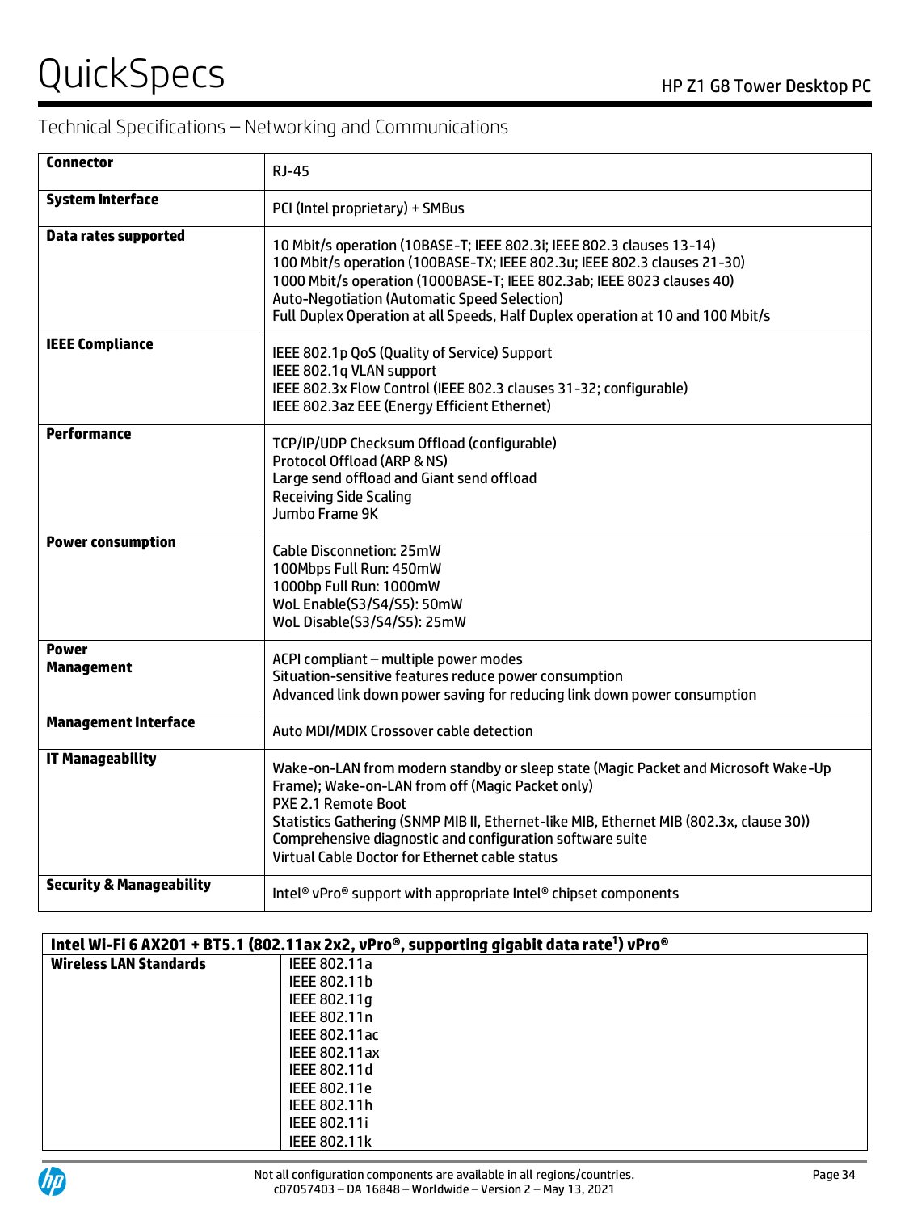## Technical Specifications – Networking and Communications

| | |
|---|---|
| **Connector** | RJ-45 |
| **System Interface** | PCI (Intel proprietary) + SMBus |
| **Data rates supported** | 10 Mbit/s operation (10BASE-T; IEEE 802.3i; IEEE 802.3 clauses 13-14)<br>100 Mbit/s operation (100BASE-TX; IEEE 802.3u; IEEE 802.3 clauses 21-30)<br>1000 Mbit/s operation (1000BASE-T; IEEE 802.3ab; IEEE 8023 clauses 40)<br>Auto-Negotiation (Automatic Speed Selection)<br>Full Duplex Operation at all Speeds, Half Duplex operation at 10 and 100 Mbit/s |
| **IEEE Compliance** | IEEE 802.1p QoS (Quality of Service) Support<br>IEEE 802.1q VLAN support<br>IEEE 802.3x Flow Control (IEEE 802.3 clauses 31-32; configurable)<br>IEEE 802.3az EEE (Energy Efficient Ethernet) |
| **Performance** | TCP/IP/UDP Checksum Offload (configurable)<br>Protocol Offload (ARP & NS)<br>Large send offload and Giant send offload<br>Receiving Side Scaling<br>Jumbo Frame 9K |
| **Power consumption** | Cable Disconnetion: 25mW<br>100Mbps Full Run: 450mW<br>1000bp Full Run: 1000mW<br>WoL Enable(S3/S4/S5): 50mW<br>WoL Disable(S3/S4/S5): 25mW |
| **Power Management** | ACPI compliant – multiple power modes<br>Situation-sensitive features reduce power consumption<br>Advanced link down power saving for reducing link down power consumption |
| **Management Interface** | Auto MDI/MDIX Crossover cable detection |
| **IT Manageability** | Wake-on-LAN from modern standby or sleep state (Magic Packet and Microsoft Wake-Up Frame); Wake-on-LAN from off (Magic Packet only)<br>PXE 2.1 Remote Boot<br>Statistics Gathering (SNMP MIB II, Ethernet-like MIB, Ethernet MIB (802.3x, clause 30))<br>Comprehensive diagnostic and configuration software suite<br>Virtual Cable Doctor for Ethernet cable status |
| **Security & Manageability** | Intel® vPro® support with appropriate Intel® chipset components |

| **Intel Wi-Fi 6 AX201 + BT5.1 (802.11ax 2x2, vPro®, supporting gigabit data rate[1]) vPro®** | |
|---|---|
| **Wireless LAN Standards** | IEEE 802.11a<br>IEEE 802.11b<br>IEEE 802.11g<br>IEEE 802.11n<br>IEEE 802.11ac<br>IEEE 802.11ax<br>IEEE 802.11d<br>IEEE 802.11e<br>IEEE 802.11h<br>IEEE 802.11i<br>IEEE 802.11k |

Not all configuration components are available in all regions/countries.
c07057403 – DA 16848 – Worldwide – Version 2 – May 13, 2021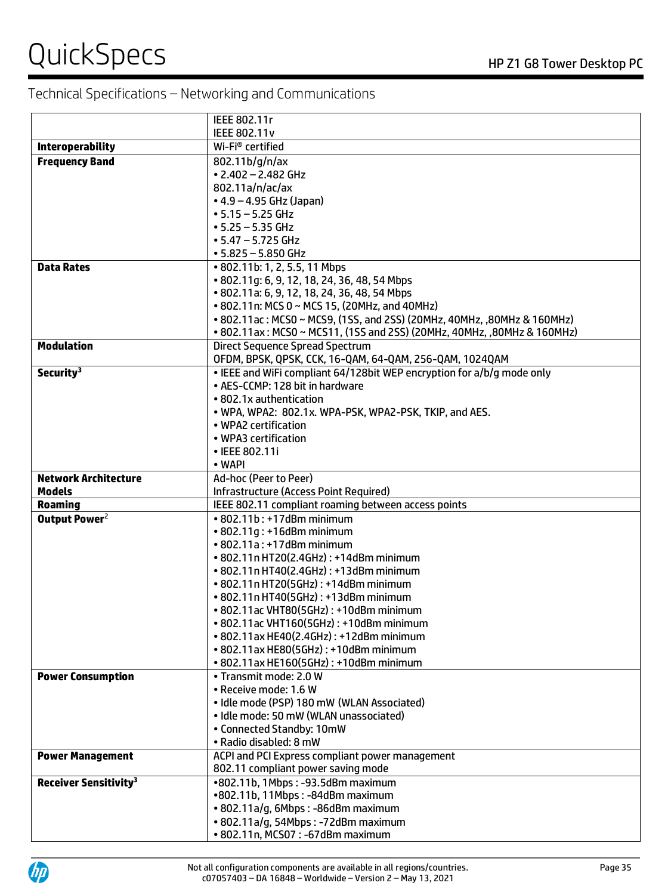## Technical Specifications – Networking and Communications

| | |
|---|---|
| | IEEE 802.11r<br>IEEE 802.11v |
| **Interoperability** | Wi-Fi® certified |
| **Frequency Band** | 802.11b/g/n/ax<br>• 2.402 – 2.482 GHz<br>802.11a/n/ac/ax<br>• 4.9 – 4.95 GHz (Japan)<br>• 5.15 – 5.25 GHz<br>• 5.25 – 5.35 GHz<br>• 5.47 – 5.725 GHz<br>• 5.825 – 5.850 GHz |
| **Data Rates** | • 802.11b: 1, 2, 5.5, 11 Mbps<br>• 802.11g: 6, 9, 12, 18, 24, 36, 48, 54 Mbps<br>• 802.11a: 6, 9, 12, 18, 24, 36, 48, 54 Mbps<br>• 802.11n: MCS 0 ~ MCS 15, (20MHz, and 40MHz)<br>• 802.11ac : MCS0 ~ MCS9, (1SS, and 2SS) (20MHz, 40MHz, ,80MHz & 160MHz)<br>• 802.11ax : MCS0 ~ MCS11, (1SS and 2SS) (20MHz, 40MHz, ,80MHz & 160MHz) |
| **Modulation** | Direct Sequence Spread Spectrum<br>OFDM, BPSK, QPSK, CCK, 16-QAM, 64-QAM, 256-QAM, 1024QAM |
| **Security**[3] | • IEEE and WiFi compliant 64/128bit WEP encryption for a/b/g mode only<br>• AES-CCMP: 128 bit in hardware<br>• 802.1x authentication<br>• WPA, WPA2: 802.1x. WPA-PSK, WPA2-PSK, TKIP, and AES.<br>• WPA2 certification<br>• WPA3 certification<br>• IEEE 802.11i<br>• WAPI |
| **Network Architecture Models** | Ad-hoc (Peer to Peer)<br>Infrastructure (Access Point Required) |
| **Roaming** | IEEE 802.11 compliant roaming between access points |
| **Output Power**[2] | • 802.11b : +17dBm minimum<br>• 802.11g : +16dBm minimum<br>• 802.11a : +17dBm minimum<br>• 802.11n HT20(2.4GHz) : +14dBm minimum<br>• 802.11n HT40(2.4GHz) : +13dBm minimum<br>• 802.11n HT20(5GHz) : +14dBm minimum<br>• 802.11n HT40(5GHz) : +13dBm minimum<br>• 802.11ac VHT80(5GHz) : +10dBm minimum<br>• 802.11ac VHT160(5GHz) : +10dBm minimum<br>• 802.11ax HE40(2.4GHz) : +12dBm minimum<br>• 802.11ax HE80(5GHz) : +10dBm minimum<br>• 802.11ax HE160(5GHz) : +10dBm minimum |
| **Power Consumption** | • Transmit mode: 2.0 W<br>• Receive mode: 1.6 W<br>• Idle mode (PSP) 180 mW (WLAN Associated)<br>• Idle mode: 50 mW (WLAN unassociated)<br>• Connected Standby: 10mW<br>• Radio disabled: 8 mW |
| **Power Management** | ACPI and PCI Express compliant power management<br>802.11 compliant power saving mode |
| **Receiver Sensitivity**[3] | •802.11b, 1Mbps : -93.5dBm maximum<br>•802.11b, 11Mbps : -84dBm maximum<br>• 802.11a/g, 6Mbps : -86dBm maximum<br>• 802.11a/g, 54Mbps : -72dBm maximum<br>• 802.11n, MCS07 : -67dBm maximum |

Not all configuration components are available in all regions/countries.
c07057403 – DA 16848 – Worldwide – Version 2 – May 13, 2021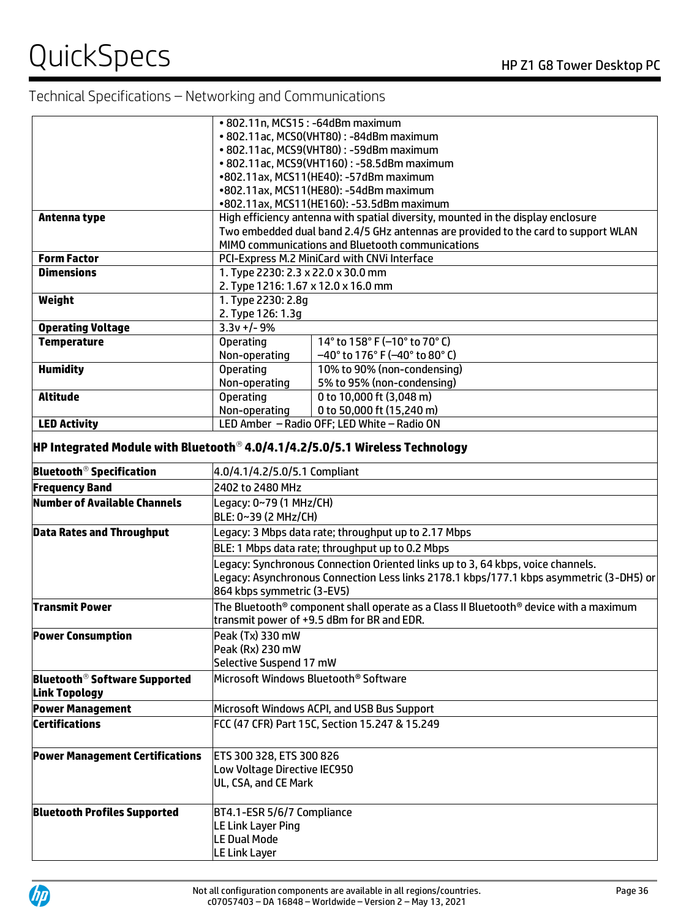## Technical Specifications – Networking and Communications

| | | |
|---|---|---|
| | • 802.11n, MCS15 : -64dBm maximum<br>• 802.11ac, MCS0(VHT80) : -84dBm maximum<br>• 802.11ac, MCS9(VHT80) : -59dBm maximum<br>• 802.11ac, MCS9(VHT160) : -58.5dBm maximum<br>•802.11ax, MCS11(HE40): -57dBm maximum<br>•802.11ax, MCS11(HE80): -54dBm maximum<br>•802.11ax, MCS11(HE160): -53.5dBm maximum | |
| **Antenna type** | High efficiency antenna with spatial diversity, mounted in the display enclosure<br>Two embedded dual band 2.4/5 GHz antennas are provided to the card to support WLAN MIMO communications and Bluetooth communications | |
| **Form Factor** | PCI-Express M.2 MiniCard with CNVi Interface | |
| **Dimensions** | 1. Type 2230: 2.3 x 22.0 x 30.0 mm<br>2. Type 1216: 1.67 x 12.0 x 16.0 mm | |
| **Weight** | 1. Type 2230: 2.8g<br>2. Type 126: 1.3g | |
| **Operating Voltage** | 3.3v +/- 9% | |
| **Temperature** | Operating<br>Non-operating | 14° to 158° F (–10° to 70° C)<br>–40° to 176° F (–40° to 80° C) |
| **Humidity** | Operating<br>Non-operating | 10% to 90% (non-condensing)<br>5% to 95% (non-condensing) |
| **Altitude** | Operating<br>Non-operating | 0 to 10,000 ft (3,048 m)<br>0 to 50,000 ft (15,240 m) |
| **LED Activity** | LED Amber – Radio OFF; LED White – Radio ON | |

### HP Integrated Module with Bluetooth® 4.0/4.1/4.2/5.0/5.1 Wireless Technology

| | |
|---|---|
| **Bluetooth® Specification** | 4.0/4.1/4.2/5.0/5.1 Compliant |
| **Frequency Band** | 2402 to 2480 MHz |
| **Number of Available Channels** | Legacy: 0~79 (1 MHz/CH)<br>BLE: 0~39 (2 MHz/CH) |
| **Data Rates and Throughput** | Legacy: 3 Mbps data rate; throughput up to 2.17 Mbps |
| | BLE: 1 Mbps data rate; throughput up to 0.2 Mbps |
| | Legacy: Synchronous Connection Oriented links up to 3, 64 kbps, voice channels.<br>Legacy: Asynchronous Connection Less links 2178.1 kbps/177.1 kbps asymmetric (3-DH5) or 864 kbps symmetric (3-EV5) |
| **Transmit Power** | The Bluetooth® component shall operate as a Class II Bluetooth® device with a maximum transmit power of +9.5 dBm for BR and EDR. |
| **Power Consumption** | Peak (Tx) 330 mW<br>Peak (Rx) 230 mW<br>Selective Suspend 17 mW |
| **Bluetooth® Software Supported Link Topology** | Microsoft Windows Bluetooth® Software |
| **Power Management** | Microsoft Windows ACPI, and USB Bus Support |
| **Certifications** | FCC (47 CFR) Part 15C, Section 15.247 & 15.249 |
| **Power Management Certifications** | ETS 300 328, ETS 300 826<br>Low Voltage Directive IEC950<br>UL, CSA, and CE Mark |
| **Bluetooth Profiles Supported** | BT4.1-ESR 5/6/7 Compliance<br>LE Link Layer Ping<br>LE Dual Mode<br>LE Link Layer |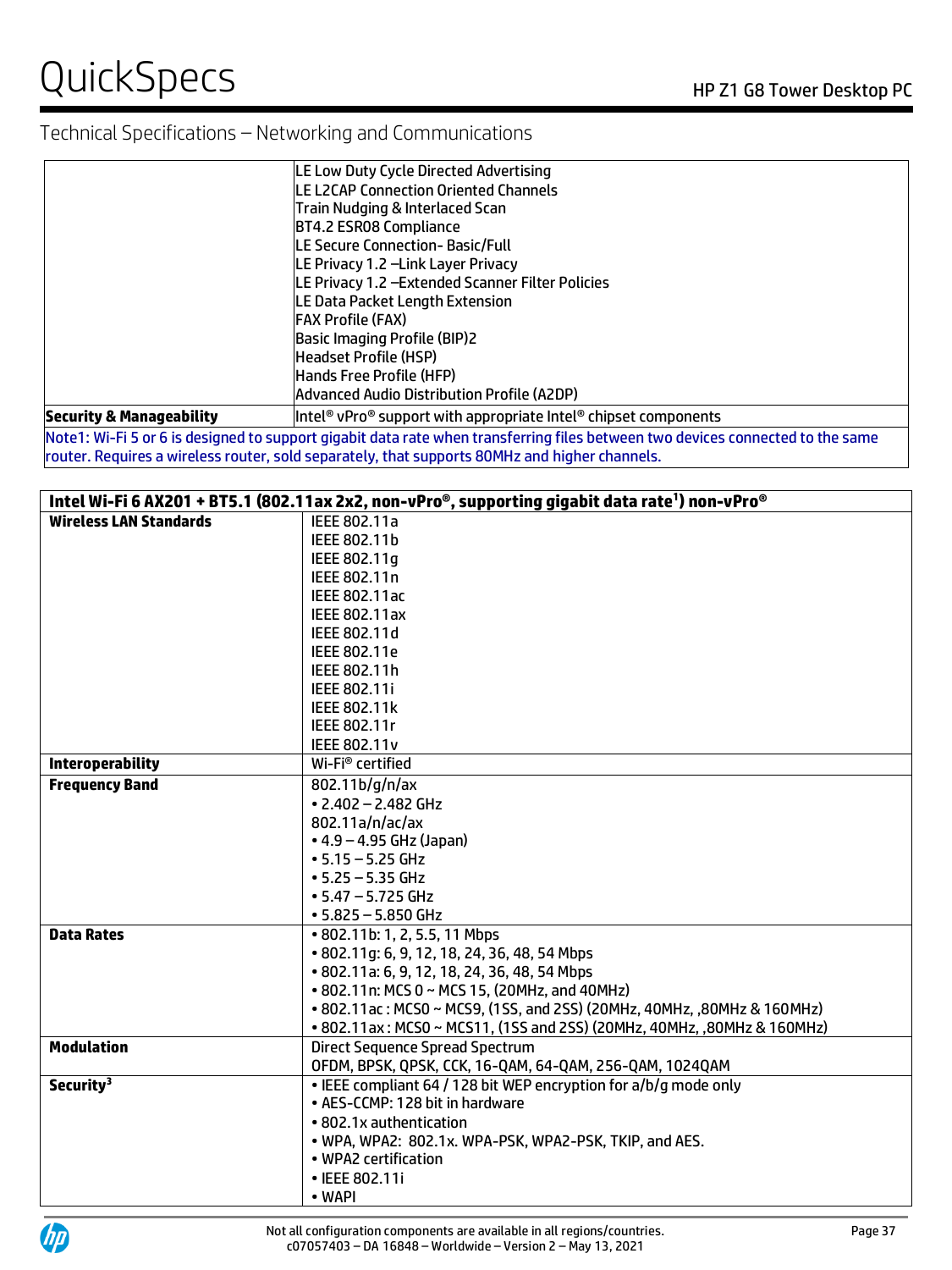## Technical Specifications – Networking and Communications

| | |
|---|---|
| | LE Low Duty Cycle Directed Advertising<br>LE L2CAP Connection Oriented Channels<br>Train Nudging & Interlaced Scan<br>BT4.2 ESR08 Compliance<br>LE Secure Connection- Basic/Full<br>LE Privacy 1.2 –Link Layer Privacy<br>LE Privacy 1.2 –Extended Scanner Filter Policies<br>LE Data Packet Length Extension<br>FAX Profile (FAX)<br>Basic Imaging Profile (BIP)2<br>Headset Profile (HSP)<br>Hands Free Profile (HFP)<br>Advanced Audio Distribution Profile (A2DP) |
| **Security & Manageability** | Intel® vPro® support with appropriate Intel® chipset components |

Note1: Wi-Fi 5 or 6 is designed to support gigabit data rate when transferring files between two devices connected to the same router. Requires a wireless router, sold separately, that supports 80MHz and higher channels.

| **Intel Wi-Fi 6 AX201 + BT5.1 (802.11ax 2x2, non-vPro®, supporting gigabit data rate[1]) non-vPro®** | |
|---|---|
| **Wireless LAN Standards** | IEEE 802.11a<br>IEEE 802.11b<br>IEEE 802.11g<br>IEEE 802.11n<br>IEEE 802.11ac<br>IEEE 802.11ax<br>IEEE 802.11d<br>IEEE 802.11e<br>IEEE 802.11h<br>IEEE 802.11i<br>IEEE 802.11k<br>IEEE 802.11r<br>IEEE 802.11v |
| **Interoperability** | Wi-Fi® certified |
| **Frequency Band** | 802.11b/g/n/ax<br>• 2.402 – 2.482 GHz<br>802.11a/n/ac/ax<br>• 4.9 – 4.95 GHz (Japan)<br>• 5.15 – 5.25 GHz<br>• 5.25 – 5.35 GHz<br>• 5.47 – 5.725 GHz<br>• 5.825 – 5.850 GHz |
| **Data Rates** | • 802.11b: 1, 2, 5.5, 11 Mbps<br>• 802.11g: 6, 9, 12, 18, 24, 36, 48, 54 Mbps<br>• 802.11a: 6, 9, 12, 18, 24, 36, 48, 54 Mbps<br>• 802.11n: MCS 0 ~ MCS 15, (20MHz, and 40MHz)<br>• 802.11ac : MCS0 ~ MCS9, (1SS, and 2SS) (20MHz, 40MHz, ,80MHz & 160MHz)<br>• 802.11ax : MCS0 ~ MCS11, (1SS and 2SS) (20MHz, 40MHz, ,80MHz & 160MHz) |
| **Modulation** | Direct Sequence Spread Spectrum<br>OFDM, BPSK, QPSK, CCK, 16-QAM, 64-QAM, 256-QAM, 1024QAM |
| **Security[3]** | • IEEE compliant 64 / 128 bit WEP encryption for a/b/g mode only<br>• AES-CCMP: 128 bit in hardware<br>• 802.1x authentication<br>• WPA, WPA2: 802.1x. WPA-PSK, WPA2-PSK, TKIP, and AES.<br>• WPA2 certification<br>• IEEE 802.11i<br>• WAPI |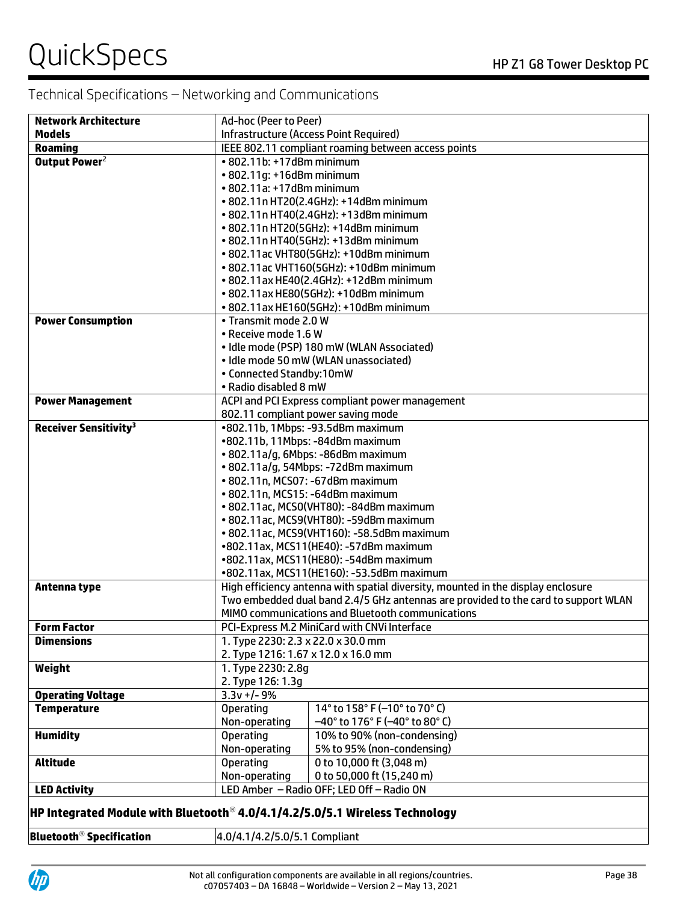## Technical Specifications – Networking and Communications

| | | |
|---|---|---|
| **Network Architecture Models** | Ad-hoc (Peer to Peer)<br>Infrastructure (Access Point Required) | |
| **Roaming** | IEEE 802.11 compliant roaming between access points | |
| **Output Power**[2] | • 802.11b: +17dBm minimum<br>• 802.11g: +16dBm minimum<br>• 802.11a: +17dBm minimum<br>• 802.11n HT20(2.4GHz): +14dBm minimum<br>• 802.11n HT40(2.4GHz): +13dBm minimum<br>• 802.11n HT20(5GHz): +14dBm minimum<br>• 802.11n HT40(5GHz): +13dBm minimum<br>• 802.11ac VHT80(5GHz): +10dBm minimum<br>• 802.11ac VHT160(5GHz): +10dBm minimum<br>• 802.11ax HE40(2.4GHz): +12dBm minimum<br>• 802.11ax HE80(5GHz): +10dBm minimum<br>• 802.11ax HE160(5GHz): +10dBm minimum | |
| **Power Consumption** | • Transmit mode 2.0 W<br>• Receive mode 1.6 W<br>• Idle mode (PSP) 180 mW (WLAN Associated)<br>• Idle mode 50 mW (WLAN unassociated)<br>• Connected Standby:10mW<br>• Radio disabled 8 mW | |
| **Power Management** | ACPI and PCI Express compliant power management<br>802.11 compliant power saving mode | |
| **Receiver Sensitivity**[3] | •802.11b, 1Mbps: -93.5dBm maximum<br>•802.11b, 11Mbps: -84dBm maximum<br>• 802.11a/g, 6Mbps: -86dBm maximum<br>• 802.11a/g, 54Mbps: -72dBm maximum<br>• 802.11n, MCS07: -67dBm maximum<br>• 802.11n, MCS15: -64dBm maximum<br>• 802.11ac, MCS0(VHT80): -84dBm maximum<br>• 802.11ac, MCS9(VHT80): -59dBm maximum<br>• 802.11ac, MCS9(VHT160): -58.5dBm maximum<br>•802.11ax, MCS11(HE40): -57dBm maximum<br>•802.11ax, MCS11(HE80): -54dBm maximum<br>•802.11ax, MCS11(HE160): -53.5dBm maximum | |
| **Antenna type** | High efficiency antenna with spatial diversity, mounted in the display enclosure<br>Two embedded dual band 2.4/5 GHz antennas are provided to the card to support WLAN MIMO communications and Bluetooth communications | |
| **Form Factor** | PCI-Express M.2 MiniCard with CNVi Interface | |
| **Dimensions** | 1. Type 2230: 2.3 x 22.0 x 30.0 mm<br>2. Type 1216: 1.67 x 12.0 x 16.0 mm | |
| **Weight** | 1. Type 2230: 2.8g<br>2. Type 126: 1.3g | |
| **Operating Voltage** | 3.3v +/- 9% | |
| **Temperature** | Operating<br>Non-operating | 14° to 158° F (–10° to 70° C)<br>–40° to 176° F (–40° to 80° C) |
| **Humidity** | Operating<br>Non-operating | 10% to 90% (non-condensing)<br>5% to 95% (non-condensing) |
| **Altitude** | Operating<br>Non-operating | 0 to 10,000 ft (3,048 m)<br>0 to 50,000 ft (15,240 m) |
| **LED Activity** | LED Amber – Radio OFF; LED Off – Radio ON | |

### HP Integrated Module with Bluetooth® 4.0/4.1/4.2/5.0/5.1 Wireless Technology

| | |
|---|---|
| **Bluetooth® Specification** | 4.0/4.1/4.2/5.0/5.1 Compliant |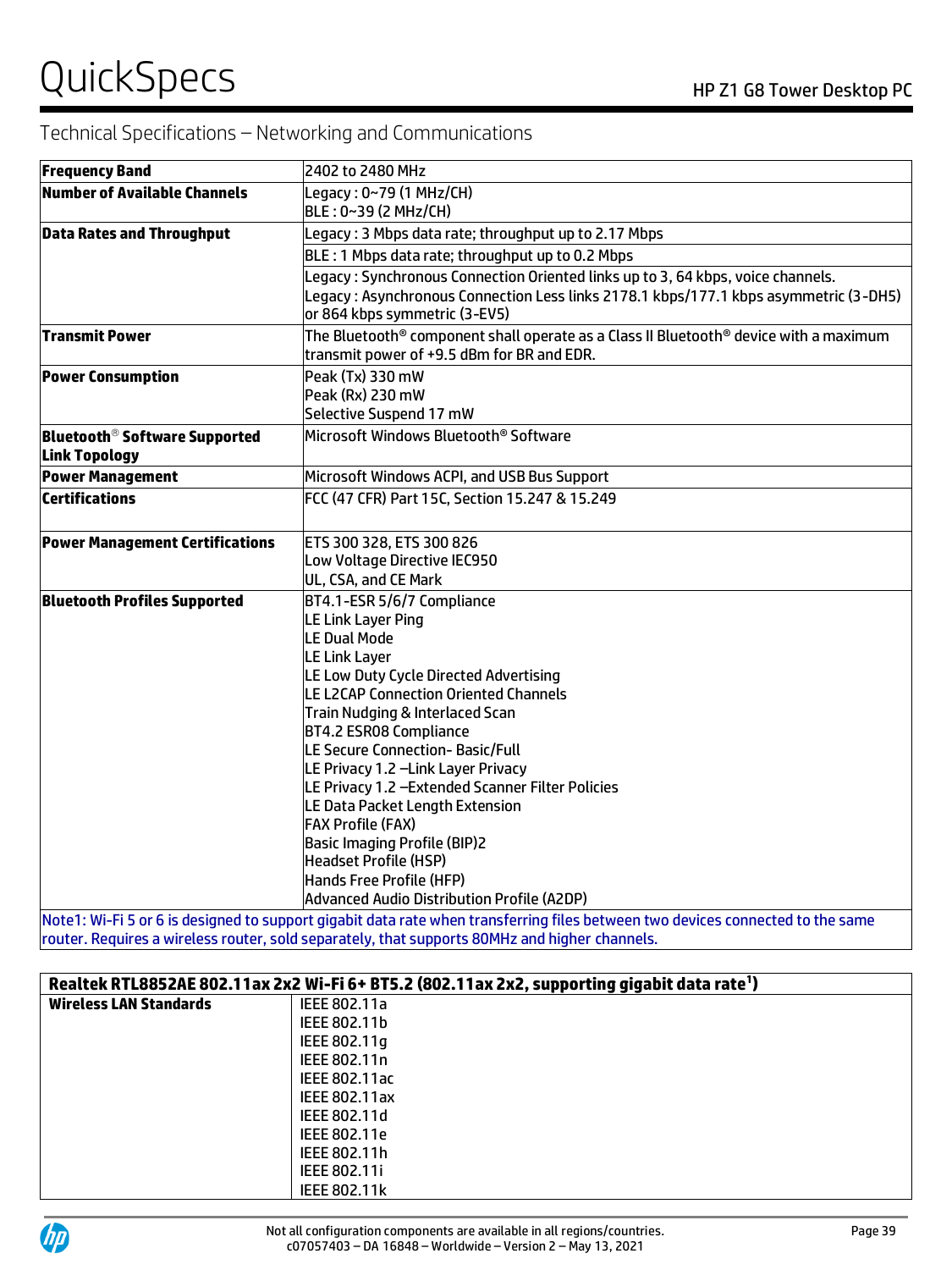## Technical Specifications – Networking and Communications

| | |
|---|---|
| **Frequency Band** | 2402 to 2480 MHz |
| **Number of Available Channels** | Legacy : 0~79 (1 MHz/CH)<br>BLE : 0~39 (2 MHz/CH) |
| **Data Rates and Throughput** | Legacy : 3 Mbps data rate; throughput up to 2.17 Mbps |
| | BLE : 1 Mbps data rate; throughput up to 0.2 Mbps |
| | Legacy : Synchronous Connection Oriented links up to 3, 64 kbps, voice channels.<br>Legacy : Asynchronous Connection Less links 2178.1 kbps/177.1 kbps asymmetric (3-DH5) or 864 kbps symmetric (3-EV5) |
| **Transmit Power** | The Bluetooth® component shall operate as a Class II Bluetooth® device with a maximum transmit power of +9.5 dBm for BR and EDR. |
| **Power Consumption** | Peak (Tx) 330 mW<br>Peak (Rx) 230 mW<br>Selective Suspend 17 mW |
| **Bluetooth® Software Supported Link Topology** | Microsoft Windows Bluetooth® Software |
| **Power Management** | Microsoft Windows ACPI, and USB Bus Support |
| **Certifications** | FCC (47 CFR) Part 15C, Section 15.247 & 15.249 |
| **Power Management Certifications** | ETS 300 328, ETS 300 826<br>Low Voltage Directive IEC950<br>UL, CSA, and CE Mark |
| **Bluetooth Profiles Supported** | BT4.1-ESR 5/6/7 Compliance<br>LE Link Layer Ping<br>LE Dual Mode<br>LE Link Layer<br>LE Low Duty Cycle Directed Advertising<br>LE L2CAP Connection Oriented Channels<br>Train Nudging & Interlaced Scan<br>BT4.2 ESR08 Compliance<br>LE Secure Connection- Basic/Full<br>LE Privacy 1.2 –Link Layer Privacy<br>LE Privacy 1.2 –Extended Scanner Filter Policies<br>LE Data Packet Length Extension<br>FAX Profile (FAX)<br>Basic Imaging Profile (BIP)2<br>Headset Profile (HSP)<br>Hands Free Profile (HFP)<br>Advanced Audio Distribution Profile (A2DP) |

Note1: Wi-Fi 5 or 6 is designed to support gigabit data rate when transferring files between two devices connected to the same router. Requires a wireless router, sold separately, that supports 80MHz and higher channels.

| **Realtek RTL8852AE 802.11ax 2x2 Wi-Fi 6+ BT5.2 (802.11ax 2x2, supporting gigabit data rate[1])** | |
|---|---|
| **Wireless LAN Standards** | IEEE 802.11a<br>IEEE 802.11b<br>IEEE 802.11g<br>IEEE 802.11n<br>IEEE 802.11ac<br>IEEE 802.11ax<br>IEEE 802.11d<br>IEEE 802.11e<br>IEEE 802.11h<br>IEEE 802.11i<br>IEEE 802.11k |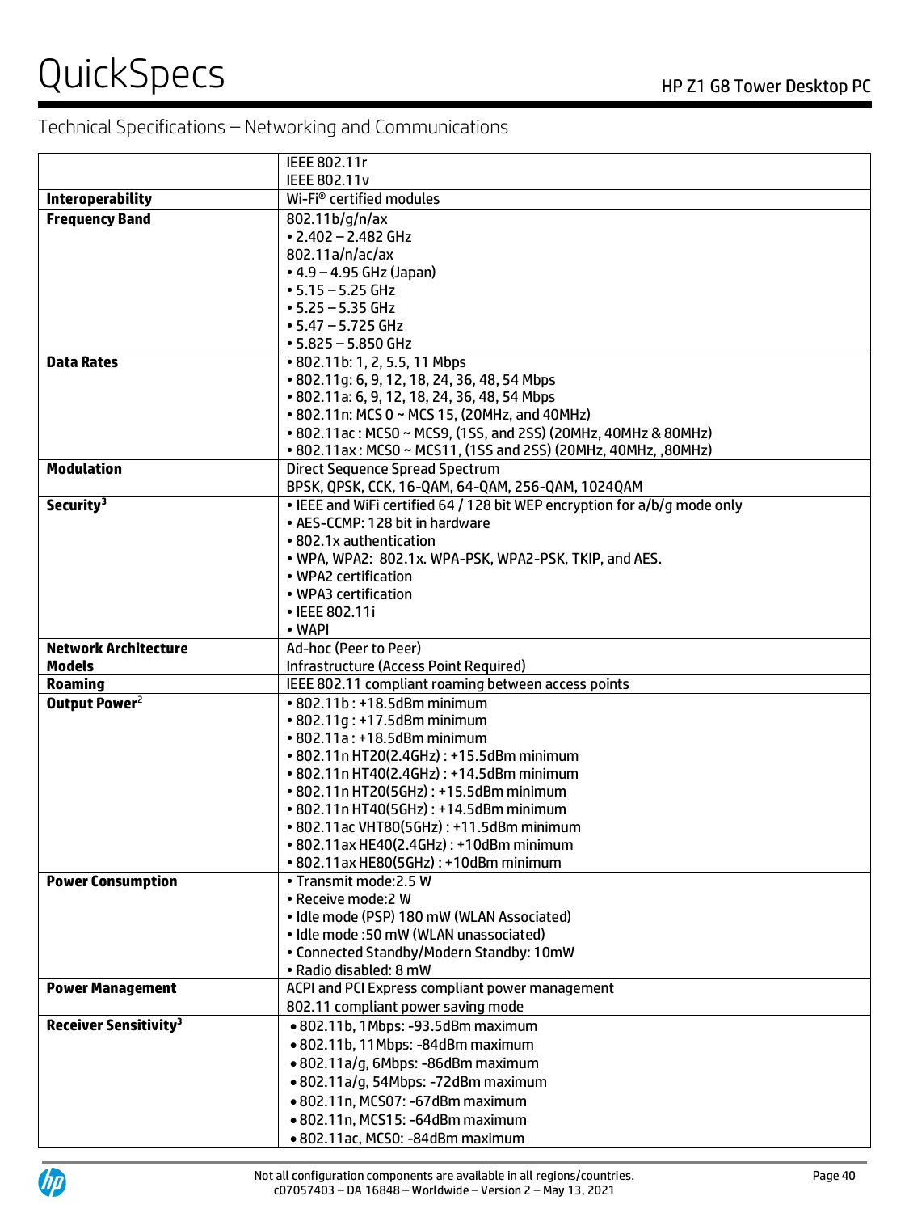## Technical Specifications – Networking and Communications

| | |
|---|---|
| | IEEE 802.11r<br>IEEE 802.11v |
| **Interoperability** | Wi-Fi® certified modules |
| **Frequency Band** | 802.11b/g/n/ax<br>• 2.402 – 2.482 GHz<br>802.11a/n/ac/ax<br>• 4.9 – 4.95 GHz (Japan)<br>• 5.15 – 5.25 GHz<br>• 5.25 – 5.35 GHz<br>• 5.47 – 5.725 GHz<br>• 5.825 – 5.850 GHz |
| **Data Rates** | • 802.11b: 1, 2, 5.5, 11 Mbps<br>• 802.11g: 6, 9, 12, 18, 24, 36, 48, 54 Mbps<br>• 802.11a: 6, 9, 12, 18, 24, 36, 48, 54 Mbps<br>• 802.11n: MCS 0 ~ MCS 15, (20MHz, and 40MHz)<br>• 802.11ac : MCS0 ~ MCS9, (1SS, and 2SS) (20MHz, 40MHz & 80MHz)<br>• 802.11ax : MCS0 ~ MCS11, (1SS and 2SS) (20MHz, 40MHz, ,80MHz) |
| **Modulation** | Direct Sequence Spread Spectrum<br>BPSK, QPSK, CCK, 16-QAM, 64-QAM, 256-QAM, 1024QAM |
| **Security**[3] | • IEEE and WiFi certified 64 / 128 bit WEP encryption for a/b/g mode only<br>• AES-CCMP: 128 bit in hardware<br>• 802.1x authentication<br>• WPA, WPA2: 802.1x. WPA-PSK, WPA2-PSK, TKIP, and AES.<br>• WPA2 certification<br>• WPA3 certification<br>• IEEE 802.11i<br>• WAPI |
| **Network Architecture Models** | Ad-hoc (Peer to Peer)<br>Infrastructure (Access Point Required) |
| **Roaming** | IEEE 802.11 compliant roaming between access points |
| **Output Power**[2] | • 802.11b : +18.5dBm minimum<br>• 802.11g : +17.5dBm minimum<br>• 802.11a : +18.5dBm minimum<br>• 802.11n HT20(2.4GHz) : +15.5dBm minimum<br>• 802.11n HT40(2.4GHz) : +14.5dBm minimum<br>• 802.11n HT20(5GHz) : +15.5dBm minimum<br>• 802.11n HT40(5GHz) : +14.5dBm minimum<br>• 802.11ac VHT80(5GHz) : +11.5dBm minimum<br>• 802.11ax HE40(2.4GHz) : +10dBm minimum<br>• 802.11ax HE80(5GHz) : +10dBm minimum |
| **Power Consumption** | • Transmit mode:2.5 W<br>• Receive mode:2 W<br>• Idle mode (PSP) 180 mW (WLAN Associated)<br>• Idle mode :50 mW (WLAN unassociated)<br>• Connected Standby/Modern Standby: 10mW<br>• Radio disabled: 8 mW |
| **Power Management** | ACPI and PCI Express compliant power management<br>802.11 compliant power saving mode |
| **Receiver Sensitivity**[3] | • 802.11b, 1Mbps: -93.5dBm maximum<br>• 802.11b, 11Mbps: -84dBm maximum<br>• 802.11a/g, 6Mbps: -86dBm maximum<br>• 802.11a/g, 54Mbps: -72dBm maximum<br>• 802.11n, MCS07: -67dBm maximum<br>• 802.11n, MCS15: -64dBm maximum<br>• 802.11ac, MCS0: -84dBm maximum |

Not all configuration components are available in all regions/countries.
c07057403 – DA 16848 – Worldwide – Version 2 – May 13, 2021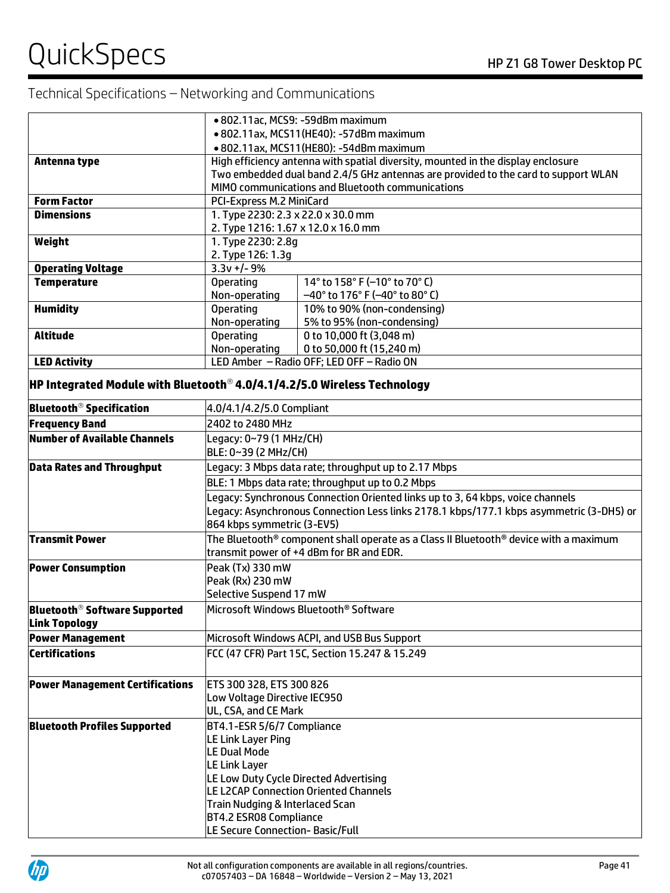## Technical Specifications – Networking and Communications

| | | |
|---|---|---|
| | • 802.11ac, MCS9: -59dBm maximum<br>• 802.11ax, MCS11(HE40): -57dBm maximum<br>• 802.11ax, MCS11(HE80): -54dBm maximum | |
| **Antenna type** | High efficiency antenna with spatial diversity, mounted in the display enclosure<br>Two embedded dual band 2.4/5 GHz antennas are provided to the card to support WLAN MIMO communications and Bluetooth communications | |
| **Form Factor** | PCI-Express M.2 MiniCard | |
| **Dimensions** | 1. Type 2230: 2.3 x 22.0 x 30.0 mm<br>2. Type 1216: 1.67 x 12.0 x 16.0 mm | |
| **Weight** | 1. Type 2230: 2.8g<br>2. Type 126: 1.3g | |
| **Operating Voltage** | 3.3v +/- 9% | |
| **Temperature** | Operating<br>Non-operating | 14° to 158° F (–10° to 70° C)<br>–40° to 176° F (–40° to 80° C) |
| **Humidity** | Operating<br>Non-operating | 10% to 90% (non-condensing)<br>5% to 95% (non-condensing) |
| **Altitude** | Operating<br>Non-operating | 0 to 10,000 ft (3,048 m)<br>0 to 50,000 ft (15,240 m) |
| **LED Activity** | LED Amber – Radio OFF; LED OFF – Radio ON | |

### HP Integrated Module with Bluetooth® 4.0/4.1/4.2/5.0 Wireless Technology

| | |
|---|---|
| **Bluetooth® Specification** | 4.0/4.1/4.2/5.0 Compliant |
| **Frequency Band** | 2402 to 2480 MHz |
| **Number of Available Channels** | Legacy: 0~79 (1 MHz/CH)<br>BLE: 0~39 (2 MHz/CH) |
| **Data Rates and Throughput** | Legacy: 3 Mbps data rate; throughput up to 2.17 Mbps |
| | BLE: 1 Mbps data rate; throughput up to 0.2 Mbps |
| | Legacy: Synchronous Connection Oriented links up to 3, 64 kbps, voice channels<br>Legacy: Asynchronous Connection Less links 2178.1 kbps/177.1 kbps asymmetric (3-DH5) or 864 kbps symmetric (3-EV5) |
| **Transmit Power** | The Bluetooth® component shall operate as a Class II Bluetooth® device with a maximum transmit power of +4 dBm for BR and EDR. |
| **Power Consumption** | Peak (Tx) 330 mW<br>Peak (Rx) 230 mW<br>Selective Suspend 17 mW |
| **Bluetooth® Software Supported Link Topology** | Microsoft Windows Bluetooth® Software |
| **Power Management** | Microsoft Windows ACPI, and USB Bus Support |
| **Certifications** | FCC (47 CFR) Part 15C, Section 15.247 & 15.249 |
| **Power Management Certifications** | ETS 300 328, ETS 300 826<br>Low Voltage Directive IEC950<br>UL, CSA, and CE Mark |
| **Bluetooth Profiles Supported** | BT4.1-ESR 5/6/7 Compliance<br>LE Link Layer Ping<br>LE Dual Mode<br>LE Link Layer<br>LE Low Duty Cycle Directed Advertising<br>LE L2CAP Connection Oriented Channels<br>Train Nudging & Interlaced Scan<br>BT4.2 ESR08 Compliance<br>LE Secure Connection- Basic/Full |

Not all configuration components are available in all regions/countries.
c07057403 – DA 16848 – Worldwide – Version 2 – May 13, 2021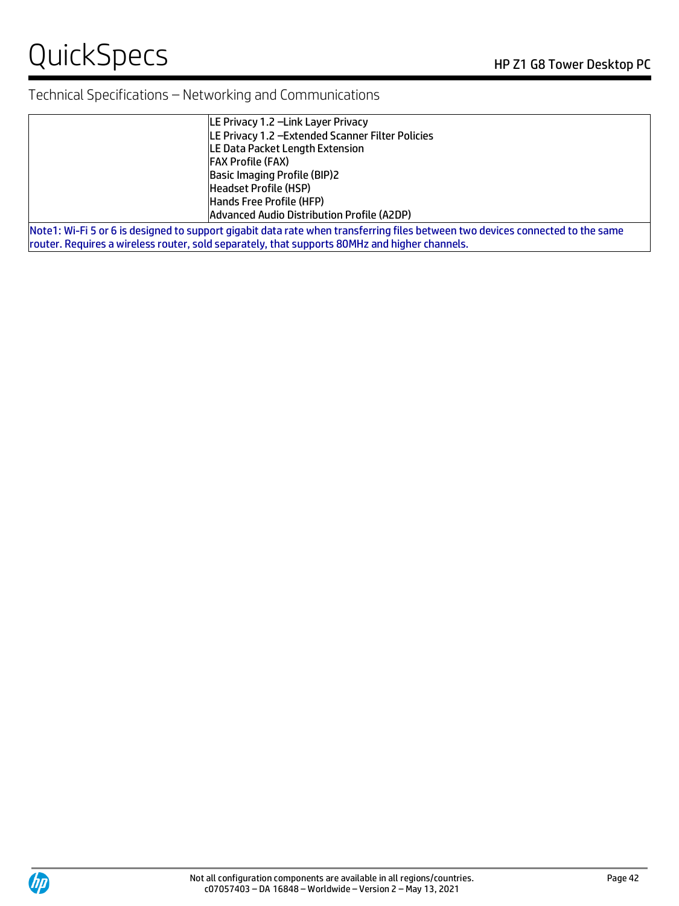## Technical Specifications – Networking and Communications

| | |
|---|---|
| | LE Privacy 1.2 –Link Layer Privacy<br>LE Privacy 1.2 –Extended Scanner Filter Policies<br>LE Data Packet Length Extension<br>FAX Profile (FAX)<br>Basic Imaging Profile (BIP)2<br>Headset Profile (HSP)<br>Hands Free Profile (HFP)<br>Advanced Audio Distribution Profile (A2DP) |
| Note1: Wi-Fi 5 or 6 is designed to support gigabit data rate when transferring files between two devices connected to the same router. Requires a wireless router, sold separately, that supports 80MHz and higher channels. | |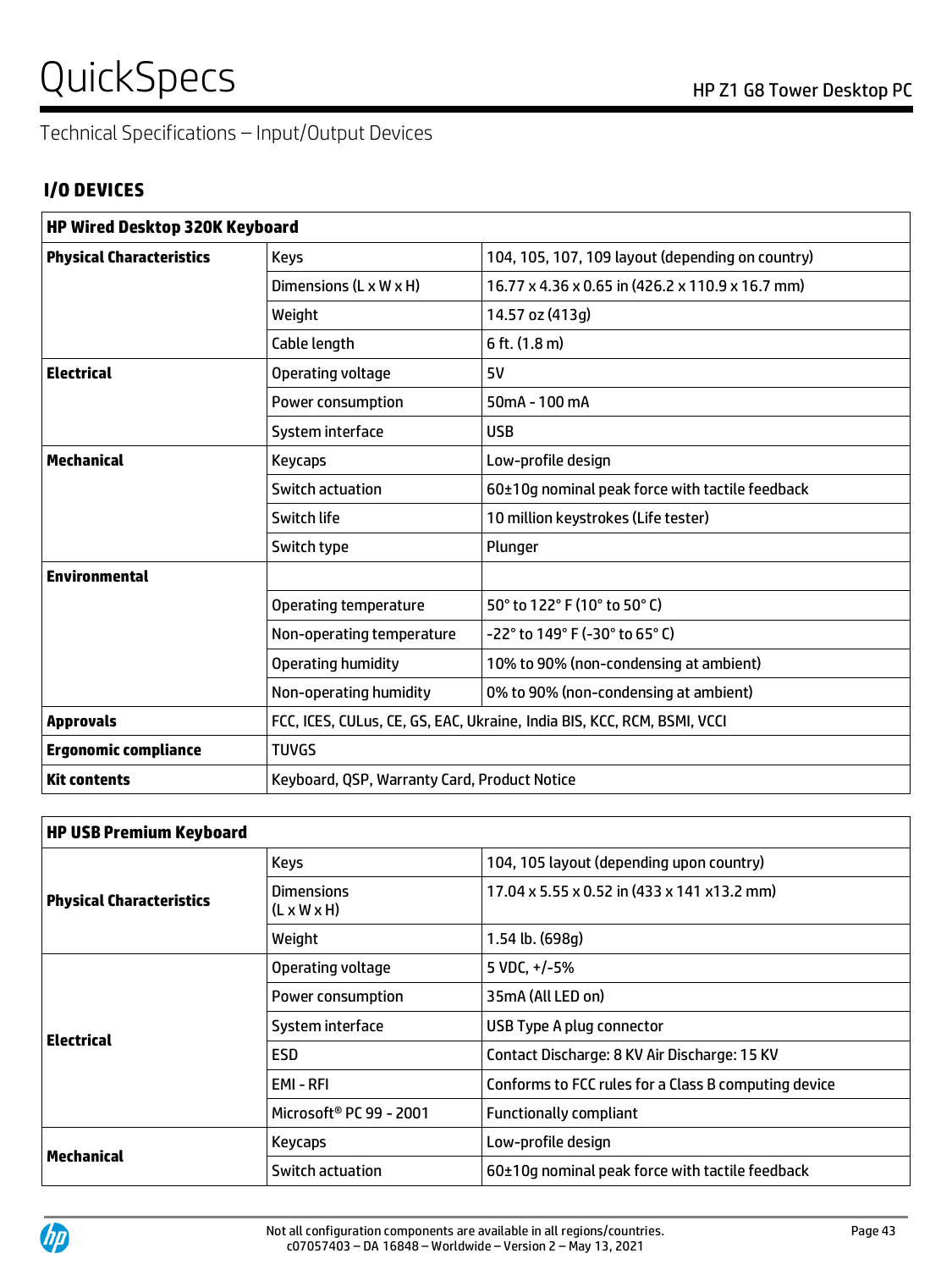Technical Specifications – Input/Output Devices

## I/O DEVICES

| HP Wired Desktop 320K Keyboard | | |
|---|---|---|
| **Physical Characteristics** | Keys | 104, 105, 107, 109 layout (depending on country) |
| | Dimensions (L x W x H) | 16.77 x 4.36 x 0.65 in (426.2 x 110.9 x 16.7 mm) |
| | Weight | 14.57 oz (413g) |
| | Cable length | 6 ft. (1.8 m) |
| **Electrical** | Operating voltage | 5V |
| | Power consumption | 50mA - 100 mA |
| | System interface | USB |
| **Mechanical** | Keycaps | Low-profile design |
| | Switch actuation | 60±10g nominal peak force with tactile feedback |
| | Switch life | 10 million keystrokes (Life tester) |
| | Switch type | Plunger |
| **Environmental** | | |
| | Operating temperature | 50° to 122° F (10° to 50° C) |
| | Non-operating temperature | -22° to 149° F (-30° to 65° C) |
| | Operating humidity | 10% to 90% (non-condensing at ambient) |
| | Non-operating humidity | 0% to 90% (non-condensing at ambient) |
| **Approvals** | FCC, ICES, CULus, CE, GS, EAC, Ukraine, India BIS, KCC, RCM, BSMI, VCCI | |
| **Ergonomic compliance** | TUVGS | |
| **Kit contents** | Keyboard, QSP, Warranty Card, Product Notice | |

| HP USB Premium Keyboard | | |
|---|---|---|
| **Physical Characteristics** | Keys | 104, 105 layout (depending upon country) |
| | Dimensions (L x W x H) | 17.04 x 5.55 x 0.52 in (433 x 141 x13.2 mm) |
| | Weight | 1.54 lb. (698g) |
| **Electrical** | Operating voltage | 5 VDC, +/-5% |
| | Power consumption | 35mA (All LED on) |
| | System interface | USB Type A plug connector |
| | ESD | Contact Discharge: 8 KV Air Discharge: 15 KV |
| | EMI - RFI | Conforms to FCC rules for a Class B computing device |
| | Microsoft® PC 99 - 2001 | Functionally compliant |
| **Mechanical** | Keycaps | Low-profile design |
| | Switch actuation | 60±10g nominal peak force with tactile feedback |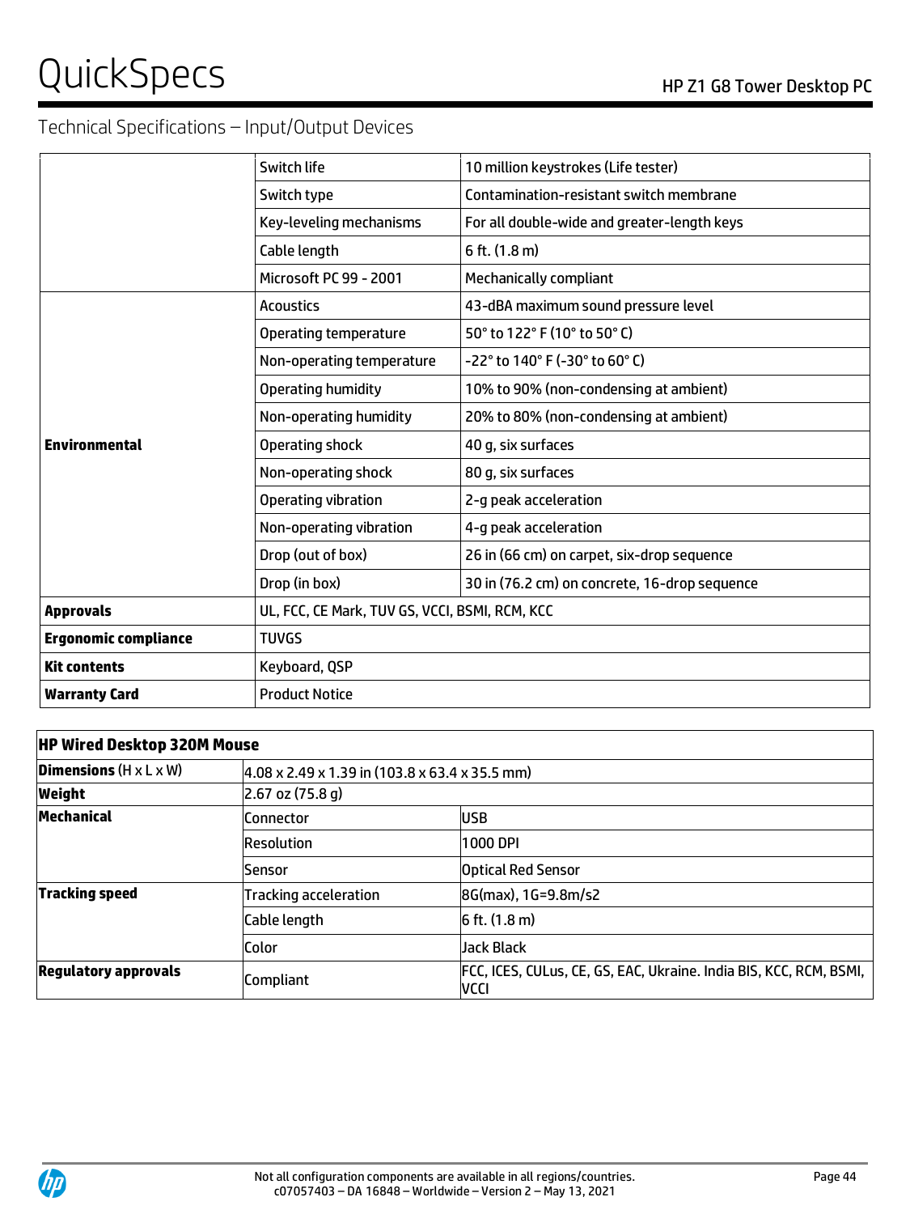## Technical Specifications – Input/Output Devices

| | | |
|---|---|---|
| | Switch life | 10 million keystrokes (Life tester) |
| | Switch type | Contamination-resistant switch membrane |
| | Key-leveling mechanisms | For all double-wide and greater-length keys |
| | Cable length | 6 ft. (1.8 m) |
| | Microsoft PC 99 - 2001 | Mechanically compliant |
| **Environmental** | Acoustics | 43-dBA maximum sound pressure level |
| | Operating temperature | 50° to 122° F (10° to 50° C) |
| | Non-operating temperature | -22° to 140° F (-30° to 60° C) |
| | Operating humidity | 10% to 90% (non-condensing at ambient) |
| | Non-operating humidity | 20% to 80% (non-condensing at ambient) |
| | Operating shock | 40 g, six surfaces |
| | Non-operating shock | 80 g, six surfaces |
| | Operating vibration | 2-g peak acceleration |
| | Non-operating vibration | 4-g peak acceleration |
| | Drop (out of box) | 26 in (66 cm) on carpet, six-drop sequence |
| | Drop (in box) | 30 in (76.2 cm) on concrete, 16-drop sequence |
| **Approvals** | UL, FCC, CE Mark, TUV GS, VCCI, BSMI, RCM, KCC | |
| **Ergonomic compliance** | TUVGS | |
| **Kit contents** | Keyboard, QSP | |
| **Warranty Card** | Product Notice | |

| **HP Wired Desktop 320M Mouse** | | |
|---|---|---|
| **Dimensions** (H x L x W) | 4.08 x 2.49 x 1.39 in (103.8 x 63.4 x 35.5 mm) | |
| **Weight** | 2.67 oz (75.8 g) | |
| **Mechanical** | Connector | USB |
| | Resolution | 1000 DPI |
| | Sensor | Optical Red Sensor |
| **Tracking speed** | Tracking acceleration | 8G(max), 1G=9.8m/s2 |
| | Cable length | 6 ft. (1.8 m) |
| | Color | Jack Black |
| **Regulatory approvals** | Compliant | FCC, ICES, CULus, CE, GS, EAC, Ukraine. India BIS, KCC, RCM, BSMI, VCCI |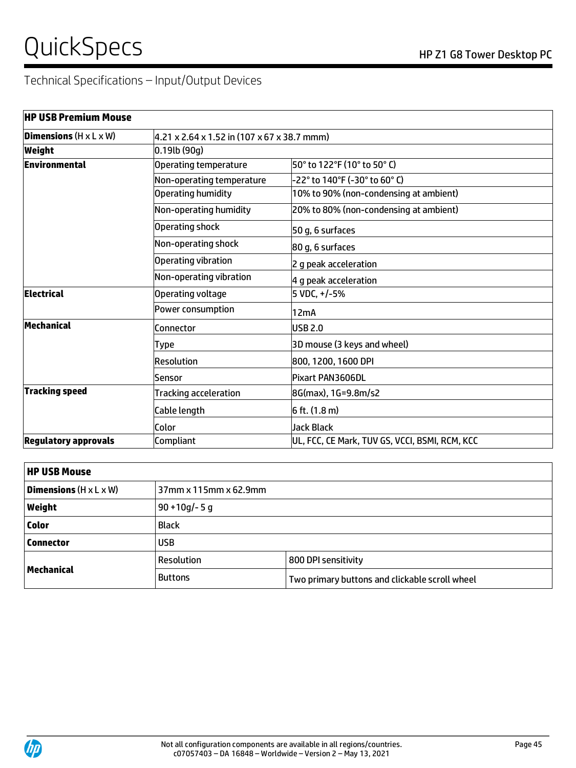Technical Specifications – Input/Output Devices

| HP USB Premium Mouse | | |
|---|---|---|
| **Dimensions** (H x L x W) | 4.21 x 2.64 x 1.52 in (107 x 67 x 38.7 mmm) | |
| **Weight** | 0.19lb (90g) | |
| **Environmental** | Operating temperature | 50° to 122°F (10° to 50° C) |
| | Non-operating temperature | -22° to 140°F (-30° to 60° C) |
| | Operating humidity | 10% to 90% (non-condensing at ambient) |
| | Non-operating humidity | 20% to 80% (non-condensing at ambient) |
| | Operating shock | 50 g, 6 surfaces |
| | Non-operating shock | 80 g, 6 surfaces |
| | Operating vibration | 2 g peak acceleration |
| | Non-operating vibration | 4 g peak acceleration |
| **Electrical** | Operating voltage | 5 VDC, +/-5% |
| | Power consumption | 12mA |
| **Mechanical** | Connector | USB 2.0 |
| | Type | 3D mouse (3 keys and wheel) |
| | Resolution | 800, 1200, 1600 DPI |
| | Sensor | Pixart PAN3606DL |
| **Tracking speed** | Tracking acceleration | 8G(max), 1G=9.8m/s2 |
| | Cable length | 6 ft. (1.8 m) |
| | Color | Jack Black |
| **Regulatory approvals** | Compliant | UL, FCC, CE Mark, TUV GS, VCCI, BSMI, RCM, KCC |

| HP USB Mouse | | |
|---|---|---|
| **Dimensions** (H x L x W) | 37mm x 115mm x 62.9mm | |
| **Weight** | 90 +10g/- 5 g | |
| **Color** | Black | |
| **Connector** | USB | |
| **Mechanical** | Resolution | 800 DPI sensitivity |
| | Buttons | Two primary buttons and clickable scroll wheel |

Not all configuration components are available in all regions/countries.
c07057403 – DA 16848 – Worldwide – Version 2 – May 13, 2021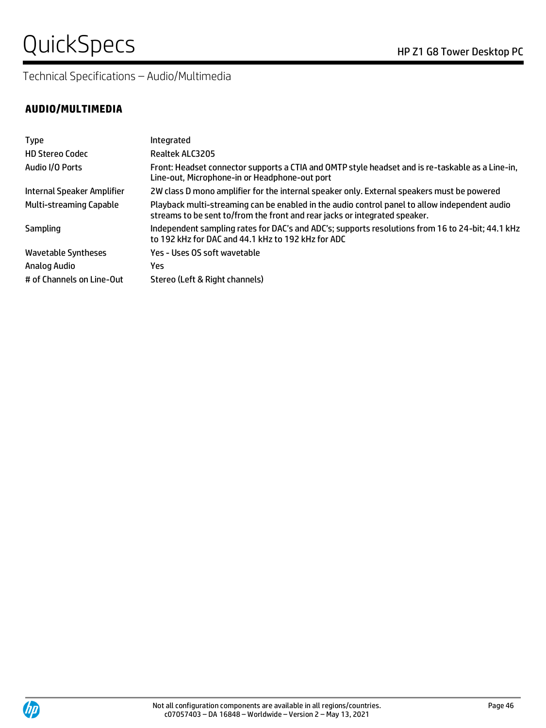Technical Specifications – Audio/Multimedia

## AUDIO/MULTIMEDIA

| | |
|---|---|
| Type | Integrated |
| HD Stereo Codec | Realtek ALC3205 |
| Audio I/O Ports | Front: Headset connector supports a CTIA and OMTP style headset and is re-taskable as a Line-in, Line-out, Microphone-in or Headphone-out port |
| Internal Speaker Amplifier | 2W class D mono amplifier for the internal speaker only. External speakers must be powered |
| Multi-streaming Capable | Playback multi-streaming can be enabled in the audio control panel to allow independent audio streams to be sent to/from the front and rear jacks or integrated speaker. |
| Sampling | Independent sampling rates for DAC's and ADC's; supports resolutions from 16 to 24-bit; 44.1 kHz to 192 kHz for DAC and 44.1 kHz to 192 kHz for ADC |
| Wavetable Syntheses | Yes - Uses OS soft wavetable |
| Analog Audio | Yes |
| # of Channels on Line-Out | Stereo (Left & Right channels) |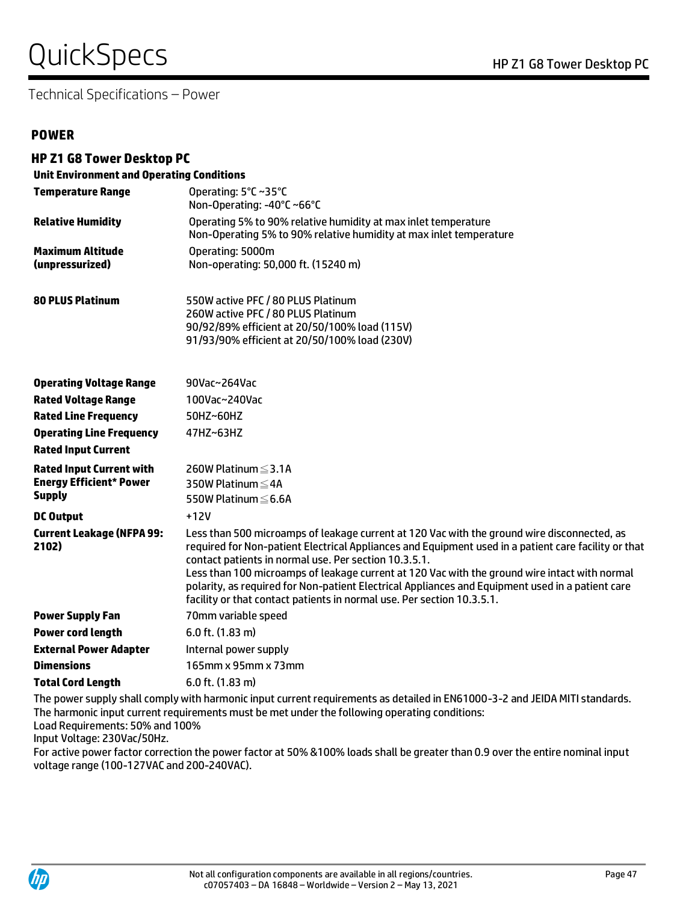## POWER

### HP Z1 G8 Tower Desktop PC

**Unit Environment and Operating Conditions**

| | |
|---|---|
| **Temperature Range** | Operating: 5°C ~35°C<br>Non-Operating: -40°C ~66°C |
| **Relative Humidity** | Operating 5% to 90% relative humidity at max inlet temperature<br>Non-Operating 5% to 90% relative humidity at max inlet temperature |
| **Maximum Altitude (unpressurized)** | Operating: 5000m<br>Non-operating: 50,000 ft. (15240 m) |
| **80 PLUS Platinum** | 550W active PFC / 80 PLUS Platinum<br>260W active PFC / 80 PLUS Platinum<br>90/92/89% efficient at 20/50/100% load (115V)<br>91/93/90% efficient at 20/50/100% load (230V) |
| **Operating Voltage Range** | 90Vac~264Vac |
| **Rated Voltage Range** | 100Vac~240Vac |
| **Rated Line Frequency** | 50HZ~60HZ |
| **Operating Line Frequency** | 47HZ~63HZ |
| **Rated Input Current** | |
| **Rated Input Current with Energy Efficient* Power Supply** | 260W Platinum ≦3.1A<br>350W Platinum ≦4A<br>550W Platinum ≦6.6A |
| **DC Output** | +12V |
| **Current Leakage (NFPA 99: 2102)** | Less than 500 microamps of leakage current at 120 Vac with the ground wire disconnected, as required for Non-patient Electrical Appliances and Equipment used in a patient care facility or that contact patients in normal use. Per section 10.3.5.1.<br>Less than 100 microamps of leakage current at 120 Vac with the ground wire intact with normal polarity, as required for Non-patient Electrical Appliances and Equipment used in a patient care facility or that contact patients in normal use. Per section 10.3.5.1. |
| **Power Supply Fan** | 70mm variable speed |
| **Power cord length** | 6.0 ft. (1.83 m) |
| **External Power Adapter** | Internal power supply |
| **Dimensions** | 165mm x 95mm x 73mm |
| **Total Cord Length** | 6.0 ft. (1.83 m) |

The power supply shall comply with harmonic input current requirements as detailed in EN61000-3-2 and JEIDA MITI standards.
The harmonic input current requirements must be met under the following operating conditions:
Load Requirements: 50% and 100%
Input Voltage: 230Vac/50Hz.
For active power factor correction the power factor at 50% &100% loads shall be greater than 0.9 over the entire nominal input voltage range (100-127VAC and 200-240VAC).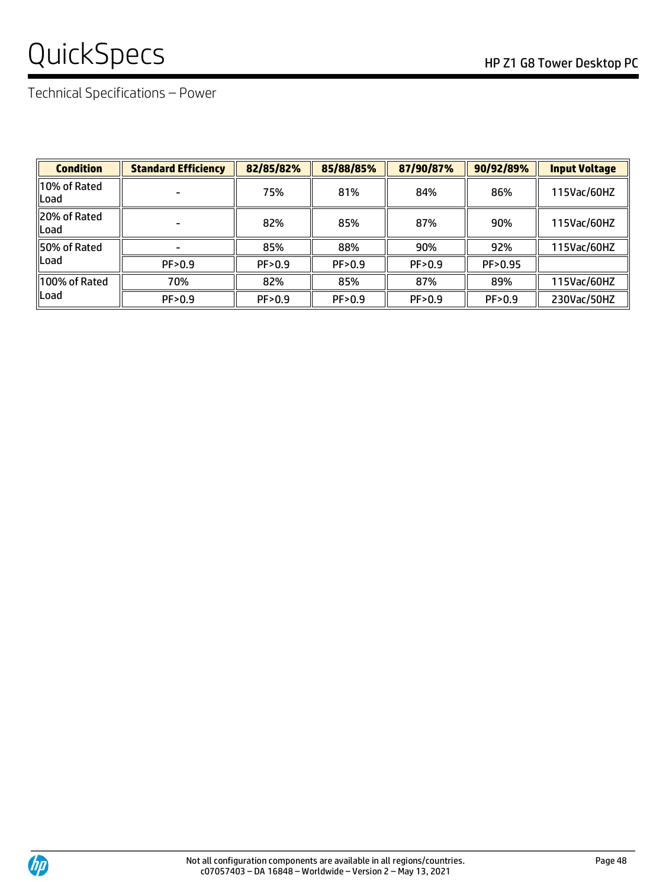Technical Specifications – Power

| Condition | Standard Efficiency | 82/85/82% | 85/88/85% | 87/90/87% | 90/92/89% | Input Voltage |
|---|---|---|---|---|---|---|
| 10% of Rated Load | - | 75% | 81% | 84% | 86% | 115Vac/60HZ |
| 20% of Rated Load | - | 82% | 85% | 87% | 90% | 115Vac/60HZ |
| 50% of Rated Load | - | 85% | 88% | 90% | 92% | 115Vac/60HZ |
| | PF>0.9 | PF>0.9 | PF>0.9 | PF>0.9 | PF>0.95 | |
| 100% of Rated Load | 70% | 82% | 85% | 87% | 89% | 115Vac/60HZ |
| | PF>0.9 | PF>0.9 | PF>0.9 | PF>0.9 | PF>0.9 | 230Vac/50HZ |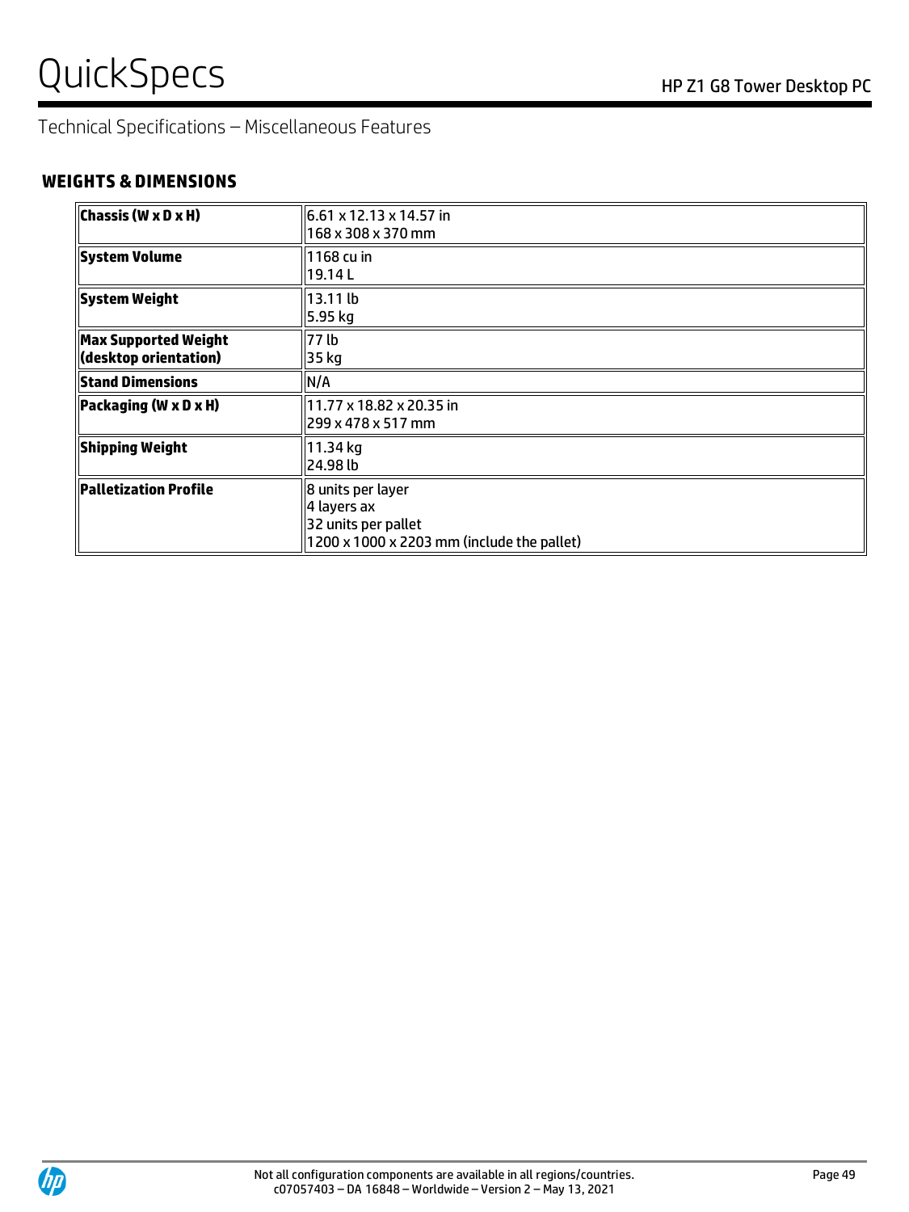Technical Specifications – Miscellaneous Features

## WEIGHTS & DIMENSIONS

| | |
|---|---|
| **Chassis (W x D x H)** | 6.61 x 12.13 x 14.57 in<br>168 x 308 x 370 mm |
| **System Volume** | 1168 cu in<br>19.14 L |
| **System Weight** | 13.11 lb<br>5.95 kg |
| **Max Supported Weight (desktop orientation)** | 77 lb<br>35 kg |
| **Stand Dimensions** | N/A |
| **Packaging (W x D x H)** | 11.77 x 18.82 x 20.35 in<br>299 x 478 x 517 mm |
| **Shipping Weight** | 11.34 kg<br>24.98 lb |
| **Palletization Profile** | 8 units per layer<br>4 layers ax<br>32 units per pallet<br>1200 x 1000 x 2203 mm (include the pallet) |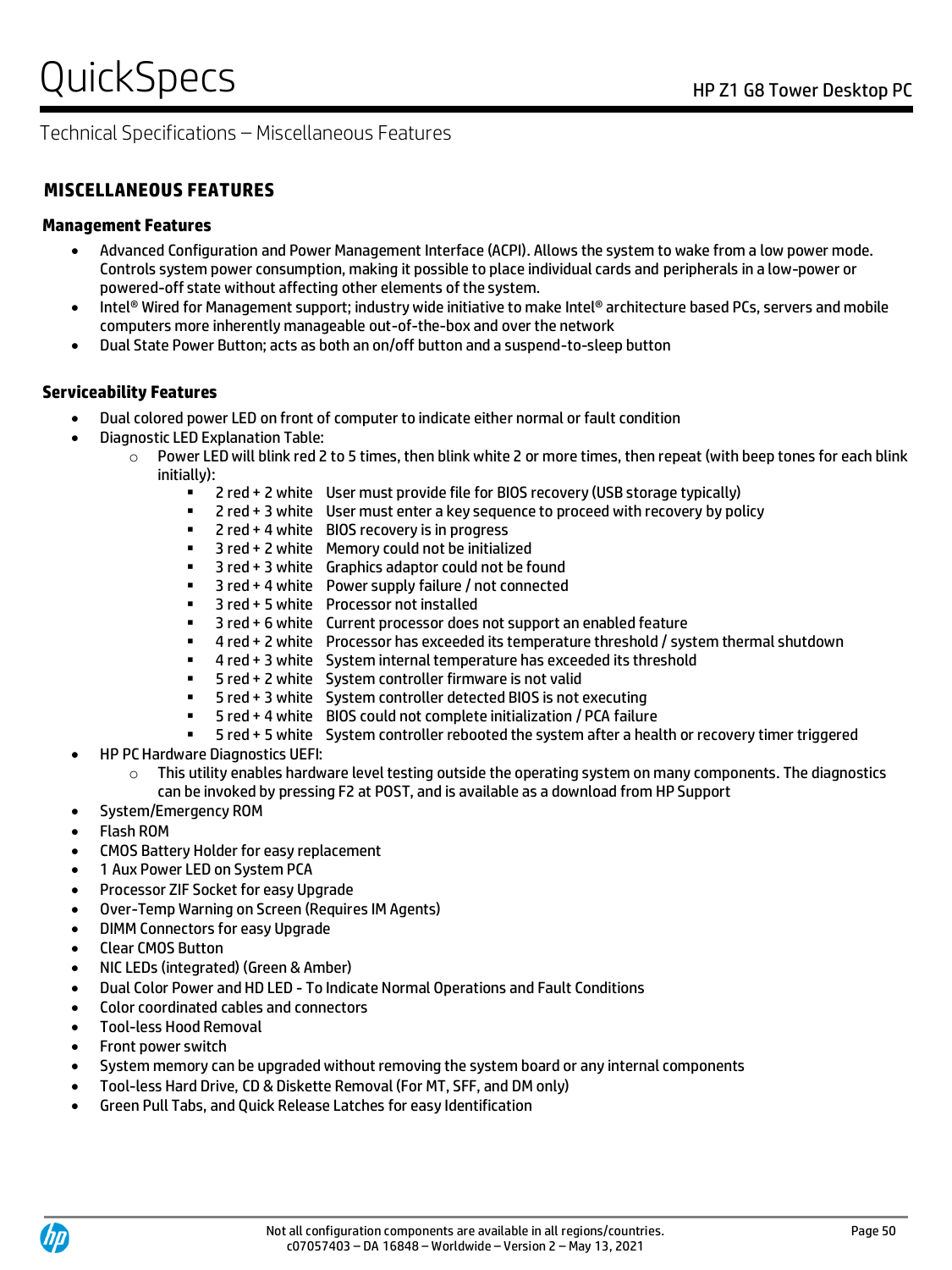Technical Specifications – Miscellaneous Features

## MISCELLANEOUS FEATURES

### Management Features

- Advanced Configuration and Power Management Interface (ACPI). Allows the system to wake from a low power mode. Controls system power consumption, making it possible to place individual cards and peripherals in a low-power or powered-off state without affecting other elements of the system.
- Intel® Wired for Management support; industry wide initiative to make Intel® architecture based PCs, servers and mobile computers more inherently manageable out-of-the-box and over the network
- Dual State Power Button; acts as both an on/off button and a suspend-to-sleep button

### Serviceability Features

- Dual colored power LED on front of computer to indicate either normal or fault condition
- Diagnostic LED Explanation Table:
  - Power LED will blink red 2 to 5 times, then blink white 2 or more times, then repeat (with beep tones for each blink initially):
    - 2 red + 2 white User must provide file for BIOS recovery (USB storage typically)
    - 2 red + 3 white User must enter a key sequence to proceed with recovery by policy
    - 2 red + 4 white BIOS recovery is in progress
    - 3 red + 2 white Memory could not be initialized
    - 3 red + 3 white Graphics adaptor could not be found
    - 3 red + 4 white Power supply failure / not connected
    - 3 red + 5 white Processor not installed
    - 3 red + 6 white Current processor does not support an enabled feature
    - 4 red + 2 white Processor has exceeded its temperature threshold / system thermal shutdown
    - 4 red + 3 white System internal temperature has exceeded its threshold
    - 5 red + 2 white System controller firmware is not valid
    - 5 red + 3 white System controller detected BIOS is not executing
    - 5 red + 4 white BIOS could not complete initialization / PCA failure
    - 5 red + 5 white System controller rebooted the system after a health or recovery timer triggered
- HP PC Hardware Diagnostics UEFI:
  - This utility enables hardware level testing outside the operating system on many components. The diagnostics can be invoked by pressing F2 at POST, and is available as a download from HP Support
- System/Emergency ROM
- Flash ROM
- CMOS Battery Holder for easy replacement
- 1 Aux Power LED on System PCA
- Processor ZIF Socket for easy Upgrade
- Over-Temp Warning on Screen (Requires IM Agents)
- DIMM Connectors for easy Upgrade
- Clear CMOS Button
- NIC LEDs (integrated) (Green & Amber)
- Dual Color Power and HD LED - To Indicate Normal Operations and Fault Conditions
- Color coordinated cables and connectors
- Tool-less Hood Removal
- Front power switch
- System memory can be upgraded without removing the system board or any internal components
- Tool-less Hard Drive, CD & Diskette Removal (For MT, SFF, and DM only)
- Green Pull Tabs, and Quick Release Latches for easy Identification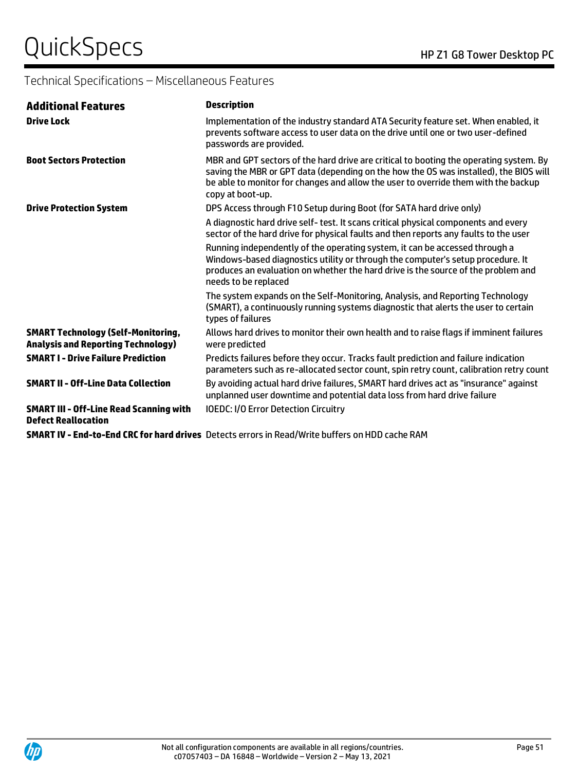## Technical Specifications – Miscellaneous Features

| Additional Features | Description |
|---|---|
| **Drive Lock** | Implementation of the industry standard ATA Security feature set. When enabled, it prevents software access to user data on the drive until one or two user-defined passwords are provided. |
| **Boot Sectors Protection** | MBR and GPT sectors of the hard drive are critical to booting the operating system. By saving the MBR or GPT data (depending on the how the OS was installed), the BIOS will be able to monitor for changes and allow the user to override them with the backup copy at boot-up. |
| **Drive Protection System** | DPS Access through F10 Setup during Boot (for SATA hard drive only)<br><br>A diagnostic hard drive self- test. It scans critical physical components and every sector of the hard drive for physical faults and then reports any faults to the user<br><br>Running independently of the operating system, it can be accessed through a Windows-based diagnostics utility or through the computer's setup procedure. It produces an evaluation on whether the hard drive is the source of the problem and needs to be replaced<br><br>The system expands on the Self-Monitoring, Analysis, and Reporting Technology (SMART), a continuously running systems diagnostic that alerts the user to certain types of failures |
| **SMART Technology (Self-Monitoring, Analysis and Reporting Technology)** | Allows hard drives to monitor their own health and to raise flags if imminent failures were predicted |
| **SMART I - Drive Failure Prediction** | Predicts failures before they occur. Tracks fault prediction and failure indication parameters such as re-allocated sector count, spin retry count, calibration retry count |
| **SMART II - Off-Line Data Collection** | By avoiding actual hard drive failures, SMART hard drives act as "insurance" against unplanned user downtime and potential data loss from hard drive failure |
| **SMART III - Off-Line Read Scanning with Defect Reallocation** | IOEDC: I/O Error Detection Circuitry |
| **SMART IV - End-to-End CRC for hard drives** | Detects errors in Read/Write buffers on HDD cache RAM |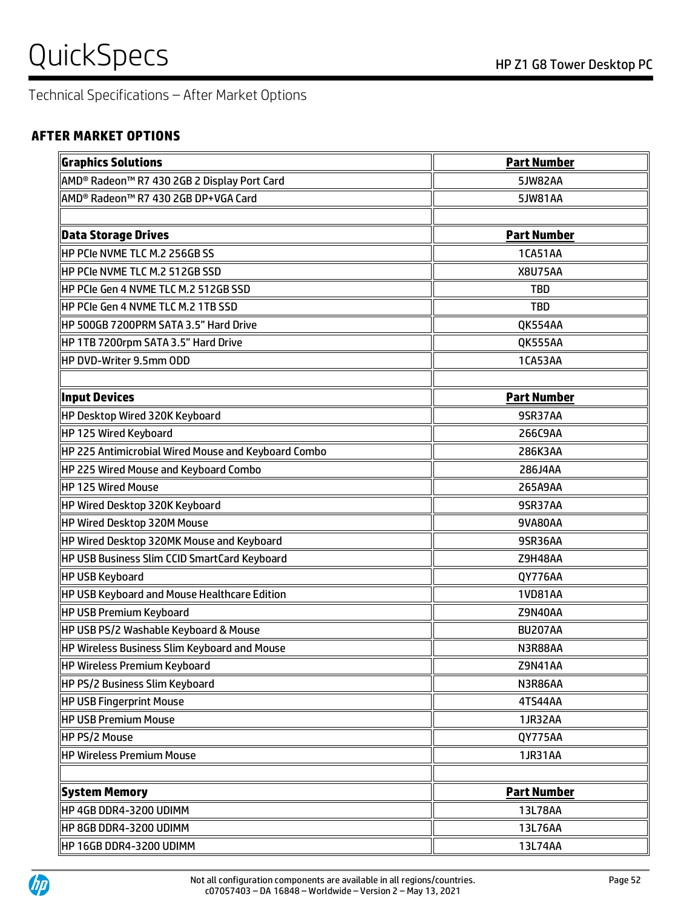## Technical Specifications – After Market Options

### AFTER MARKET OPTIONS

| Graphics Solutions | Part Number |
|---|---|
| AMD® Radeon™ R7 430 2GB 2 Display Port Card | 5JW82AA |
| AMD® Radeon™ R7 430 2GB DP+VGA Card | 5JW81AA |
| | |
| **Data Storage Drives** | **Part Number** |
| HP PCIe NVME TLC M.2 256GB SS | 1CA51AA |
| HP PCIe NVME TLC M.2 512GB SSD | X8U75AA |
| HP PCIe Gen 4 NVME TLC M.2 512GB SSD | TBD |
| HP PCIe Gen 4 NVME TLC M.2 1TB SSD | TBD |
| HP 500GB 7200PRM SATA 3.5" Hard Drive | QK554AA |
| HP 1TB 7200rpm SATA 3.5" Hard Drive | QK555AA |
| HP DVD-Writer 9.5mm ODD | 1CA53AA |
| | |
| **Input Devices** | **Part Number** |
| HP Desktop Wired 320K Keyboard | 9SR37AA |
| HP 125 Wired Keyboard | 266C9AA |
| HP 225 Antimicrobial Wired Mouse and Keyboard Combo | 286K3AA |
| HP 225 Wired Mouse and Keyboard Combo | 286J4AA |
| HP 125 Wired Mouse | 265A9AA |
| HP Wired Desktop 320K Keyboard | 9SR37AA |
| HP Wired Desktop 320M Mouse | 9VA80AA |
| HP Wired Desktop 320MK Mouse and Keyboard | 9SR36AA |
| HP USB Business Slim CCID SmartCard Keyboard | Z9H48AA |
| HP USB Keyboard | QY776AA |
| HP USB Keyboard and Mouse Healthcare Edition | 1VD81AA |
| HP USB Premium Keyboard | Z9N40AA |
| HP USB PS/2 Washable Keyboard & Mouse | BU207AA |
| HP Wireless Business Slim Keyboard and Mouse | N3R88AA |
| HP Wireless Premium Keyboard | Z9N41AA |
| HP PS/2 Business Slim Keyboard | N3R86AA |
| HP USB Fingerprint Mouse | 4TS44AA |
| HP USB Premium Mouse | 1JR32AA |
| HP PS/2 Mouse | QY775AA |
| HP Wireless Premium Mouse | 1JR31AA |
| | |
| **System Memory** | **Part Number** |
| HP 4GB DDR4-3200 UDIMM | 13L78AA |
| HP 8GB DDR4-3200 UDIMM | 13L76AA |
| HP 16GB DDR4-3200 UDIMM | 13L74AA |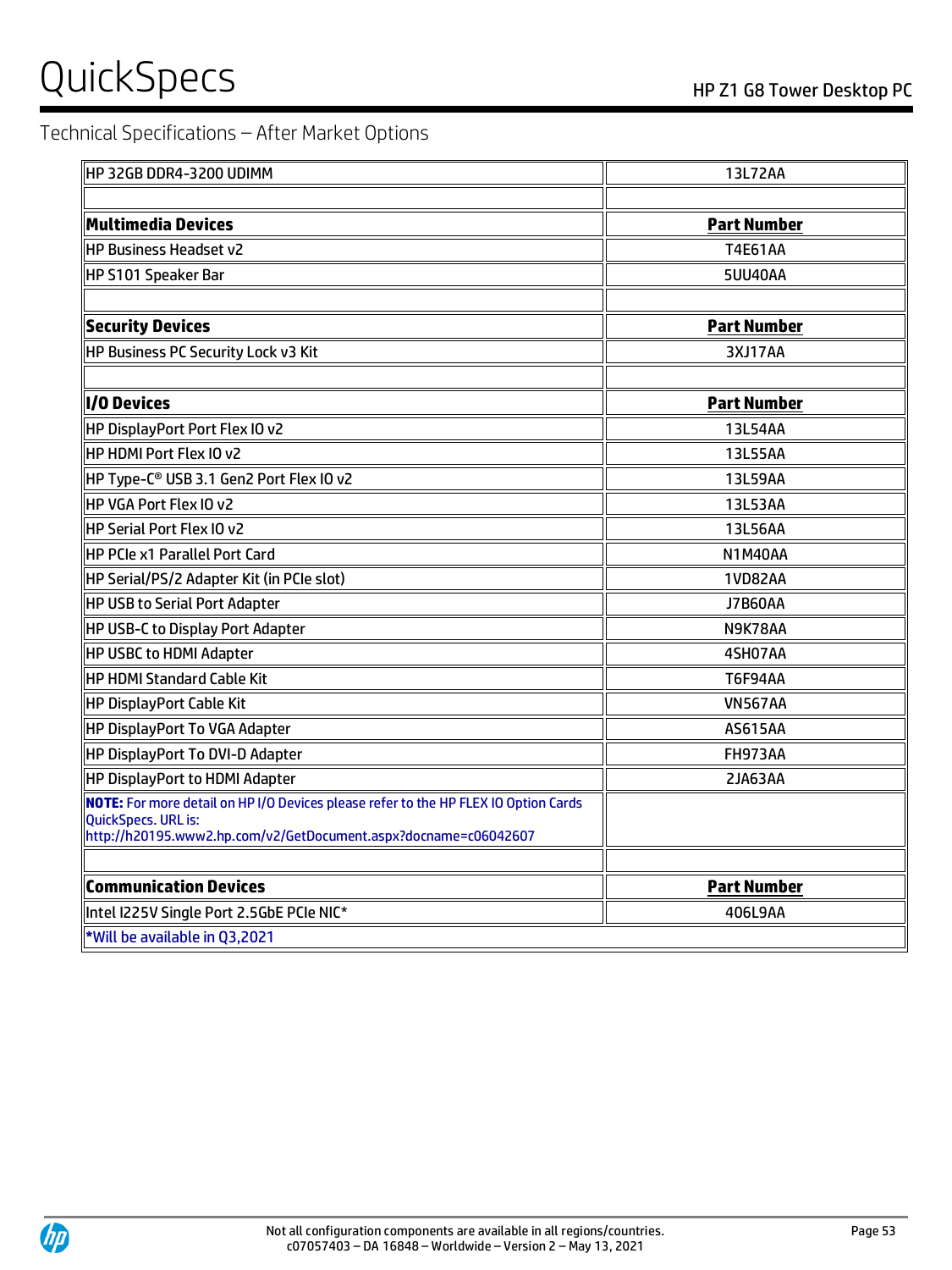Technical Specifications – After Market Options

| HP 32GB DDR4-3200 UDIMM | 13L72AA |
|---|---|
| | |
| **Multimedia Devices** | **Part Number** |
| HP Business Headset v2 | T4E61AA |
| HP S101 Speaker Bar | 5UU40AA |
| | |
| **Security Devices** | **Part Number** |
| HP Business PC Security Lock v3 Kit | 3XJ17AA |
| | |
| **I/O Devices** | **Part Number** |
| HP DisplayPort Port Flex IO v2 | 13L54AA |
| HP HDMI Port Flex IO v2 | 13L55AA |
| HP Type-C® USB 3.1 Gen2 Port Flex IO v2 | 13L59AA |
| HP VGA Port Flex IO v2 | 13L53AA |
| HP Serial Port Flex IO v2 | 13L56AA |
| HP PCIe x1 Parallel Port Card | N1M40AA |
| HP Serial/PS/2 Adapter Kit (in PCIe slot) | 1VD82AA |
| HP USB to Serial Port Adapter | J7B60AA |
| HP USB-C to Display Port Adapter | N9K78AA |
| HP USBC to HDMI Adapter | 4SH07AA |
| HP HDMI Standard Cable Kit | T6F94AA |
| HP DisplayPort Cable Kit | VN567AA |
| HP DisplayPort To VGA Adapter | AS615AA |
| HP DisplayPort To DVI-D Adapter | FH973AA |
| HP DisplayPort to HDMI Adapter | 2JA63AA |
| **NOTE:** For more detail on HP I/O Devices please refer to the HP FLEX IO Option Cards QuickSpecs. URL is: http://h20195.www2.hp.com/v2/GetDocument.aspx?docname=c06042607 | |
| | |
| **Communication Devices** | **Part Number** |
| Intel I225V Single Port 2.5GbE PCIe NIC* | 406L9AA |
| *Will be available in Q3,2021 | |

Not all configuration components are available in all regions/countries.
c07057403 – DA 16848 – Worldwide – Version 2 – May 13, 2021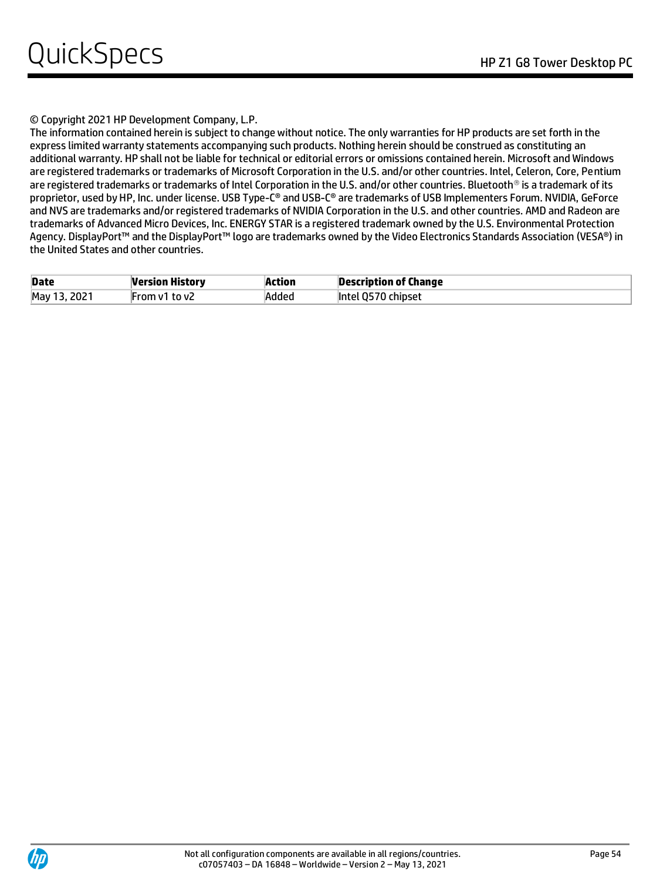© Copyright 2021 HP Development Company, L.P.
The information contained herein is subject to change without notice. The only warranties for HP products are set forth in the express limited warranty statements accompanying such products. Nothing herein should be construed as constituting an additional warranty. HP shall not be liable for technical or editorial errors or omissions contained herein. Microsoft and Windows are registered trademarks or trademarks of Microsoft Corporation in the U.S. and/or other countries. Intel, Celeron, Core, Pentium are registered trademarks or trademarks of Intel Corporation in the U.S. and/or other countries. Bluetooth® is a trademark of its proprietor, used by HP, Inc. under license. USB Type-C® and USB-C® are trademarks of USB Implementers Forum. NVIDIA, GeForce and NVS are trademarks and/or registered trademarks of NVIDIA Corporation in the U.S. and other countries. AMD and Radeon are trademarks of Advanced Micro Devices, Inc. ENERGY STAR is a registered trademark owned by the U.S. Environmental Protection Agency. DisplayPort™ and the DisplayPort™ logo are trademarks owned by the Video Electronics Standards Association (VESA®) in the United States and other countries.

| Date | Version History | Action | Description of Change |
|---|---|---|---|
| May 13, 2021 | From v1 to v2 | Added | Intel Q570 chipset |